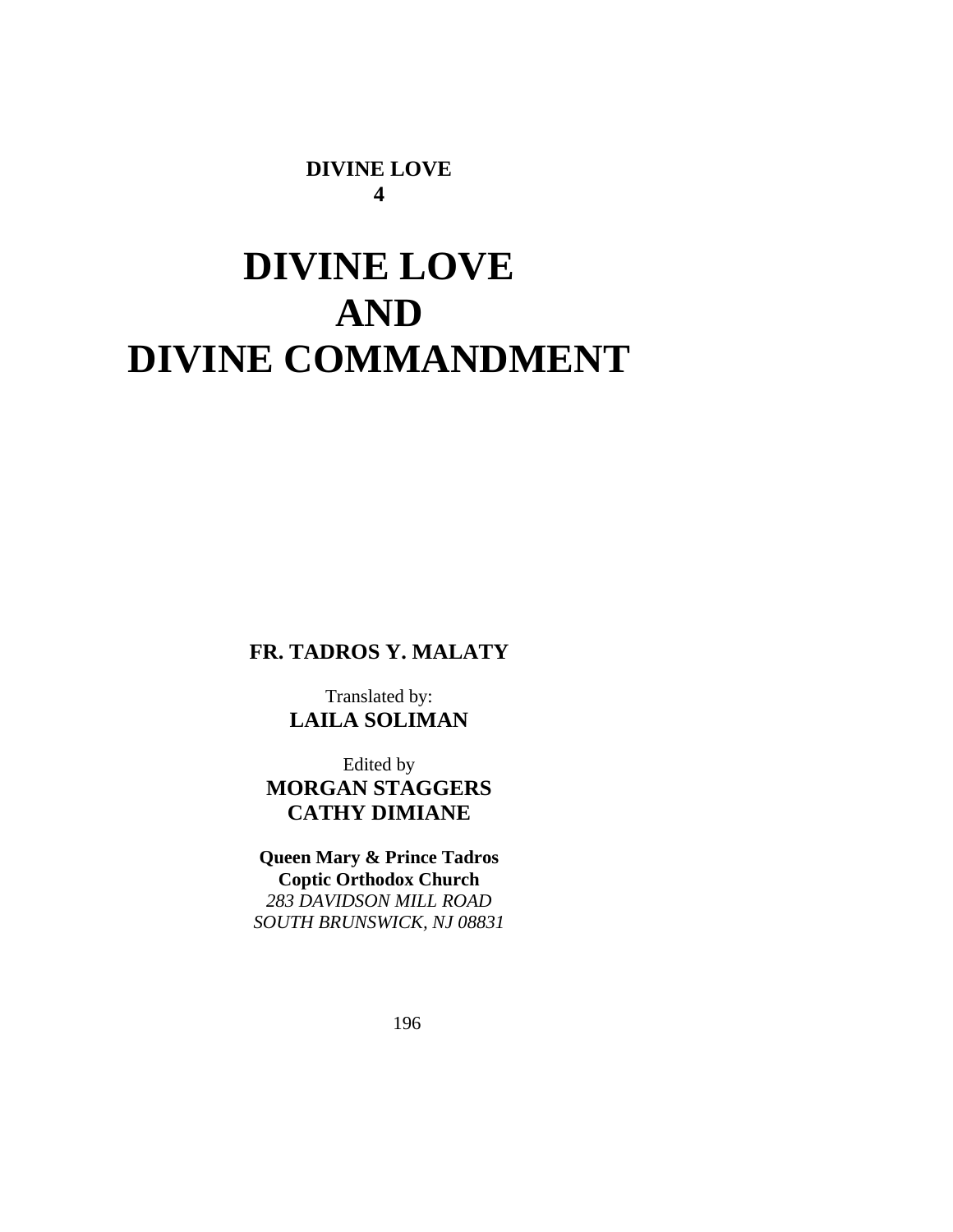**DIVINE LOVE**
**4**

# DIVINE LOVE
# AND
# DIVINE COMMANDMENT

**FR. TADROS Y. MALATY**

Translated by:
**LAILA SOLIMAN**

Edited by
**MORGAN STAGGERS**
**CATHY DIMIANE**

**Queen Mary & Prince Tadros**
**Coptic Orthodox Church**
*283 DAVIDSON MILL ROAD*
*SOUTH BRUNSWICK, NJ 08831*

196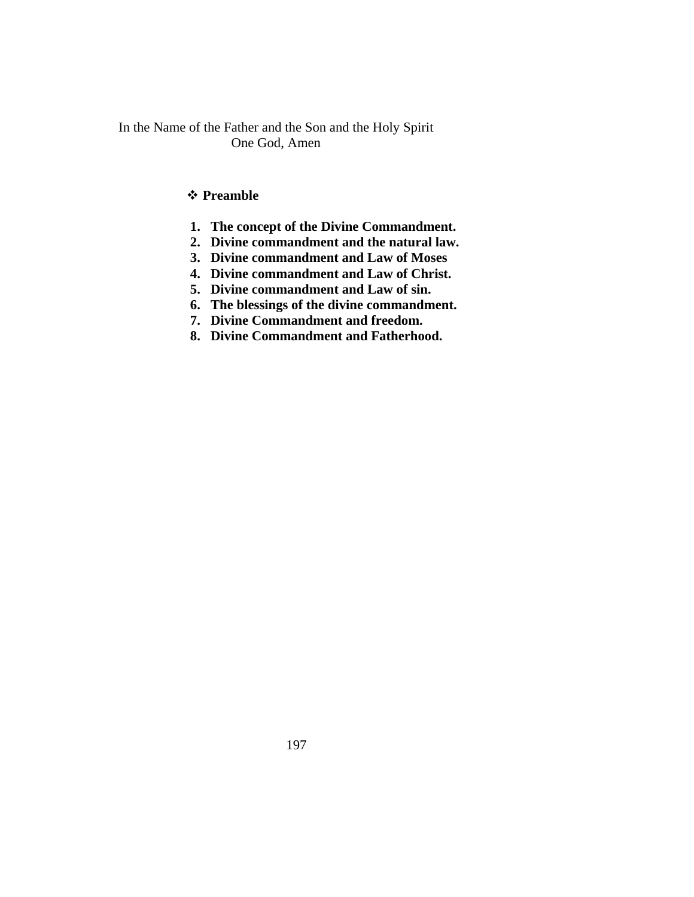In the Name of the Father and the Son and the Holy Spirit
One God, Amen

- **Preamble**

1. **The concept of the Divine Commandment.**
2. **Divine commandment and the natural law.**
3. **Divine commandment and Law of Moses**
4. **Divine commandment and Law of Christ.**
5. **Divine commandment and Law of sin.**
6. **The blessings of the divine commandment.**
7. **Divine Commandment and freedom.**
8. **Divine Commandment and Fatherhood.**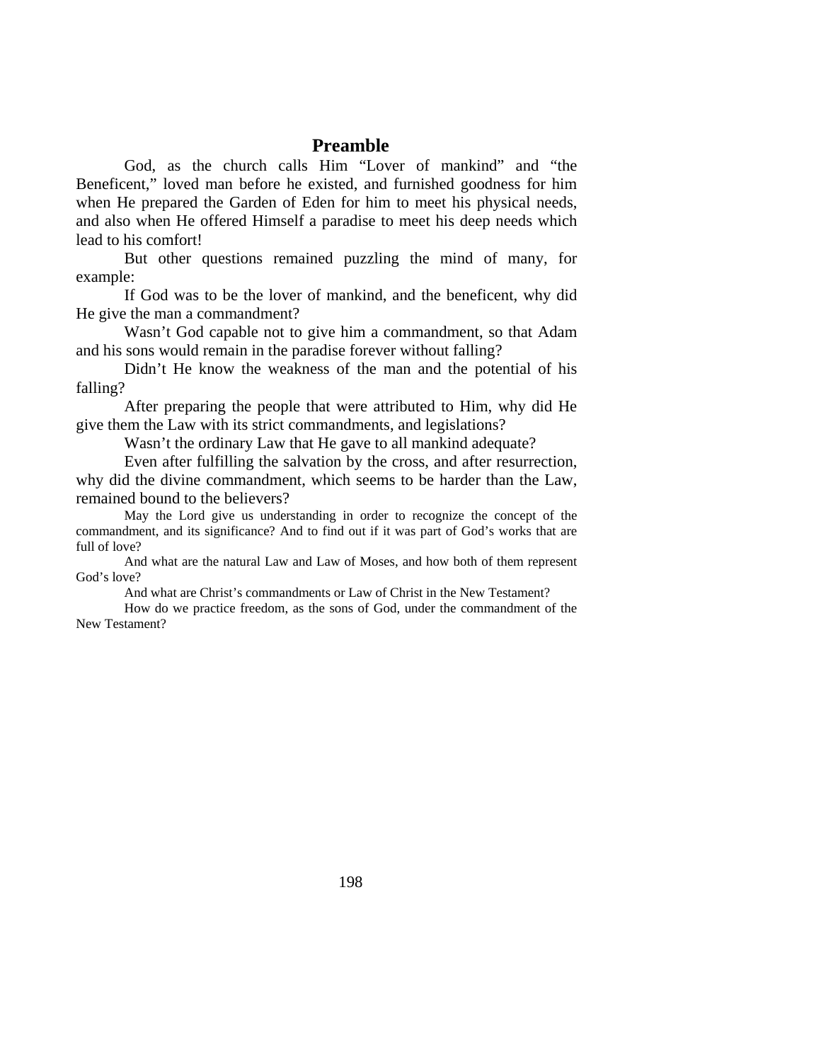## Preamble

God, as the church calls Him "Lover of mankind" and "the Beneficent," loved man before he existed, and furnished goodness for him when He prepared the Garden of Eden for him to meet his physical needs, and also when He offered Himself a paradise to meet his deep needs which lead to his comfort!

But other questions remained puzzling the mind of many, for example:

If God was to be the lover of mankind, and the beneficent, why did He give the man a commandment?

Wasn't God capable not to give him a commandment, so that Adam and his sons would remain in the paradise forever without falling?

Didn't He know the weakness of the man and the potential of his falling?

After preparing the people that were attributed to Him, why did He give them the Law with its strict commandments, and legislations?

Wasn't the ordinary Law that He gave to all mankind adequate?

Even after fulfilling the salvation by the cross, and after resurrection, why did the divine commandment, which seems to be harder than the Law, remained bound to the believers?

May the Lord give us understanding in order to recognize the concept of the commandment, and its significance? And to find out if it was part of God's works that are full of love?

And what are the natural Law and Law of Moses, and how both of them represent God's love?

And what are Christ's commandments or Law of Christ in the New Testament?

How do we practice freedom, as the sons of God, under the commandment of the New Testament?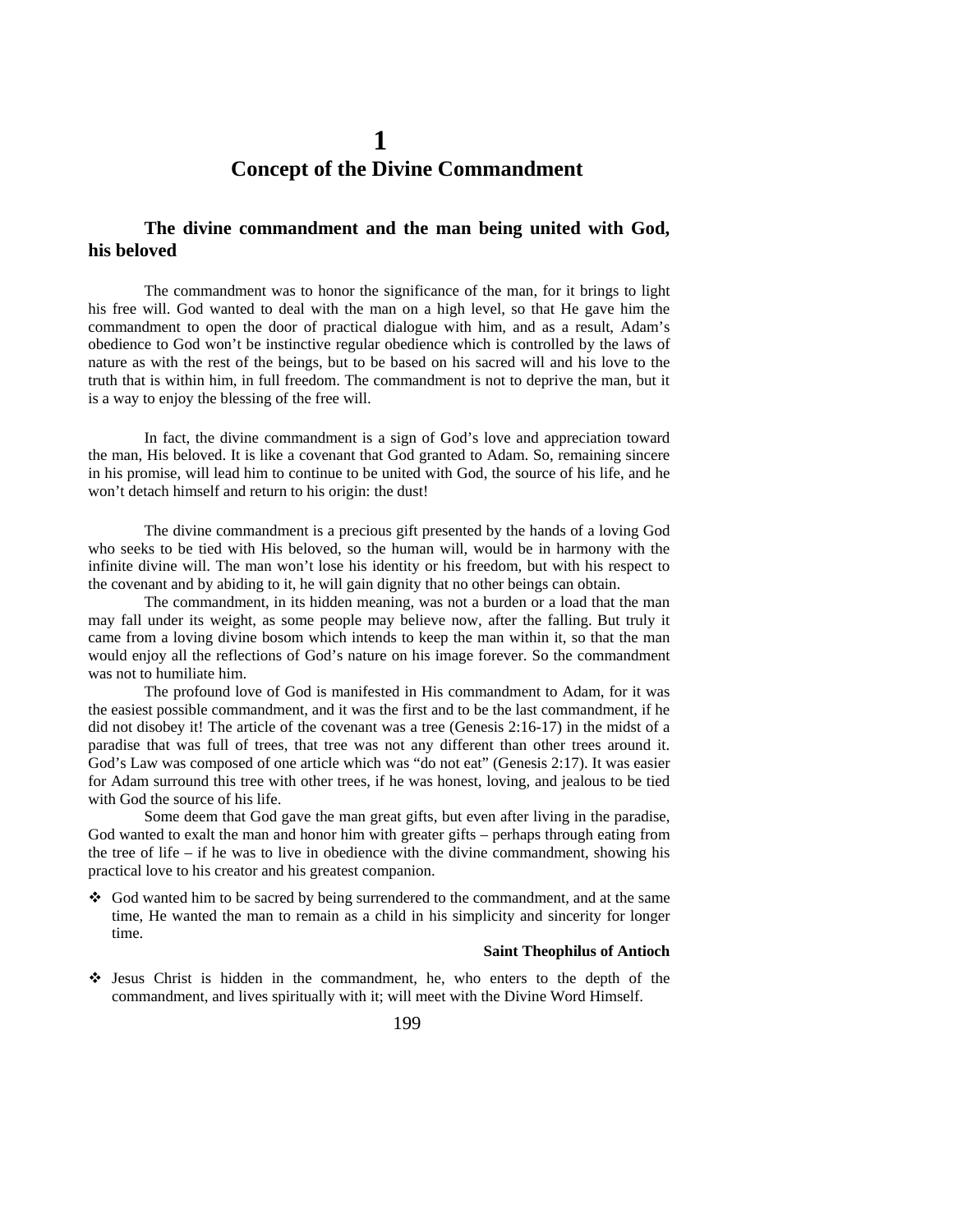# 1
# Concept of the Divine Commandment

## The divine commandment and the man being united with God, his beloved

The commandment was to honor the significance of the man, for it brings to light his free will. God wanted to deal with the man on a high level, so that He gave him the commandment to open the door of practical dialogue with him, and as a result, Adam's obedience to God won't be instinctive regular obedience which is controlled by the laws of nature as with the rest of the beings, but to be based on his sacred will and his love to the truth that is within him, in full freedom. The commandment is not to deprive the man, but it is a way to enjoy the blessing of the free will.

In fact, the divine commandment is a sign of God's love and appreciation toward the man, His beloved. It is like a covenant that God granted to Adam. So, remaining sincere in his promise, will lead him to continue to be united with God, the source of his life, and he won't detach himself and return to his origin: the dust!

The divine commandment is a precious gift presented by the hands of a loving God who seeks to be tied with His beloved, so the human will, would be in harmony with the infinite divine will. The man won't lose his identity or his freedom, but with his respect to the covenant and by abiding to it, he will gain dignity that no other beings can obtain.

The commandment, in its hidden meaning, was not a burden or a load that the man may fall under its weight, as some people may believe now, after the falling. But truly it came from a loving divine bosom which intends to keep the man within it, so that the man would enjoy all the reflections of God's nature on his image forever. So the commandment was not to humiliate him.

The profound love of God is manifested in His commandment to Adam, for it was the easiest possible commandment, and it was the first and to be the last commandment, if he did not disobey it! The article of the covenant was a tree (Genesis 2:16-17) in the midst of a paradise that was full of trees, that tree was not any different than other trees around it. God's Law was composed of one article which was "do not eat" (Genesis 2:17). It was easier for Adam surround this tree with other trees, if he was honest, loving, and jealous to be tied with God the source of his life.

Some deem that God gave the man great gifts, but even after living in the paradise, God wanted to exalt the man and honor him with greater gifts – perhaps through eating from the tree of life – if he was to live in obedience with the divine commandment, showing his practical love to his creator and his greatest companion.

❖ God wanted him to be sacred by being surrendered to the commandment, and at the same time, He wanted the man to remain as a child in his simplicity and sincerity for longer time.

**Saint Theophilus of Antioch**

❖ Jesus Christ is hidden in the commandment, he, who enters to the depth of the commandment, and lives spiritually with it; will meet with the Divine Word Himself.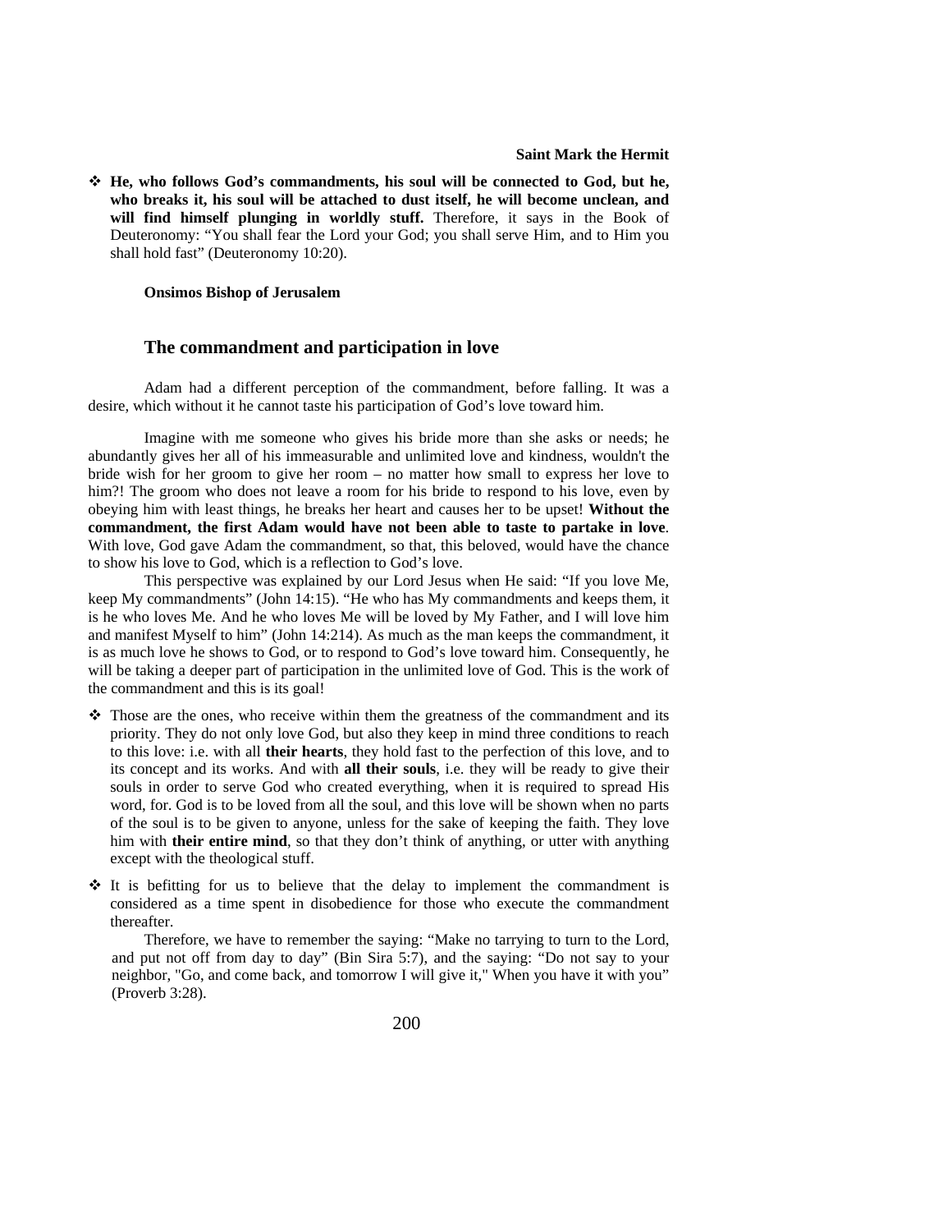**Saint Mark the Hermit**

- **He, who follows God's commandments, his soul will be connected to God, but he, who breaks it, his soul will be attached to dust itself, he will become unclean, and will find himself plunging in worldly stuff.** Therefore, it says in the Book of Deuteronomy: "You shall fear the Lord your God; you shall serve Him, and to Him you shall hold fast" (Deuteronomy 10:20).

**Onsimos Bishop of Jerusalem**

## The commandment and participation in love

Adam had a different perception of the commandment, before falling. It was a desire, which without it he cannot taste his participation of God's love toward him.

Imagine with me someone who gives his bride more than she asks or needs; he abundantly gives her all of his immeasurable and unlimited love and kindness, wouldn't the bride wish for her groom to give her room – no matter how small to express her love to him?! The groom who does not leave a room for his bride to respond to his love, even by obeying him with least things, he breaks her heart and causes her to be upset! **Without the commandment, the first Adam would have not been able to taste to partake in love**. With love, God gave Adam the commandment, so that, this beloved, would have the chance to show his love to God, which is a reflection to God's love.

This perspective was explained by our Lord Jesus when He said: "If you love Me, keep My commandments" (John 14:15). "He who has My commandments and keeps them, it is he who loves Me. And he who loves Me will be loved by My Father, and I will love him and manifest Myself to him" (John 14:214). As much as the man keeps the commandment, it is as much love he shows to God, or to respond to God's love toward him. Consequently, he will be taking a deeper part of participation in the unlimited love of God. This is the work of the commandment and this is its goal!

- Those are the ones, who receive within them the greatness of the commandment and its priority. They do not only love God, but also they keep in mind three conditions to reach to this love: i.e. with all **their hearts**, they hold fast to the perfection of this love, and to its concept and its works. And with **all their souls**, i.e. they will be ready to give their souls in order to serve God who created everything, when it is required to spread His word, for. God is to be loved from all the soul, and this love will be shown when no parts of the soul is to be given to anyone, unless for the sake of keeping the faith. They love him with **their entire mind**, so that they don't think of anything, or utter with anything except with the theological stuff.

- It is befitting for us to believe that the delay to implement the commandment is considered as a time spent in disobedience for those who execute the commandment thereafter.

  Therefore, we have to remember the saying: "Make no tarrying to turn to the Lord, and put not off from day to day" (Bin Sira 5:7), and the saying: "Do not say to your neighbor, "Go, and come back, and tomorrow I will give it," When you have it with you" (Proverb 3:28).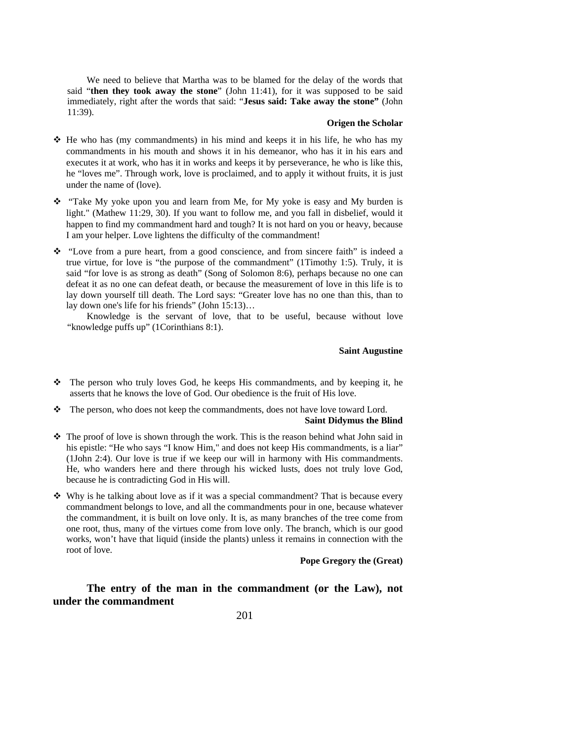We need to believe that Martha was to be blamed for the delay of the words that said "**then they took away the stone**" (John 11:41), for it was supposed to be said immediately, right after the words that said: "**Jesus said: Take away the stone"** (John 11:39).

**Origen the Scholar**

- ❖ He who has (my commandments) in his mind and keeps it in his life, he who has my commandments in his mouth and shows it in his demeanor, who has it in his ears and executes it at work, who has it in works and keeps it by perseverance, he who is like this, he "loves me". Through work, love is proclaimed, and to apply it without fruits, it is just under the name of (love).
- ❖ "Take My yoke upon you and learn from Me, for My yoke is easy and My burden is light." (Mathew 11:29, 30). If you want to follow me, and you fall in disbelief, would it happen to find my commandment hard and tough? It is not hard on you or heavy, because I am your helper. Love lightens the difficulty of the commandment!
- ❖ "Love from a pure heart, from a good conscience, and from sincere faith" is indeed a true virtue, for love is "the purpose of the commandment" (1Timothy 1:5). Truly, it is said "for love is as strong as death" (Song of Solomon 8:6), perhaps because no one can defeat it as no one can defeat death, or because the measurement of love in this life is to lay down yourself till death. The Lord says: "Greater love has no one than this, than to lay down one's life for his friends" (John 15:13)…

  Knowledge is the servant of love, that to be useful, because without love "knowledge puffs up" (1Corinthians 8:1).

**Saint Augustine**

- ❖ The person who truly loves God, he keeps His commandments, and by keeping it, he asserts that he knows the love of God. Our obedience is the fruit of His love.
- ❖ The person, who does not keep the commandments, does not have love toward Lord.

**Saint Didymus the Blind**

- ❖ The proof of love is shown through the work. This is the reason behind what John said in his epistle: "He who says "I know Him," and does not keep His commandments, is a liar" (1John 2:4). Our love is true if we keep our will in harmony with His commandments. He, who wanders here and there through his wicked lusts, does not truly love God, because he is contradicting God in His will.
- ❖ Why is he talking about love as if it was a special commandment? That is because every commandment belongs to love, and all the commandments pour in one, because whatever the commandment, it is built on love only. It is, as many branches of the tree come from one root, thus, many of the virtues come from love only. The branch, which is our good works, won't have that liquid (inside the plants) unless it remains in connection with the root of love.

**Pope Gregory the (Great)**

## The entry of the man in the commandment (or the Law), not under the commandment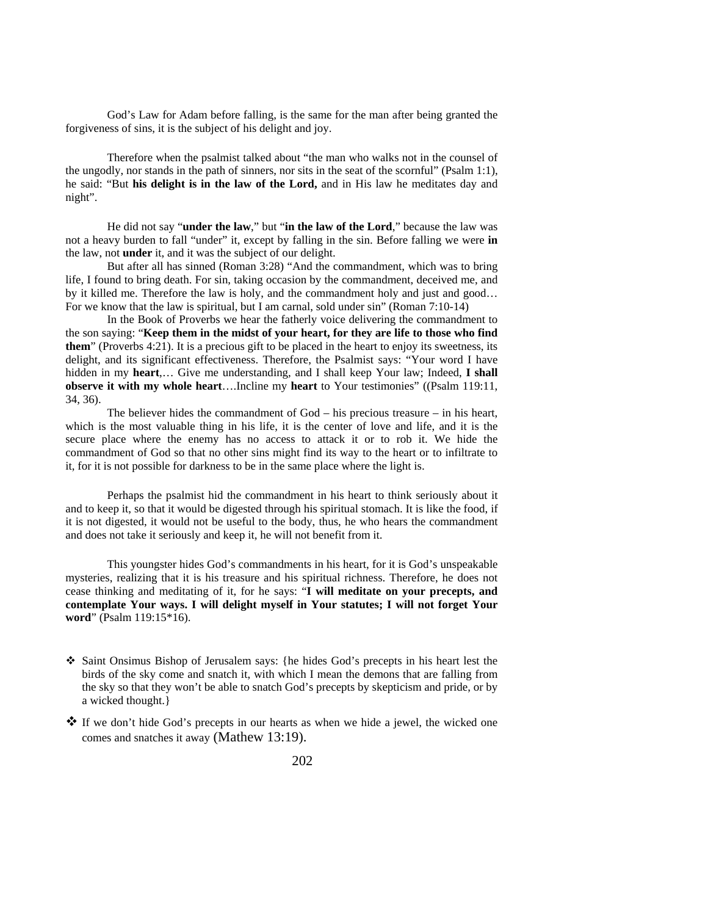God's Law for Adam before falling, is the same for the man after being granted the forgiveness of sins, it is the subject of his delight and joy.

Therefore when the psalmist talked about "the man who walks not in the counsel of the ungodly, nor stands in the path of sinners, nor sits in the seat of the scornful" (Psalm 1:1), he said: "But **his delight is in the law of the Lord,** and in His law he meditates day and night".

He did not say "**under the law**," but "**in the law of the Lord**," because the law was not a heavy burden to fall "under" it, except by falling in the sin. Before falling we were **in** the law, not **under** it, and it was the subject of our delight.

But after all has sinned (Roman 3:28) "And the commandment, which was to bring life, I found to bring death. For sin, taking occasion by the commandment, deceived me, and by it killed me. Therefore the law is holy, and the commandment holy and just and good… For we know that the law is spiritual, but I am carnal, sold under sin" (Roman 7:10-14)

In the Book of Proverbs we hear the fatherly voice delivering the commandment to the son saying: "**Keep them in the midst of your heart, for they are life to those who find them**" (Proverbs 4:21). It is a precious gift to be placed in the heart to enjoy its sweetness, its delight, and its significant effectiveness. Therefore, the Psalmist says: "Your word I have hidden in my **heart**,… Give me understanding, and I shall keep Your law; Indeed, **I shall observe it with my whole heart**….Incline my **heart** to Your testimonies" ((Psalm 119:11, 34, 36).

The believer hides the commandment of God – his precious treasure – in his heart, which is the most valuable thing in his life, it is the center of love and life, and it is the secure place where the enemy has no access to attack it or to rob it. We hide the commandment of God so that no other sins might find its way to the heart or to infiltrate to it, for it is not possible for darkness to be in the same place where the light is.

Perhaps the psalmist hid the commandment in his heart to think seriously about it and to keep it, so that it would be digested through his spiritual stomach. It is like the food, if it is not digested, it would not be useful to the body, thus, he who hears the commandment and does not take it seriously and keep it, he will not benefit from it.

This youngster hides God's commandments in his heart, for it is God's unspeakable mysteries, realizing that it is his treasure and his spiritual richness. Therefore, he does not cease thinking and meditating of it, for he says: "**I will meditate on your precepts, and contemplate Your ways. I will delight myself in Your statutes; I will not forget Your word**" (Psalm 119:15*16).

- Saint Onsimus Bishop of Jerusalem says: {he hides God's precepts in his heart lest the birds of the sky come and snatch it, with which I mean the demons that are falling from the sky so that they won't be able to snatch God's precepts by skepticism and pride, or by a wicked thought.}
- If we don't hide God's precepts in our hearts as when we hide a jewel, the wicked one comes and snatches it away (Mathew 13:19).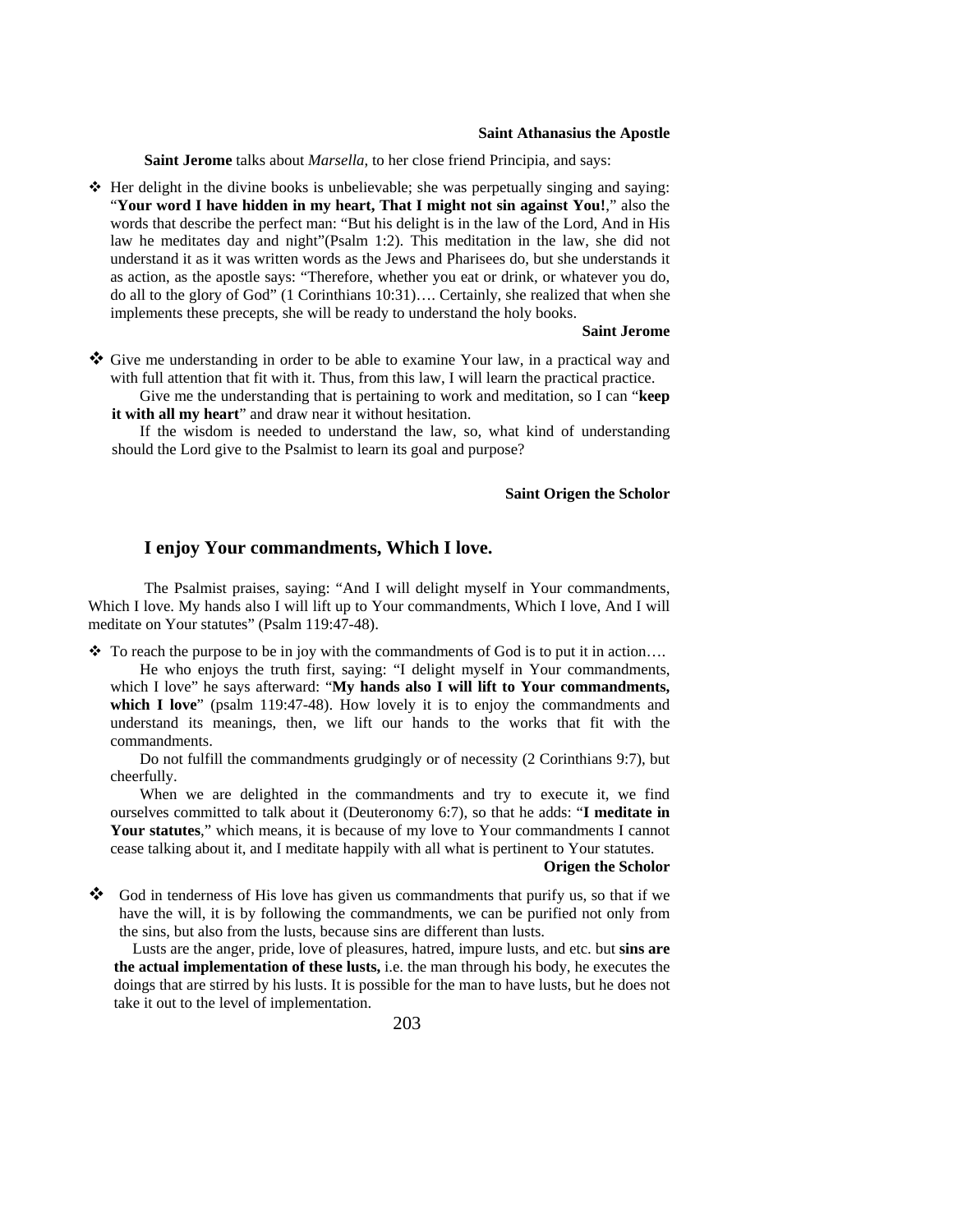**Saint Athanasius the Apostle**

**Saint Jerome** talks about *Marsella*, to her close friend Principia, and says:

- Her delight in the divine books is unbelievable; she was perpetually singing and saying: "**Your word I have hidden in my heart, That I might not sin against You!**," also the words that describe the perfect man: "But his delight is in the law of the Lord, And in His law he meditates day and night"(Psalm 1:2). This meditation in the law, she did not understand it as it was written words as the Jews and Pharisees do, but she understands it as action, as the apostle says: "Therefore, whether you eat or drink, or whatever you do, do all to the glory of God" (1 Corinthians 10:31)…. Certainly, she realized that when she implements these precepts, she will be ready to understand the holy books.

**Saint Jerome**

- Give me understanding in order to be able to examine Your law, in a practical way and with full attention that fit with it. Thus, from this law, I will learn the practical practice.

  Give me the understanding that is pertaining to work and meditation, so I can "**keep it with all my heart**" and draw near it without hesitation.

  If the wisdom is needed to understand the law, so, what kind of understanding should the Lord give to the Psalmist to learn its goal and purpose?

**Saint Origen the Scholor**

## I enjoy Your commandments, Which I love.

The Psalmist praises, saying: "And I will delight myself in Your commandments, Which I love. My hands also I will lift up to Your commandments, Which I love, And I will meditate on Your statutes" (Psalm 119:47-48).

- To reach the purpose to be in joy with the commandments of God is to put it in action….

  He who enjoys the truth first, saying: "I delight myself in Your commandments, which I love" he says afterward: "**My hands also I will lift to Your commandments, which I love**" (psalm 119:47-48). How lovely it is to enjoy the commandments and understand its meanings, then, we lift our hands to the works that fit with the commandments.

  Do not fulfill the commandments grudgingly or of necessity (2 Corinthians 9:7), but cheerfully.

  When we are delighted in the commandments and try to execute it, we find ourselves committed to talk about it (Deuteronomy 6:7), so that he adds: "**I meditate in Your statutes**," which means, it is because of my love to Your commandments I cannot cease talking about it, and I meditate happily with all what is pertinent to Your statutes.

**Origen the Scholor**

- God in tenderness of His love has given us commandments that purify us, so that if we have the will, it is by following the commandments, we can be purified not only from the sins, but also from the lusts, because sins are different than lusts.

  Lusts are the anger, pride, love of pleasures, hatred, impure lusts, and etc. but **sins are the actual implementation of these lusts,** i.e. the man through his body, he executes the doings that are stirred by his lusts. It is possible for the man to have lusts, but he does not take it out to the level of implementation.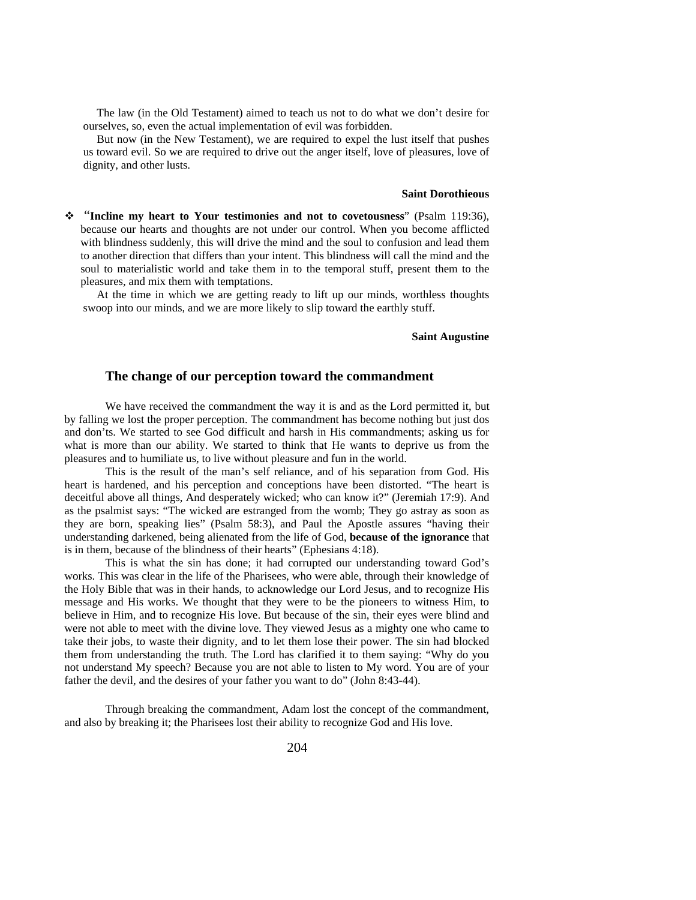The law (in the Old Testament) aimed to teach us not to do what we don't desire for ourselves, so, even the actual implementation of evil was forbidden.

But now (in the New Testament), we are required to expel the lust itself that pushes us toward evil. So we are required to drive out the anger itself, love of pleasures, love of dignity, and other lusts.

**Saint Dorothieous**

- "**Incline my heart to Your testimonies and not to covetousness**" (Psalm 119:36), because our hearts and thoughts are not under our control. When you become afflicted with blindness suddenly, this will drive the mind and the soul to confusion and lead them to another direction that differs than your intent. This blindness will call the mind and the soul to materialistic world and take them in to the temporal stuff, present them to the pleasures, and mix them with temptations.

  At the time in which we are getting ready to lift up our minds, worthless thoughts swoop into our minds, and we are more likely to slip toward the earthly stuff.

**Saint Augustine**

## The change of our perception toward the commandment

We have received the commandment the way it is and as the Lord permitted it, but by falling we lost the proper perception. The commandment has become nothing but just dos and don'ts. We started to see God difficult and harsh in His commandments; asking us for what is more than our ability. We started to think that He wants to deprive us from the pleasures and to humiliate us, to live without pleasure and fun in the world.

This is the result of the man's self reliance, and of his separation from God. His heart is hardened, and his perception and conceptions have been distorted. "The heart is deceitful above all things, And desperately wicked; who can know it?" (Jeremiah 17:9). And as the psalmist says: "The wicked are estranged from the womb; They go astray as soon as they are born, speaking lies" (Psalm 58:3), and Paul the Apostle assures "having their understanding darkened, being alienated from the life of God, **because of the ignorance** that is in them, because of the blindness of their hearts" (Ephesians 4:18).

This is what the sin has done; it had corrupted our understanding toward God's works. This was clear in the life of the Pharisees, who were able, through their knowledge of the Holy Bible that was in their hands, to acknowledge our Lord Jesus, and to recognize His message and His works. We thought that they were to be the pioneers to witness Him, to believe in Him, and to recognize His love. But because of the sin, their eyes were blind and were not able to meet with the divine love. They viewed Jesus as a mighty one who came to take their jobs, to waste their dignity, and to let them lose their power. The sin had blocked them from understanding the truth. The Lord has clarified it to them saying: "Why do you not understand My speech? Because you are not able to listen to My word. You are of your father the devil, and the desires of your father you want to do" (John 8:43-44).

Through breaking the commandment, Adam lost the concept of the commandment, and also by breaking it; the Pharisees lost their ability to recognize God and His love.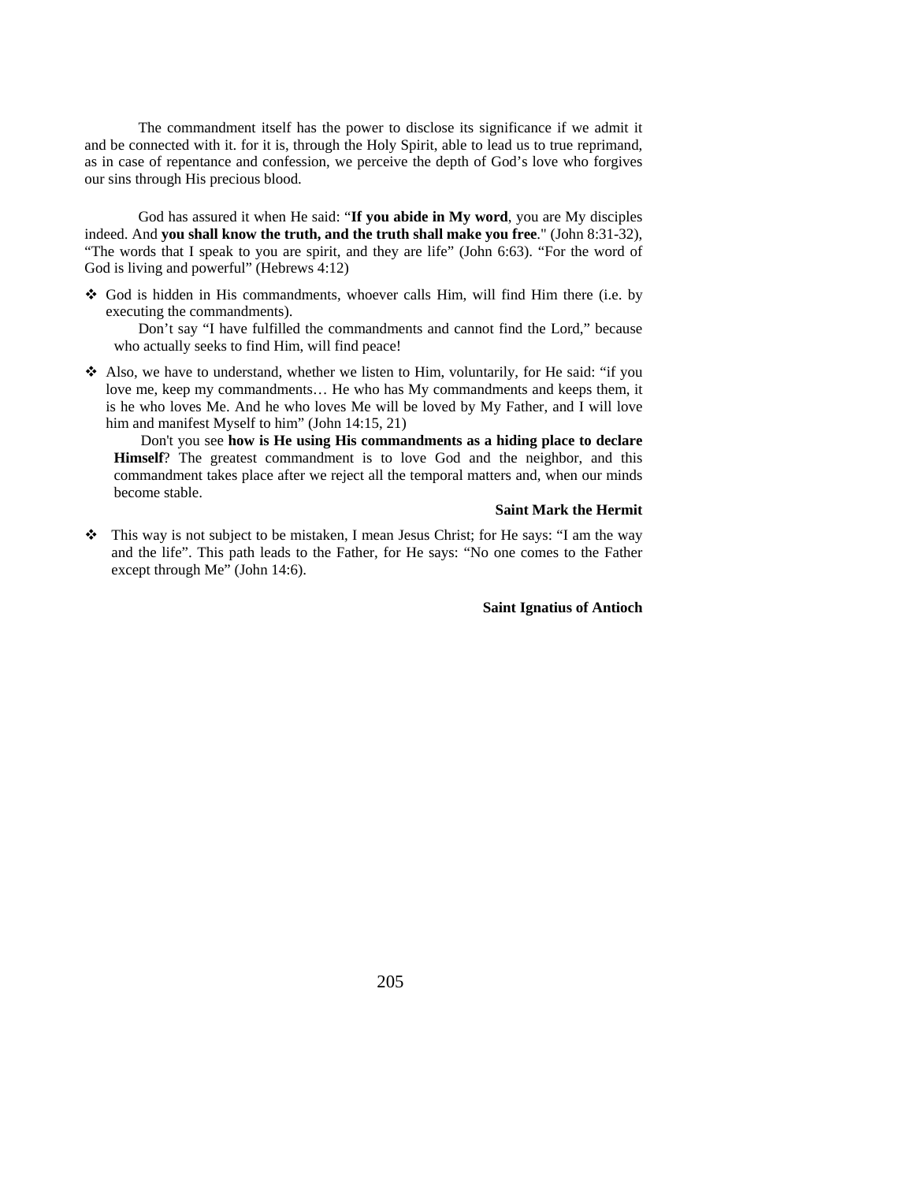The commandment itself has the power to disclose its significance if we admit it and be connected with it. for it is, through the Holy Spirit, able to lead us to true reprimand, as in case of repentance and confession, we perceive the depth of God's love who forgives our sins through His precious blood.

God has assured it when He said: "**If you abide in My word**, you are My disciples indeed. And **you shall know the truth, and the truth shall make you free**." (John 8:31-32), "The words that I speak to you are spirit, and they are life" (John 6:63). "For the word of God is living and powerful" (Hebrews 4:12)

- God is hidden in His commandments, whoever calls Him, will find Him there (i.e. by executing the commandments).

  Don't say "I have fulfilled the commandments and cannot find the Lord," because who actually seeks to find Him, will find peace!

- Also, we have to understand, whether we listen to Him, voluntarily, for He said: "if you love me, keep my commandments… He who has My commandments and keeps them, it is he who loves Me. And he who loves Me will be loved by My Father, and I will love him and manifest Myself to him" (John 14:15, 21)

  Don't you see **how is He using His commandments as a hiding place to declare Himself**? The greatest commandment is to love God and the neighbor, and this commandment takes place after we reject all the temporal matters and, when our minds become stable.

**Saint Mark the Hermit**

- This way is not subject to be mistaken, I mean Jesus Christ; for He says: "I am the way and the life". This path leads to the Father, for He says: "No one comes to the Father except through Me" (John 14:6).

**Saint Ignatius of Antioch**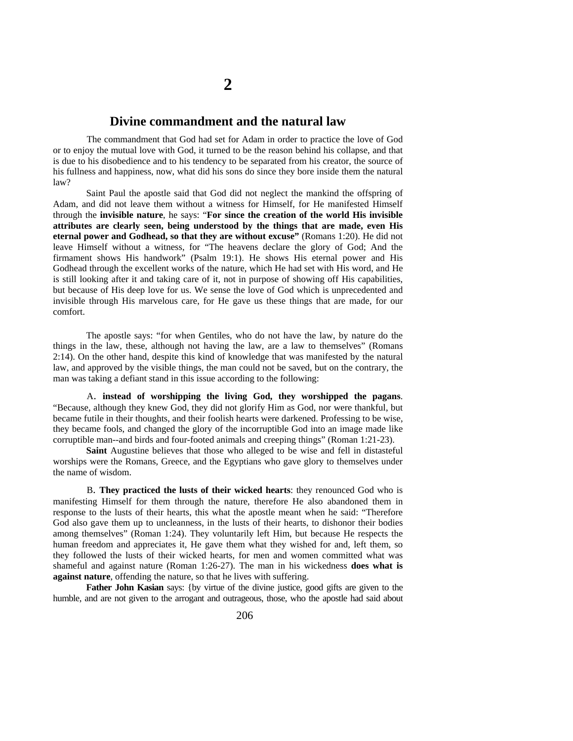# 2

## Divine commandment and the natural law

The commandment that God had set for Adam in order to practice the love of God or to enjoy the mutual love with God, it turned to be the reason behind his collapse, and that is due to his disobedience and to his tendency to be separated from his creator, the source of his fullness and happiness, now, what did his sons do since they bore inside them the natural law?

Saint Paul the apostle said that God did not neglect the mankind the offspring of Adam, and did not leave them without a witness for Himself, for He manifested Himself through the **invisible nature**, he says: "**For since the creation of the world His invisible attributes are clearly seen, being understood by the things that are made, even His eternal power and Godhead, so that they are without excuse"** (Romans 1:20). He did not leave Himself without a witness, for "The heavens declare the glory of God; And the firmament shows His handwork" (Psalm 19:1). He shows His eternal power and His Godhead through the excellent works of the nature, which He had set with His word, and He is still looking after it and taking care of it, not in purpose of showing off His capabilities, but because of His deep love for us. We sense the love of God which is unprecedented and invisible through His marvelous care, for He gave us these things that are made, for our comfort.

The apostle says: "for when Gentiles, who do not have the law, by nature do the things in the law, these, although not having the law, are a law to themselves" (Romans 2:14). On the other hand, despite this kind of knowledge that was manifested by the natural law, and approved by the visible things, the man could not be saved, but on the contrary, the man was taking a defiant stand in this issue according to the following:

A. **instead of worshipping the living God, they worshipped the pagans**. "Because, although they knew God, they did not glorify Him as God, nor were thankful, but became futile in their thoughts, and their foolish hearts were darkened. Professing to be wise, they became fools, and changed the glory of the incorruptible God into an image made like corruptible man--and birds and four-footed animals and creeping things" (Roman 1:21-23).

**Saint** Augustine believes that those who alleged to be wise and fell in distasteful worships were the Romans, Greece, and the Egyptians who gave glory to themselves under the name of wisdom.

B. **They practiced the lusts of their wicked hearts**: they renounced God who is manifesting Himself for them through the nature, therefore He also abandoned them in response to the lusts of their hearts, this what the apostle meant when he said: "Therefore God also gave them up to uncleanness, in the lusts of their hearts, to dishonor their bodies among themselves" (Roman 1:24). They voluntarily left Him, but because He respects the human freedom and appreciates it, He gave them what they wished for and, left them, so they followed the lusts of their wicked hearts, for men and women committed what was shameful and against nature (Roman 1:26-27). The man in his wickedness **does what is against nature**, offending the nature, so that he lives with suffering.

**Father John Kasian** says: {by virtue of the divine justice, good gifts are given to the humble, and are not given to the arrogant and outrageous, those, who the apostle had said about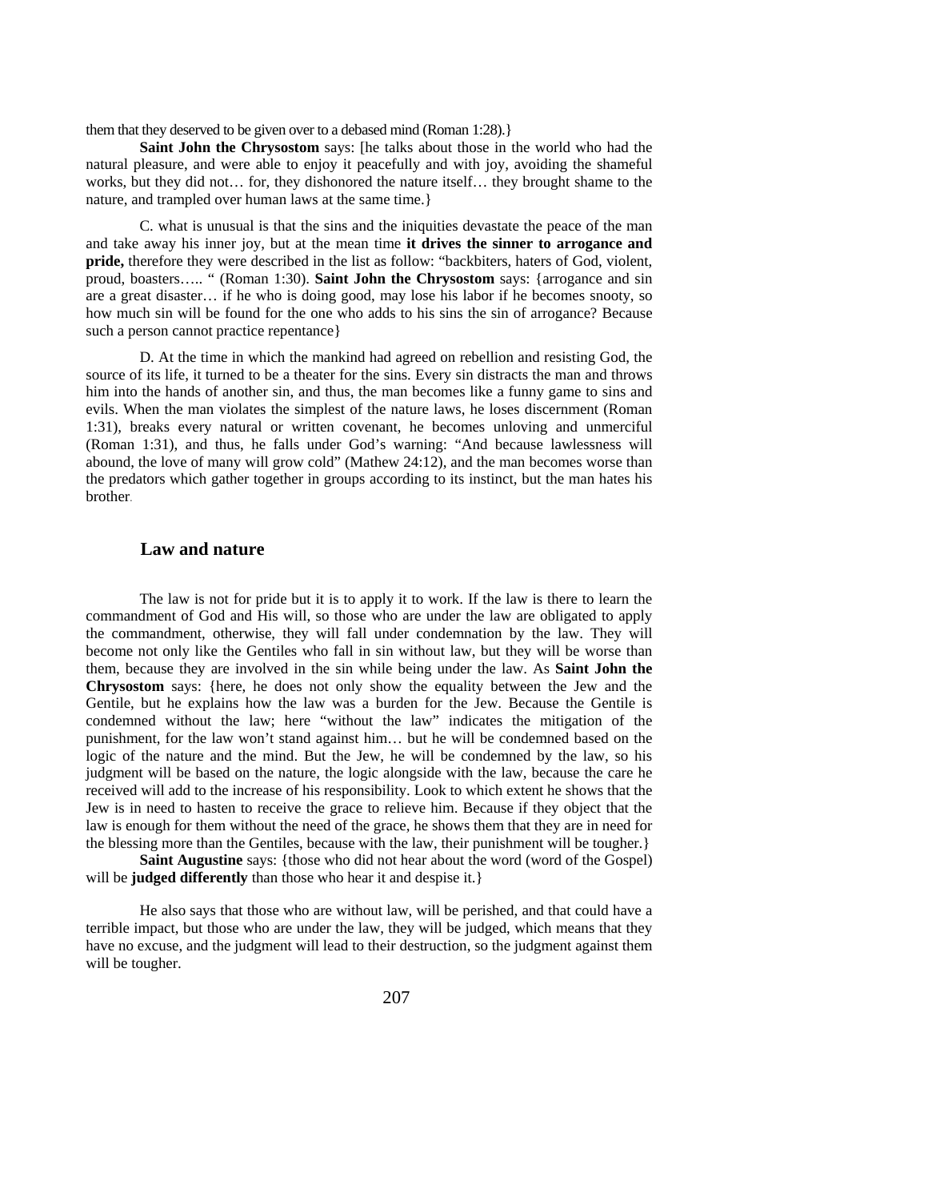them that they deserved to be given over to a debased mind (Roman 1:28).}

**Saint John the Chrysostom** says: [he talks about those in the world who had the natural pleasure, and were able to enjoy it peacefully and with joy, avoiding the shameful works, but they did not… for, they dishonored the nature itself… they brought shame to the nature, and trampled over human laws at the same time.}

C. what is unusual is that the sins and the iniquities devastate the peace of the man and take away his inner joy, but at the mean time **it drives the sinner to arrogance and pride,** therefore they were described in the list as follow: "backbiters, haters of God, violent, proud, boasters….. " (Roman 1:30). **Saint John the Chrysostom** says: {arrogance and sin are a great disaster… if he who is doing good, may lose his labor if he becomes snooty, so how much sin will be found for the one who adds to his sins the sin of arrogance? Because such a person cannot practice repentance}

D. At the time in which the mankind had agreed on rebellion and resisting God, the source of its life, it turned to be a theater for the sins. Every sin distracts the man and throws him into the hands of another sin, and thus, the man becomes like a funny game to sins and evils. When the man violates the simplest of the nature laws, he loses discernment (Roman 1:31), breaks every natural or written covenant, he becomes unloving and unmerciful (Roman 1:31), and thus, he falls under God's warning: "And because lawlessness will abound, the love of many will grow cold" (Mathew 24:12), and the man becomes worse than the predators which gather together in groups according to its instinct, but the man hates his brother.

## Law and nature

The law is not for pride but it is to apply it to work. If the law is there to learn the commandment of God and His will, so those who are under the law are obligated to apply the commandment, otherwise, they will fall under condemnation by the law. They will become not only like the Gentiles who fall in sin without law, but they will be worse than them, because they are involved in the sin while being under the law. As **Saint John the Chrysostom** says: {here, he does not only show the equality between the Jew and the Gentile, but he explains how the law was a burden for the Jew. Because the Gentile is condemned without the law; here "without the law" indicates the mitigation of the punishment, for the law won't stand against him… but he will be condemned based on the logic of the nature and the mind. But the Jew, he will be condemned by the law, so his judgment will be based on the nature, the logic alongside with the law, because the care he received will add to the increase of his responsibility. Look to which extent he shows that the Jew is in need to hasten to receive the grace to relieve him. Because if they object that the law is enough for them without the need of the grace, he shows them that they are in need for the blessing more than the Gentiles, because with the law, their punishment will be tougher.}

**Saint Augustine** says: {those who did not hear about the word (word of the Gospel) will be **judged differently** than those who hear it and despise it.}

He also says that those who are without law, will be perished, and that could have a terrible impact, but those who are under the law, they will be judged, which means that they have no excuse, and the judgment will lead to their destruction, so the judgment against them will be tougher.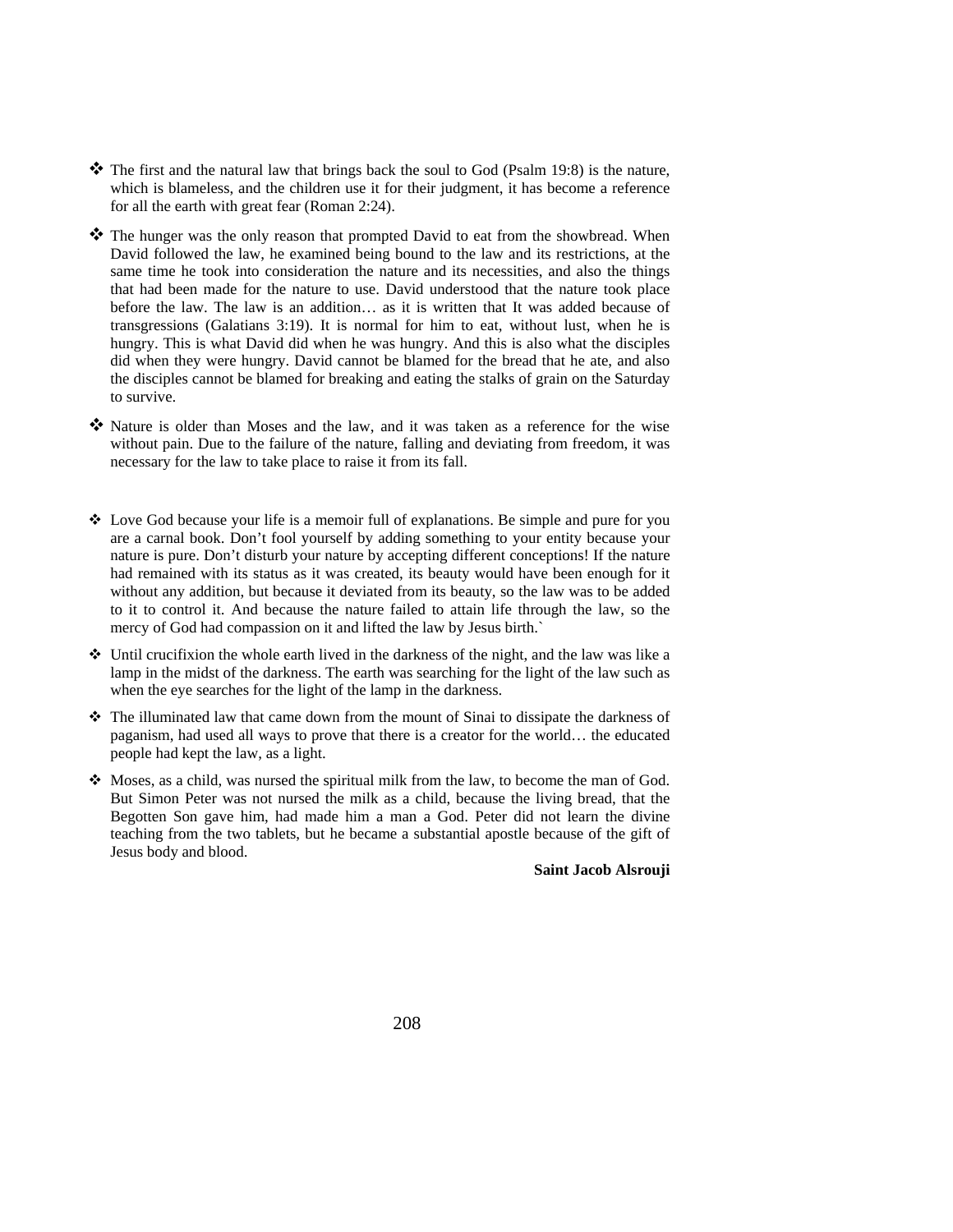- The first and the natural law that brings back the soul to God (Psalm 19:8) is the nature, which is blameless, and the children use it for their judgment, it has become a reference for all the earth with great fear (Roman 2:24).

- The hunger was the only reason that prompted David to eat from the showbread. When David followed the law, he examined being bound to the law and its restrictions, at the same time he took into consideration the nature and its necessities, and also the things that had been made for the nature to use. David understood that the nature took place before the law. The law is an addition… as it is written that It was added because of transgressions (Galatians 3:19). It is normal for him to eat, without lust, when he is hungry. This is what David did when he was hungry. And this is also what the disciples did when they were hungry. David cannot be blamed for the bread that he ate, and also the disciples cannot be blamed for breaking and eating the stalks of grain on the Saturday to survive.

- Nature is older than Moses and the law, and it was taken as a reference for the wise without pain. Due to the failure of the nature, falling and deviating from freedom, it was necessary for the law to take place to raise it from its fall.

- Love God because your life is a memoir full of explanations. Be simple and pure for you are a carnal book. Don't fool yourself by adding something to your entity because your nature is pure. Don't disturb your nature by accepting different conceptions! If the nature had remained with its status as it was created, its beauty would have been enough for it without any addition, but because it deviated from its beauty, so the law was to be added to it to control it. And because the nature failed to attain life through the law, so the mercy of God had compassion on it and lifted the law by Jesus birth.`

- Until crucifixion the whole earth lived in the darkness of the night, and the law was like a lamp in the midst of the darkness. The earth was searching for the light of the law such as when the eye searches for the light of the lamp in the darkness.

- The illuminated law that came down from the mount of Sinai to dissipate the darkness of paganism, had used all ways to prove that there is a creator for the world… the educated people had kept the law, as a light.

- Moses, as a child, was nursed the spiritual milk from the law, to become the man of God. But Simon Peter was not nursed the milk as a child, because the living bread, that the Begotten Son gave him, had made him a man a God. Peter did not learn the divine teaching from the two tablets, but he became a substantial apostle because of the gift of Jesus body and blood.

**Saint Jacob Alsrouji**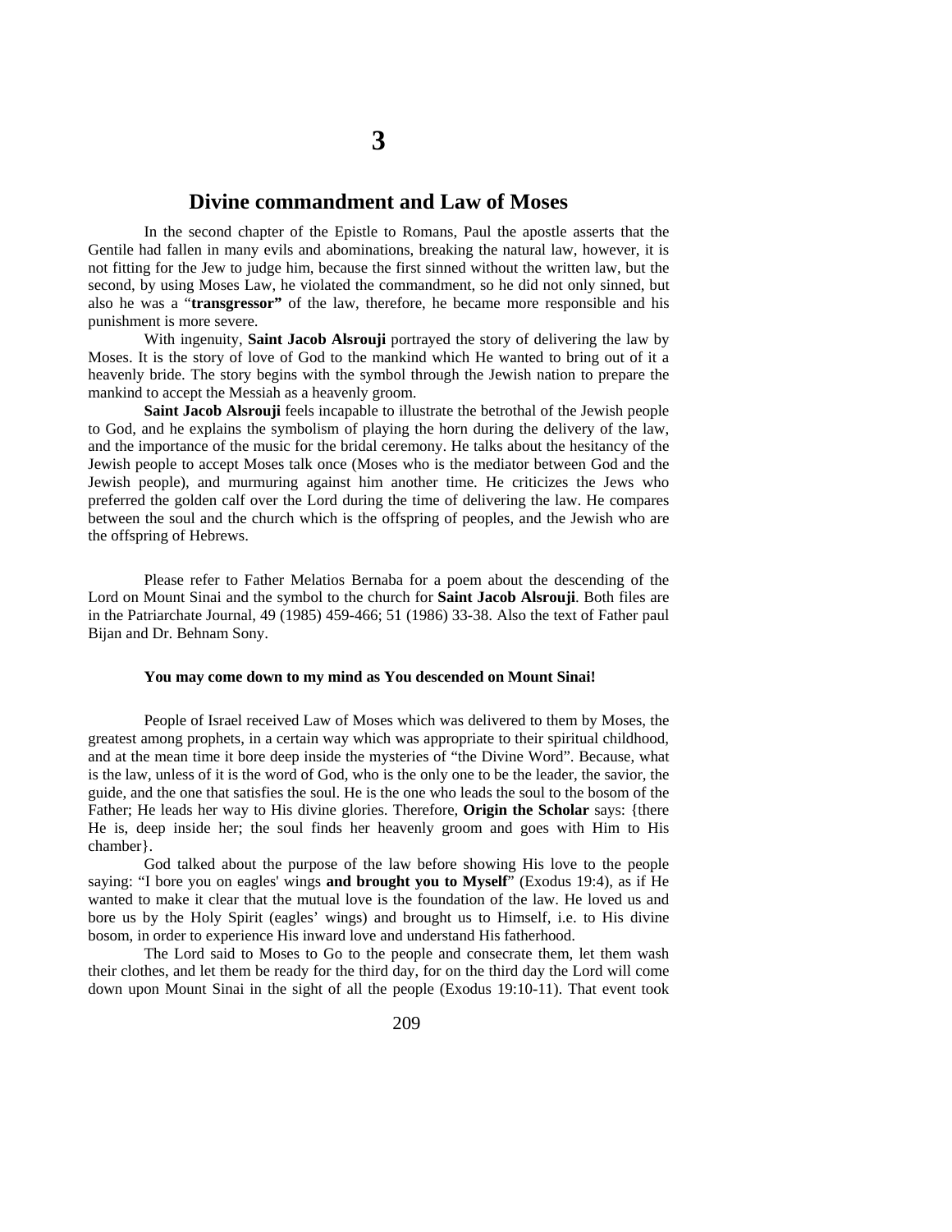# 3

## Divine commandment and Law of Moses

In the second chapter of the Epistle to Romans, Paul the apostle asserts that the Gentile had fallen in many evils and abominations, breaking the natural law, however, it is not fitting for the Jew to judge him, because the first sinned without the written law, but the second, by using Moses Law, he violated the commandment, so he did not only sinned, but also he was a "**transgressor"** of the law, therefore, he became more responsible and his punishment is more severe.

With ingenuity, **Saint Jacob Alsrouji** portrayed the story of delivering the law by Moses. It is the story of love of God to the mankind which He wanted to bring out of it a heavenly bride. The story begins with the symbol through the Jewish nation to prepare the mankind to accept the Messiah as a heavenly groom.

**Saint Jacob Alsrouji** feels incapable to illustrate the betrothal of the Jewish people to God, and he explains the symbolism of playing the horn during the delivery of the law, and the importance of the music for the bridal ceremony. He talks about the hesitancy of the Jewish people to accept Moses talk once (Moses who is the mediator between God and the Jewish people), and murmuring against him another time. He criticizes the Jews who preferred the golden calf over the Lord during the time of delivering the law. He compares between the soul and the church which is the offspring of peoples, and the Jewish who are the offspring of Hebrews.

Please refer to Father Melatios Bernaba for a poem about the descending of the Lord on Mount Sinai and the symbol to the church for **Saint Jacob Alsrouji**. Both files are in the Patriarchate Journal, 49 (1985) 459-466; 51 (1986) 33-38. Also the text of Father paul Bijan and Dr. Behnam Sony.

#### You may come down to my mind as You descended on Mount Sinai!

People of Israel received Law of Moses which was delivered to them by Moses, the greatest among prophets, in a certain way which was appropriate to their spiritual childhood, and at the mean time it bore deep inside the mysteries of "the Divine Word". Because, what is the law, unless of it is the word of God, who is the only one to be the leader, the savior, the guide, and the one that satisfies the soul. He is the one who leads the soul to the bosom of the Father; He leads her way to His divine glories. Therefore, **Origin the Scholar** says: {there He is, deep inside her; the soul finds her heavenly groom and goes with Him to His chamber}.

God talked about the purpose of the law before showing His love to the people saying: "I bore you on eagles' wings **and brought you to Myself**" (Exodus 19:4), as if He wanted to make it clear that the mutual love is the foundation of the law. He loved us and bore us by the Holy Spirit (eagles' wings) and brought us to Himself, i.e. to His divine bosom, in order to experience His inward love and understand His fatherhood.

The Lord said to Moses to Go to the people and consecrate them, let them wash their clothes, and let them be ready for the third day, for on the third day the Lord will come down upon Mount Sinai in the sight of all the people (Exodus 19:10-11). That event took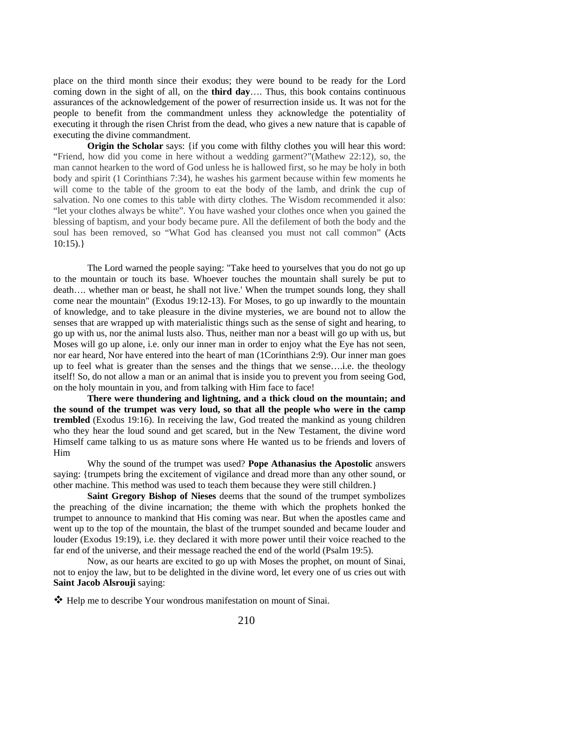place on the third month since their exodus; they were bound to be ready for the Lord coming down in the sight of all, on the **third day**…. Thus, this book contains continuous assurances of the acknowledgement of the power of resurrection inside us. It was not for the people to benefit from the commandment unless they acknowledge the potentiality of executing it through the risen Christ from the dead, who gives a new nature that is capable of executing the divine commandment.

**Origin the Scholar** says: {if you come with filthy clothes you will hear this word: "Friend, how did you come in here without a wedding garment?"(Mathew 22:12), so, the man cannot hearken to the word of God unless he is hallowed first, so he may be holy in both body and spirit (1 Corinthians 7:34), he washes his garment because within few moments he will come to the table of the groom to eat the body of the lamb, and drink the cup of salvation. No one comes to this table with dirty clothes. The Wisdom recommended it also: "let your clothes always be white". You have washed your clothes once when you gained the blessing of baptism, and your body became pure. All the defilement of both the body and the soul has been removed, so "What God has cleansed you must not call common" (Acts 10:15).}

The Lord warned the people saying: "Take heed to yourselves that you do not go up to the mountain or touch its base. Whoever touches the mountain shall surely be put to death…. whether man or beast, he shall not live.' When the trumpet sounds long, they shall come near the mountain" (Exodus 19:12-13). For Moses, to go up inwardly to the mountain of knowledge, and to take pleasure in the divine mysteries, we are bound not to allow the senses that are wrapped up with materialistic things such as the sense of sight and hearing, to go up with us, nor the animal lusts also. Thus, neither man nor a beast will go up with us, but Moses will go up alone, i.e. only our inner man in order to enjoy what the Eye has not seen, nor ear heard, Nor have entered into the heart of man (1Corinthians 2:9). Our inner man goes up to feel what is greater than the senses and the things that we sense….i.e. the theology itself! So, do not allow a man or an animal that is inside you to prevent you from seeing God, on the holy mountain in you, and from talking with Him face to face!

**There were thundering and lightning, and a thick cloud on the mountain; and the sound of the trumpet was very loud, so that all the people who were in the camp trembled** (Exodus 19:16). In receiving the law, God treated the mankind as young children who they hear the loud sound and get scared, but in the New Testament, the divine word Himself came talking to us as mature sons where He wanted us to be friends and lovers of Him

Why the sound of the trumpet was used? **Pope Athanasius the Apostolic** answers saying: {trumpets bring the excitement of vigilance and dread more than any other sound, or other machine. This method was used to teach them because they were still children.}

**Saint Gregory Bishop of Nieses** deems that the sound of the trumpet symbolizes the preaching of the divine incarnation; the theme with which the prophets honked the trumpet to announce to mankind that His coming was near. But when the apostles came and went up to the top of the mountain, the blast of the trumpet sounded and became louder and louder (Exodus 19:19), i.e. they declared it with more power until their voice reached to the far end of the universe, and their message reached the end of the world (Psalm 19:5).

Now, as our hearts are excited to go up with Moses the prophet, on mount of Sinai, not to enjoy the law, but to be delighted in the divine word, let every one of us cries out with **Saint Jacob Alsrouji** saying:

❖ Help me to describe Your wondrous manifestation on mount of Sinai.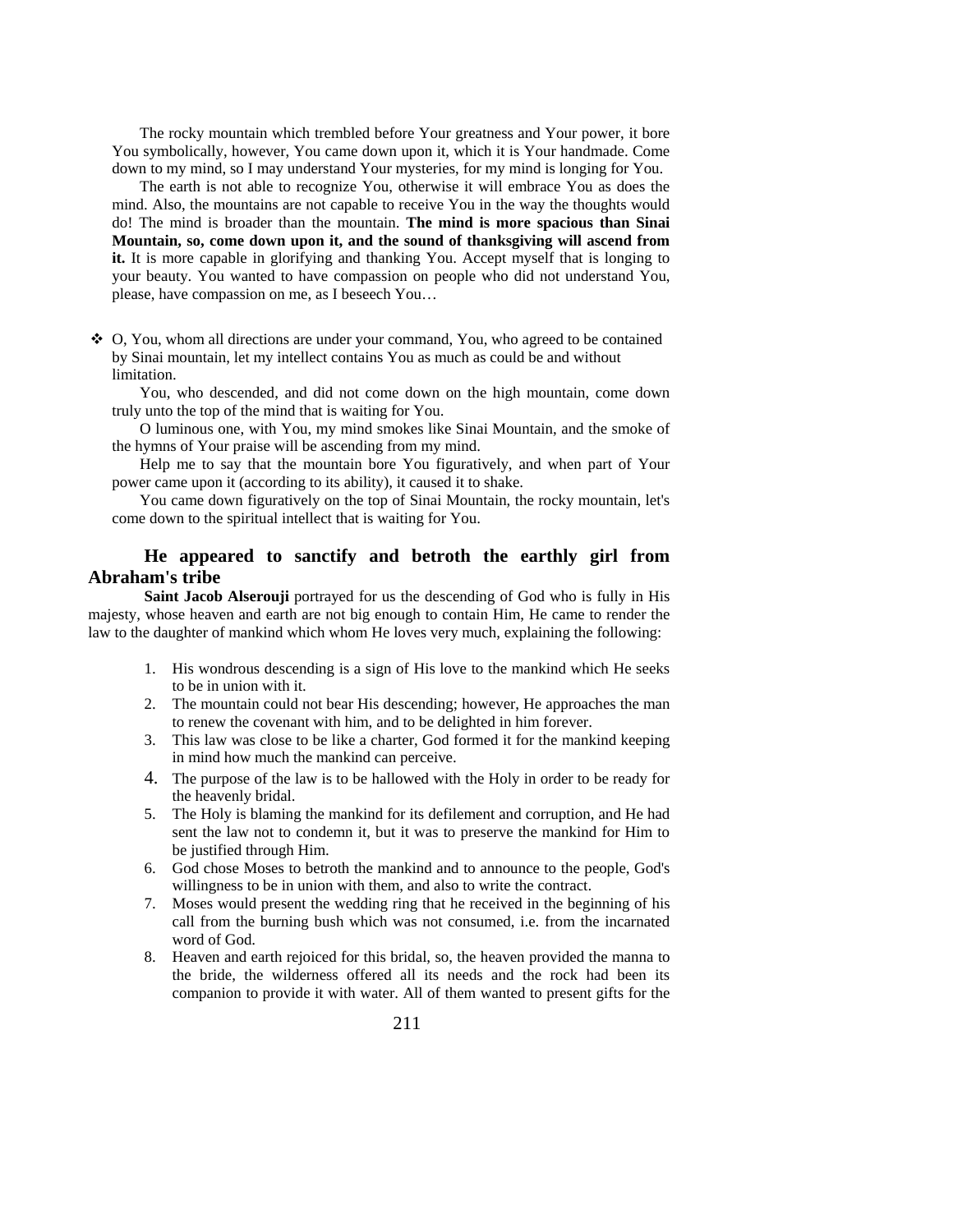The rocky mountain which trembled before Your greatness and Your power, it bore You symbolically, however, You came down upon it, which it is Your handmade. Come down to my mind, so I may understand Your mysteries, for my mind is longing for You.

The earth is not able to recognize You, otherwise it will embrace You as does the mind. Also, the mountains are not capable to receive You in the way the thoughts would do! The mind is broader than the mountain. **The mind is more spacious than Sinai Mountain, so, come down upon it, and the sound of thanksgiving will ascend from it.** It is more capable in glorifying and thanking You. Accept myself that is longing to your beauty. You wanted to have compassion on people who did not understand You, please, have compassion on me, as I beseech You…

❖ O, You, whom all directions are under your command, You, who agreed to be contained by Sinai mountain, let my intellect contains You as much as could be and without limitation.

You, who descended, and did not come down on the high mountain, come down truly unto the top of the mind that is waiting for You.

O luminous one, with You, my mind smokes like Sinai Mountain, and the smoke of the hymns of Your praise will be ascending from my mind.

Help me to say that the mountain bore You figuratively, and when part of Your power came upon it (according to its ability), it caused it to shake.

You came down figuratively on the top of Sinai Mountain, the rocky mountain, let's come down to the spiritual intellect that is waiting for You.

## He appeared to sanctify and betroth the earthly girl from Abraham's tribe

**Saint Jacob Alserouji** portrayed for us the descending of God who is fully in His majesty, whose heaven and earth are not big enough to contain Him, He came to render the law to the daughter of mankind which whom He loves very much, explaining the following:

1. His wondrous descending is a sign of His love to the mankind which He seeks to be in union with it.
2. The mountain could not bear His descending; however, He approaches the man to renew the covenant with him, and to be delighted in him forever.
3. This law was close to be like a charter, God formed it for the mankind keeping in mind how much the mankind can perceive.
4. The purpose of the law is to be hallowed with the Holy in order to be ready for the heavenly bridal.
5. The Holy is blaming the mankind for its defilement and corruption, and He had sent the law not to condemn it, but it was to preserve the mankind for Him to be justified through Him.
6. God chose Moses to betroth the mankind and to announce to the people, God's willingness to be in union with them, and also to write the contract.
7. Moses would present the wedding ring that he received in the beginning of his call from the burning bush which was not consumed, i.e. from the incarnated word of God.
8. Heaven and earth rejoiced for this bridal, so, the heaven provided the manna to the bride, the wilderness offered all its needs and the rock had been its companion to provide it with water. All of them wanted to present gifts for the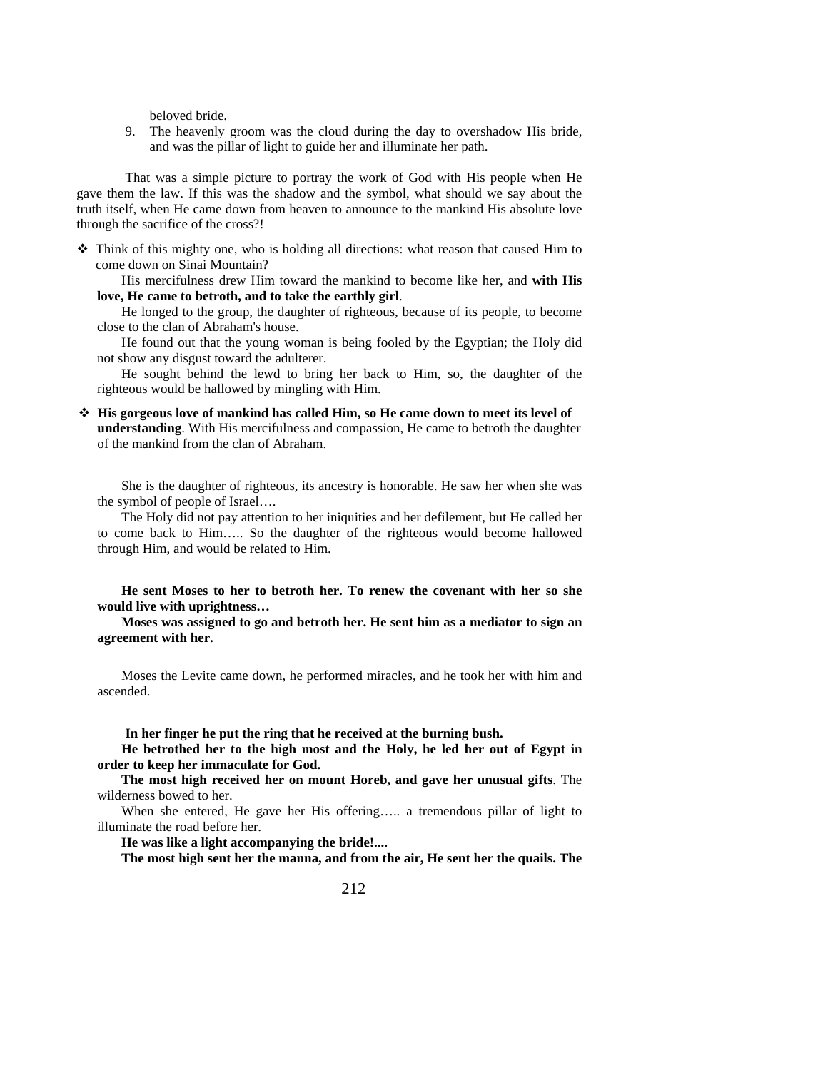beloved bride.

9. The heavenly groom was the cloud during the day to overshadow His bride, and was the pillar of light to guide her and illuminate her path.

That was a simple picture to portray the work of God with His people when He gave them the law. If this was the shadow and the symbol, what should we say about the truth itself, when He came down from heaven to announce to the mankind His absolute love through the sacrifice of the cross?!

- Think of this mighty one, who is holding all directions: what reason that caused Him to come down on Sinai Mountain?

  His mercifulness drew Him toward the mankind to become like her, and **with His love, He came to betroth, and to take the earthly girl**.

  He longed to the group, the daughter of righteous, because of its people, to become close to the clan of Abraham's house.

  He found out that the young woman is being fooled by the Egyptian; the Holy did not show any disgust toward the adulterer.

  He sought behind the lewd to bring her back to Him, so, the daughter of the righteous would be hallowed by mingling with Him.

- **His gorgeous love of mankind has called Him, so He came down to meet its level of understanding**. With His mercifulness and compassion, He came to betroth the daughter of the mankind from the clan of Abraham.

  She is the daughter of righteous, its ancestry is honorable. He saw her when she was the symbol of people of Israel….

  The Holy did not pay attention to her iniquities and her defilement, but He called her to come back to Him….. So the daughter of the righteous would become hallowed through Him, and would be related to Him.

  **He sent Moses to her to betroth her. To renew the covenant with her so she would live with uprightness…**

  **Moses was assigned to go and betroth her. He sent him as a mediator to sign an agreement with her.**

  Moses the Levite came down, he performed miracles, and he took her with him and ascended.

  **In her finger he put the ring that he received at the burning bush.**

  **He betrothed her to the high most and the Holy, he led her out of Egypt in order to keep her immaculate for God.**

  **The most high received her on mount Horeb, and gave her unusual gifts**. The wilderness bowed to her.

  When she entered, He gave her His offering….. a tremendous pillar of light to illuminate the road before her.

  **He was like a light accompanying the bride!....**

  **The most high sent her the manna, and from the air, He sent her the quails. The**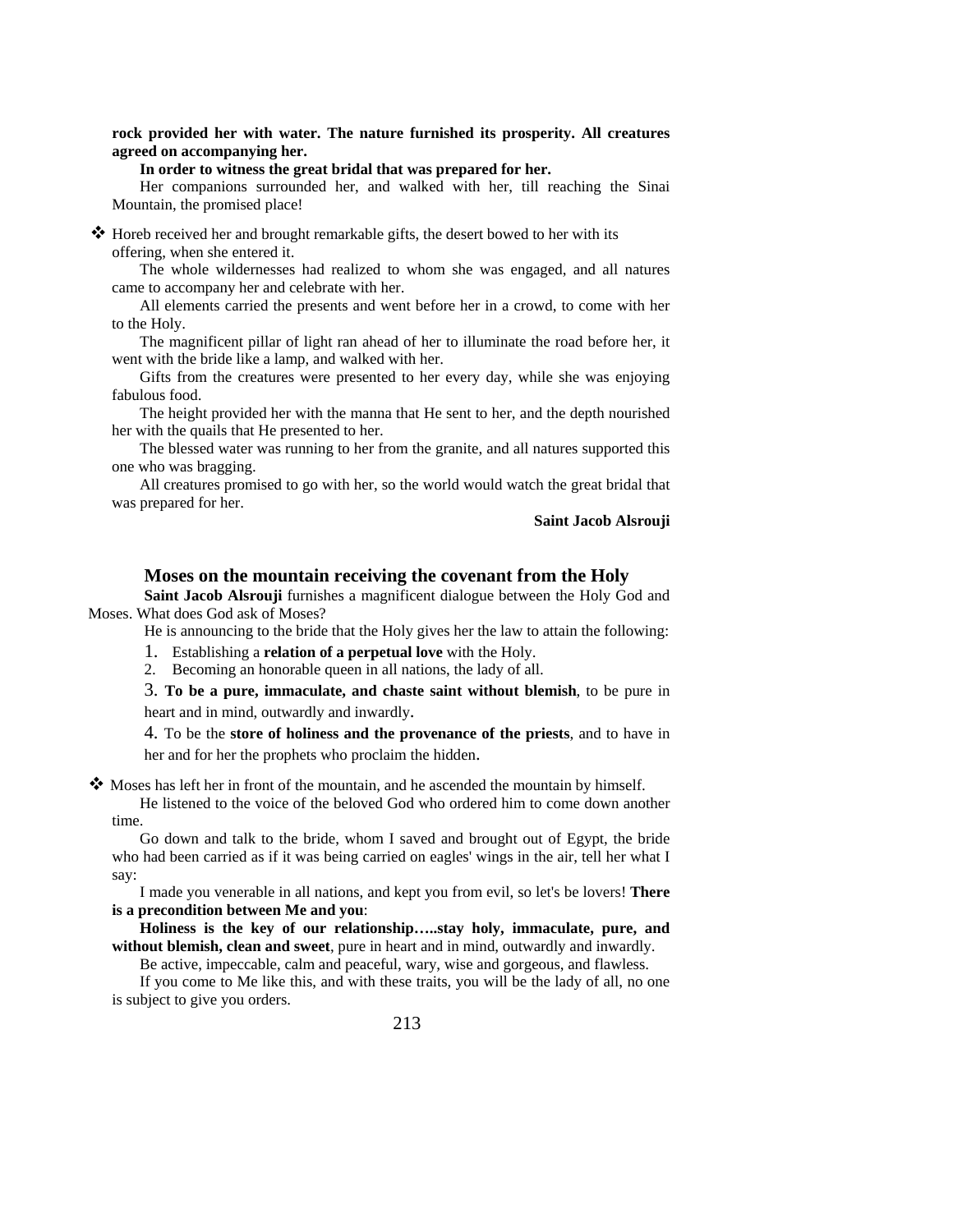**rock provided her with water. The nature furnished its prosperity. All creatures agreed on accompanying her.**

**In order to witness the great bridal that was prepared for her.**

Her companions surrounded her, and walked with her, till reaching the Sinai Mountain, the promised place!

❖ Horeb received her and brought remarkable gifts, the desert bowed to her with its offering, when she entered it.

The whole wildernesses had realized to whom she was engaged, and all natures came to accompany her and celebrate with her.

All elements carried the presents and went before her in a crowd, to come with her to the Holy.

The magnificent pillar of light ran ahead of her to illuminate the road before her, it went with the bride like a lamp, and walked with her.

Gifts from the creatures were presented to her every day, while she was enjoying fabulous food.

The height provided her with the manna that He sent to her, and the depth nourished her with the quails that He presented to her.

The blessed water was running to her from the granite, and all natures supported this one who was bragging.

All creatures promised to go with her, so the world would watch the great bridal that was prepared for her.

**Saint Jacob Alsrouji**

## Moses on the mountain receiving the covenant from the Holy

**Saint Jacob Alsrouji** furnishes a magnificent dialogue between the Holy God and Moses. What does God ask of Moses?

He is announcing to the bride that the Holy gives her the law to attain the following:

1. Establishing a **relation of a perpetual love** with the Holy.
2. Becoming an honorable queen in all nations, the lady of all.
3. **To be a pure, immaculate, and chaste saint without blemish**, to be pure in heart and in mind, outwardly and inwardly.
4. To be the **store of holiness and the provenance of the priests**, and to have in her and for her the prophets who proclaim the hidden.

❖ Moses has left her in front of the mountain, and he ascended the mountain by himself.

He listened to the voice of the beloved God who ordered him to come down another time.

Go down and talk to the bride, whom I saved and brought out of Egypt, the bride who had been carried as if it was being carried on eagles' wings in the air, tell her what I say:

I made you venerable in all nations, and kept you from evil, so let's be lovers! **There is a precondition between Me and you**:

**Holiness is the key of our relationship…..stay holy, immaculate, pure, and without blemish, clean and sweet**, pure in heart and in mind, outwardly and inwardly.

Be active, impeccable, calm and peaceful, wary, wise and gorgeous, and flawless.

If you come to Me like this, and with these traits, you will be the lady of all, no one is subject to give you orders.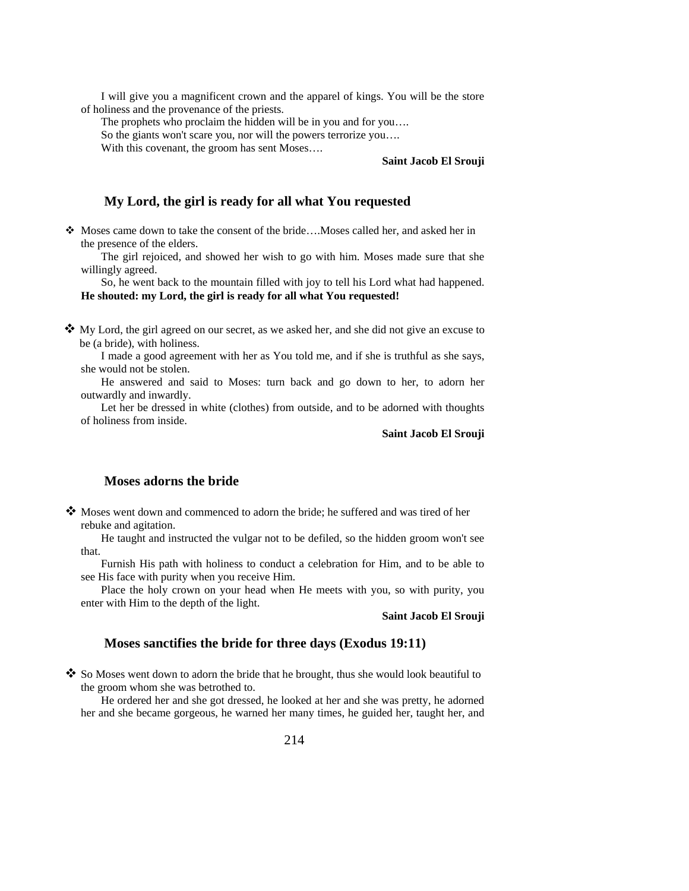I will give you a magnificent crown and the apparel of kings. You will be the store of holiness and the provenance of the priests.

The prophets who proclaim the hidden will be in you and for you….

So the giants won't scare you, nor will the powers terrorize you….

With this covenant, the groom has sent Moses….

**Saint Jacob El Srouji**

## My Lord, the girl is ready for all what You requested

❖ Moses came down to take the consent of the bride….Moses called her, and asked her in the presence of the elders.

The girl rejoiced, and showed her wish to go with him. Moses made sure that she willingly agreed.

So, he went back to the mountain filled with joy to tell his Lord what had happened. **He shouted: my Lord, the girl is ready for all what You requested!**

❖ My Lord, the girl agreed on our secret, as we asked her, and she did not give an excuse to be (a bride), with holiness.

I made a good agreement with her as You told me, and if she is truthful as she says, she would not be stolen.

He answered and said to Moses: turn back and go down to her, to adorn her outwardly and inwardly.

Let her be dressed in white (clothes) from outside, and to be adorned with thoughts of holiness from inside.

**Saint Jacob El Srouji**

## Moses adorns the bride

❖ Moses went down and commenced to adorn the bride; he suffered and was tired of her rebuke and agitation.

He taught and instructed the vulgar not to be defiled, so the hidden groom won't see that.

Furnish His path with holiness to conduct a celebration for Him, and to be able to see His face with purity when you receive Him.

Place the holy crown on your head when He meets with you, so with purity, you enter with Him to the depth of the light.

**Saint Jacob El Srouji**

## Moses sanctifies the bride for three days (Exodus 19:11)

❖ So Moses went down to adorn the bride that he brought, thus she would look beautiful to the groom whom she was betrothed to.

He ordered her and she got dressed, he looked at her and she was pretty, he adorned her and she became gorgeous, he warned her many times, he guided her, taught her, and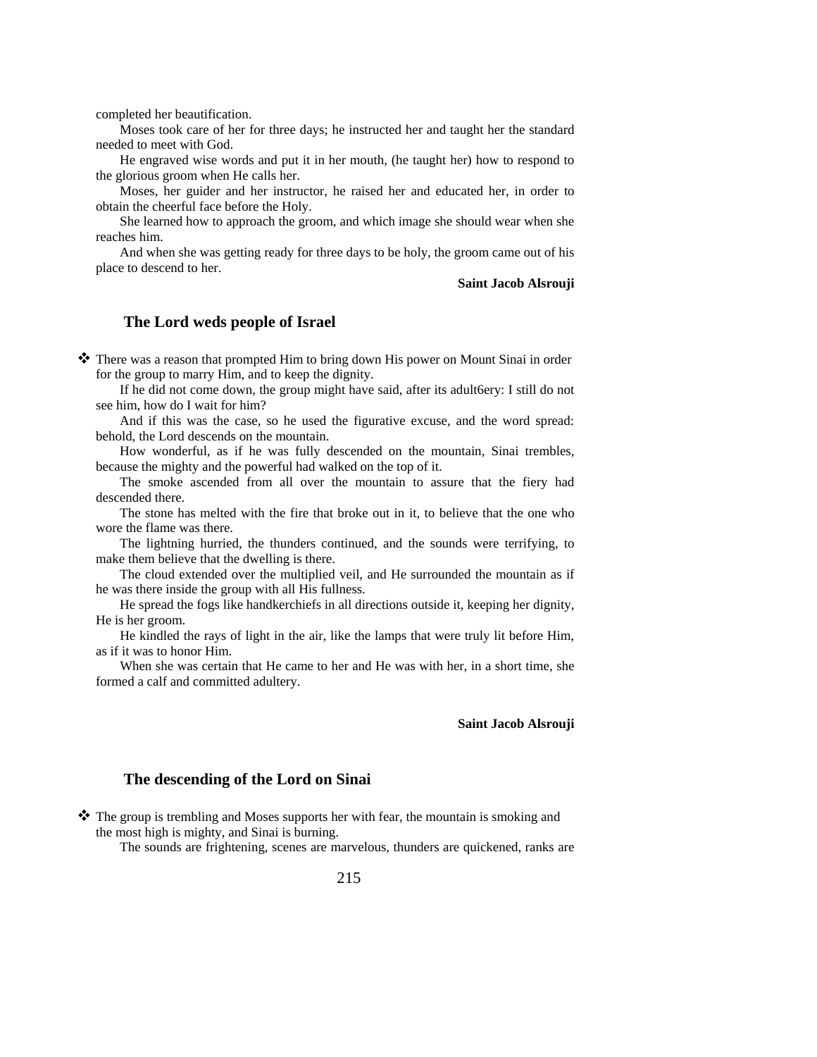completed her beautification.

Moses took care of her for three days; he instructed her and taught her the standard needed to meet with God.

He engraved wise words and put it in her mouth, (he taught her) how to respond to the glorious groom when He calls her.

Moses, her guider and her instructor, he raised her and educated her, in order to obtain the cheerful face before the Holy.

She learned how to approach the groom, and which image she should wear when she reaches him.

And when she was getting ready for three days to be holy, the groom came out of his place to descend to her.

**Saint Jacob Alsrouji**

## The Lord weds people of Israel

❖ There was a reason that prompted Him to bring down His power on Mount Sinai in order for the group to marry Him, and to keep the dignity.

If he did not come down, the group might have said, after its adult6ery: I still do not see him, how do I wait for him?

And if this was the case, so he used the figurative excuse, and the word spread: behold, the Lord descends on the mountain.

How wonderful, as if he was fully descended on the mountain, Sinai trembles, because the mighty and the powerful had walked on the top of it.

The smoke ascended from all over the mountain to assure that the fiery had descended there.

The stone has melted with the fire that broke out in it, to believe that the one who wore the flame was there.

The lightning hurried, the thunders continued, and the sounds were terrifying, to make them believe that the dwelling is there.

The cloud extended over the multiplied veil, and He surrounded the mountain as if he was there inside the group with all His fullness.

He spread the fogs like handkerchiefs in all directions outside it, keeping her dignity, He is her groom.

He kindled the rays of light in the air, like the lamps that were truly lit before Him, as if it was to honor Him.

When she was certain that He came to her and He was with her, in a short time, she formed a calf and committed adultery.

**Saint Jacob Alsrouji**

## The descending of the Lord on Sinai

❖ The group is trembling and Moses supports her with fear, the mountain is smoking and the most high is mighty, and Sinai is burning.

The sounds are frightening, scenes are marvelous, thunders are quickened, ranks are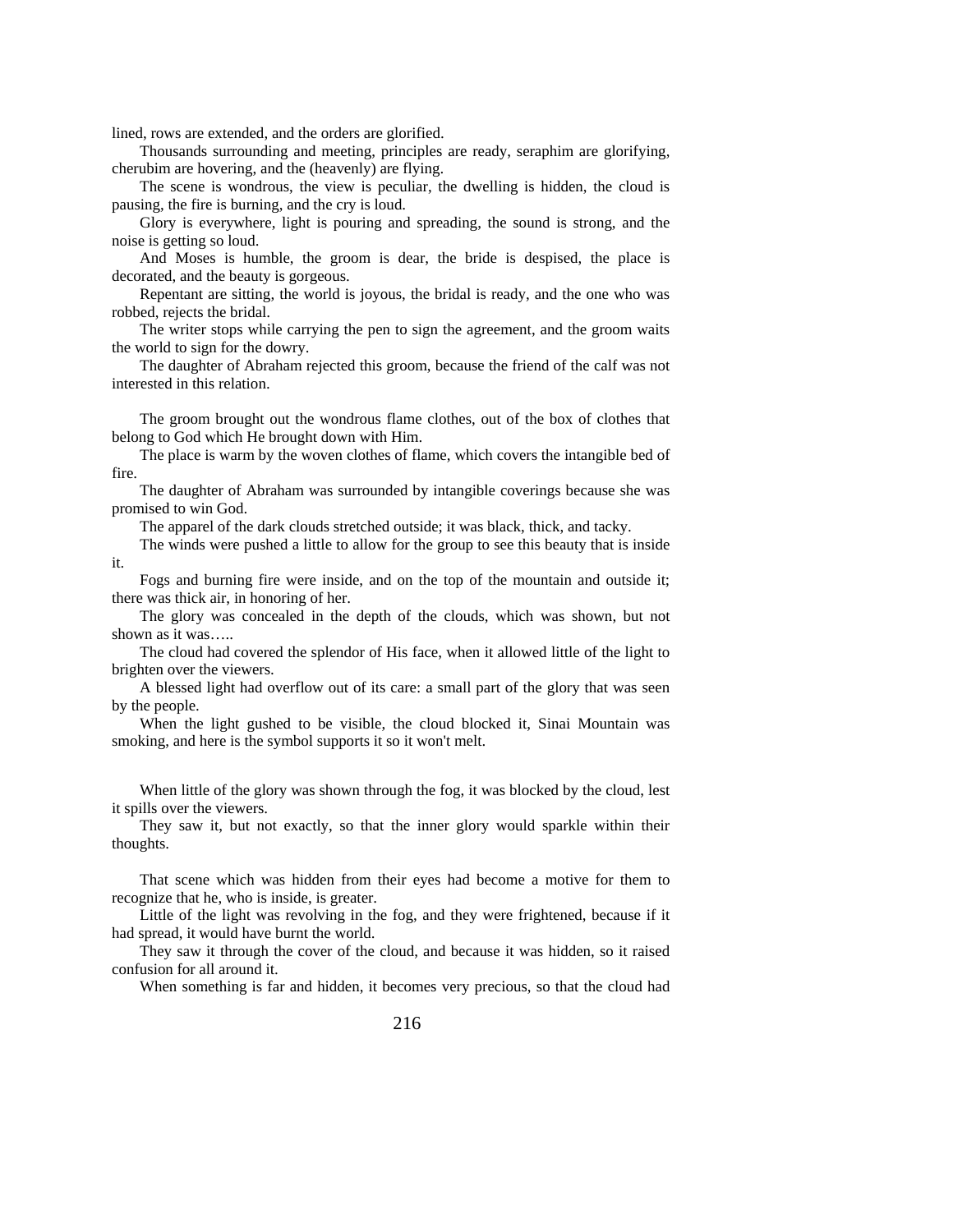lined, rows are extended, and the orders are glorified.

Thousands surrounding and meeting, principles are ready, seraphim are glorifying, cherubim are hovering, and the (heavenly) are flying.

The scene is wondrous, the view is peculiar, the dwelling is hidden, the cloud is pausing, the fire is burning, and the cry is loud.

Glory is everywhere, light is pouring and spreading, the sound is strong, and the noise is getting so loud.

And Moses is humble, the groom is dear, the bride is despised, the place is decorated, and the beauty is gorgeous.

Repentant are sitting, the world is joyous, the bridal is ready, and the one who was robbed, rejects the bridal.

The writer stops while carrying the pen to sign the agreement, and the groom waits the world to sign for the dowry.

The daughter of Abraham rejected this groom, because the friend of the calf was not interested in this relation.

The groom brought out the wondrous flame clothes, out of the box of clothes that belong to God which He brought down with Him.

The place is warm by the woven clothes of flame, which covers the intangible bed of fire.

The daughter of Abraham was surrounded by intangible coverings because she was promised to win God.

The apparel of the dark clouds stretched outside; it was black, thick, and tacky.

The winds were pushed a little to allow for the group to see this beauty that is inside it.

Fogs and burning fire were inside, and on the top of the mountain and outside it; there was thick air, in honoring of her.

The glory was concealed in the depth of the clouds, which was shown, but not shown as it was…..

The cloud had covered the splendor of His face, when it allowed little of the light to brighten over the viewers.

A blessed light had overflow out of its care: a small part of the glory that was seen by the people.

When the light gushed to be visible, the cloud blocked it, Sinai Mountain was smoking, and here is the symbol supports it so it won't melt.

When little of the glory was shown through the fog, it was blocked by the cloud, lest it spills over the viewers.

They saw it, but not exactly, so that the inner glory would sparkle within their thoughts.

That scene which was hidden from their eyes had become a motive for them to recognize that he, who is inside, is greater.

Little of the light was revolving in the fog, and they were frightened, because if it had spread, it would have burnt the world.

They saw it through the cover of the cloud, and because it was hidden, so it raised confusion for all around it.

When something is far and hidden, it becomes very precious, so that the cloud had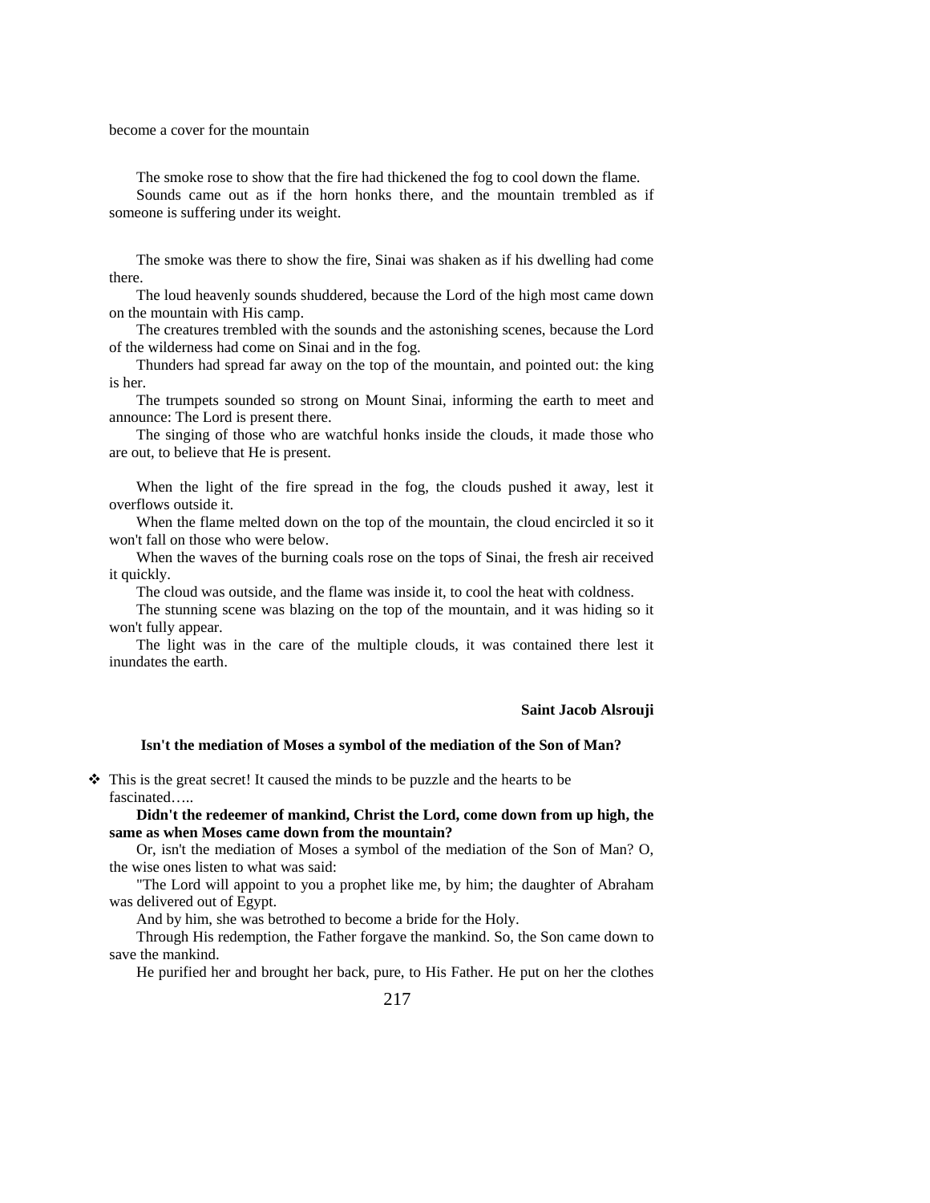become a cover for the mountain

The smoke rose to show that the fire had thickened the fog to cool down the flame.

Sounds came out as if the horn honks there, and the mountain trembled as if someone is suffering under its weight.

The smoke was there to show the fire, Sinai was shaken as if his dwelling had come there.

The loud heavenly sounds shuddered, because the Lord of the high most came down on the mountain with His camp.

The creatures trembled with the sounds and the astonishing scenes, because the Lord of the wilderness had come on Sinai and in the fog.

Thunders had spread far away on the top of the mountain, and pointed out: the king is her.

The trumpets sounded so strong on Mount Sinai, informing the earth to meet and announce: The Lord is present there.

The singing of those who are watchful honks inside the clouds, it made those who are out, to believe that He is present.

When the light of the fire spread in the fog, the clouds pushed it away, lest it overflows outside it.

When the flame melted down on the top of the mountain, the cloud encircled it so it won't fall on those who were below.

When the waves of the burning coals rose on the tops of Sinai, the fresh air received it quickly.

The cloud was outside, and the flame was inside it, to cool the heat with coldness.

The stunning scene was blazing on the top of the mountain, and it was hiding so it won't fully appear.

The light was in the care of the multiple clouds, it was contained there lest it inundates the earth.

**Saint Jacob Alsrouji**

**Isn't the mediation of Moses a symbol of the mediation of the Son of Man?**

- This is the great secret! It caused the minds to be puzzle and the hearts to be fascinated…..

  **Didn't the redeemer of mankind, Christ the Lord, come down from up high, the same as when Moses came down from the mountain?**

  Or, isn't the mediation of Moses a symbol of the mediation of the Son of Man? O, the wise ones listen to what was said:

  "The Lord will appoint to you a prophet like me, by him; the daughter of Abraham was delivered out of Egypt.

  And by him, she was betrothed to become a bride for the Holy.

  Through His redemption, the Father forgave the mankind. So, the Son came down to save the mankind.

  He purified her and brought her back, pure, to His Father. He put on her the clothes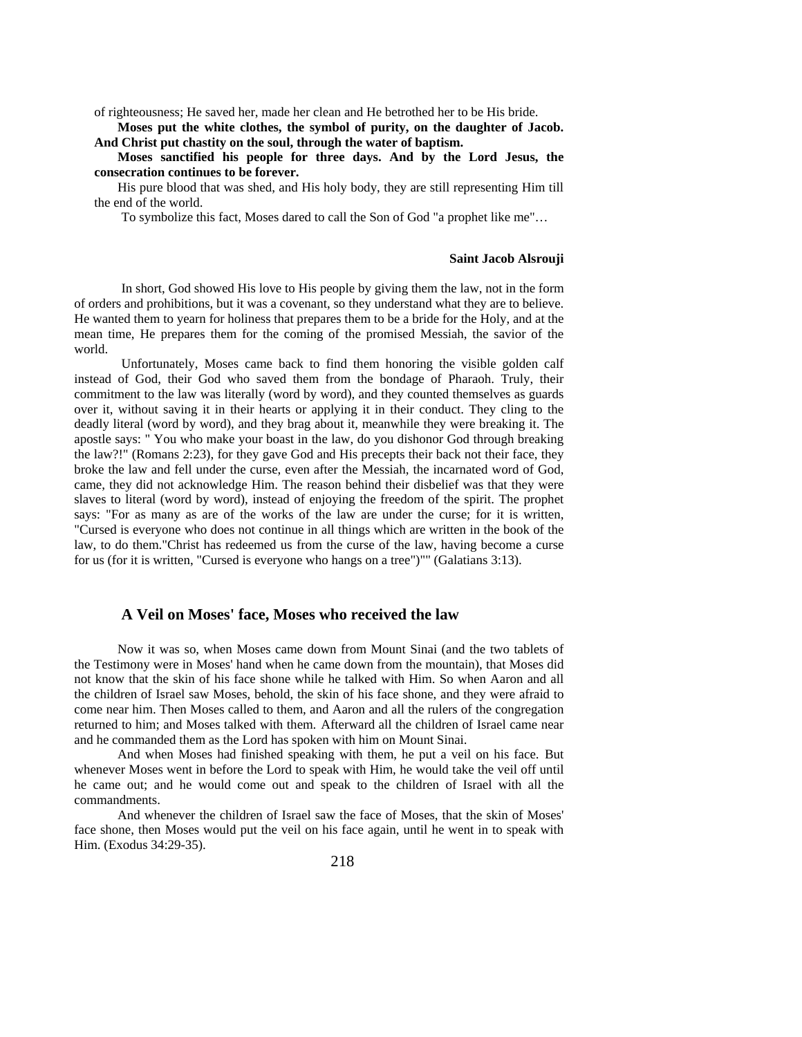of righteousness; He saved her, made her clean and He betrothed her to be His bride.

**Moses put the white clothes, the symbol of purity, on the daughter of Jacob. And Christ put chastity on the soul, through the water of baptism.**

**Moses sanctified his people for three days. And by the Lord Jesus, the consecration continues to be forever.**

His pure blood that was shed, and His holy body, they are still representing Him till the end of the world.

To symbolize this fact, Moses dared to call the Son of God "a prophet like me"…

**Saint Jacob Alsrouji**

In short, God showed His love to His people by giving them the law, not in the form of orders and prohibitions, but it was a covenant, so they understand what they are to believe. He wanted them to yearn for holiness that prepares them to be a bride for the Holy, and at the mean time, He prepares them for the coming of the promised Messiah, the savior of the world.

Unfortunately, Moses came back to find them honoring the visible golden calf instead of God, their God who saved them from the bondage of Pharaoh. Truly, their commitment to the law was literally (word by word), and they counted themselves as guards over it, without saving it in their hearts or applying it in their conduct. They cling to the deadly literal (word by word), and they brag about it, meanwhile they were breaking it. The apostle says: " You who make your boast in the law, do you dishonor God through breaking the law?!" (Romans 2:23), for they gave God and His precepts their back not their face, they broke the law and fell under the curse, even after the Messiah, the incarnated word of God, came, they did not acknowledge Him. The reason behind their disbelief was that they were slaves to literal (word by word), instead of enjoying the freedom of the spirit. The prophet says: "For as many as are of the works of the law are under the curse; for it is written, "Cursed is everyone who does not continue in all things which are written in the book of the law, to do them."Christ has redeemed us from the curse of the law, having become a curse for us (for it is written, "Cursed is everyone who hangs on a tree")"" (Galatians 3:13).

## A Veil on Moses' face, Moses who received the law

Now it was so, when Moses came down from Mount Sinai (and the two tablets of the Testimony were in Moses' hand when he came down from the mountain), that Moses did not know that the skin of his face shone while he talked with Him. So when Aaron and all the children of Israel saw Moses, behold, the skin of his face shone, and they were afraid to come near him. Then Moses called to them, and Aaron and all the rulers of the congregation returned to him; and Moses talked with them. Afterward all the children of Israel came near and he commanded them as the Lord has spoken with him on Mount Sinai.

And when Moses had finished speaking with them, he put a veil on his face. But whenever Moses went in before the Lord to speak with Him, he would take the veil off until he came out; and he would come out and speak to the children of Israel with all the commandments.

And whenever the children of Israel saw the face of Moses, that the skin of Moses' face shone, then Moses would put the veil on his face again, until he went in to speak with Him. (Exodus 34:29-35).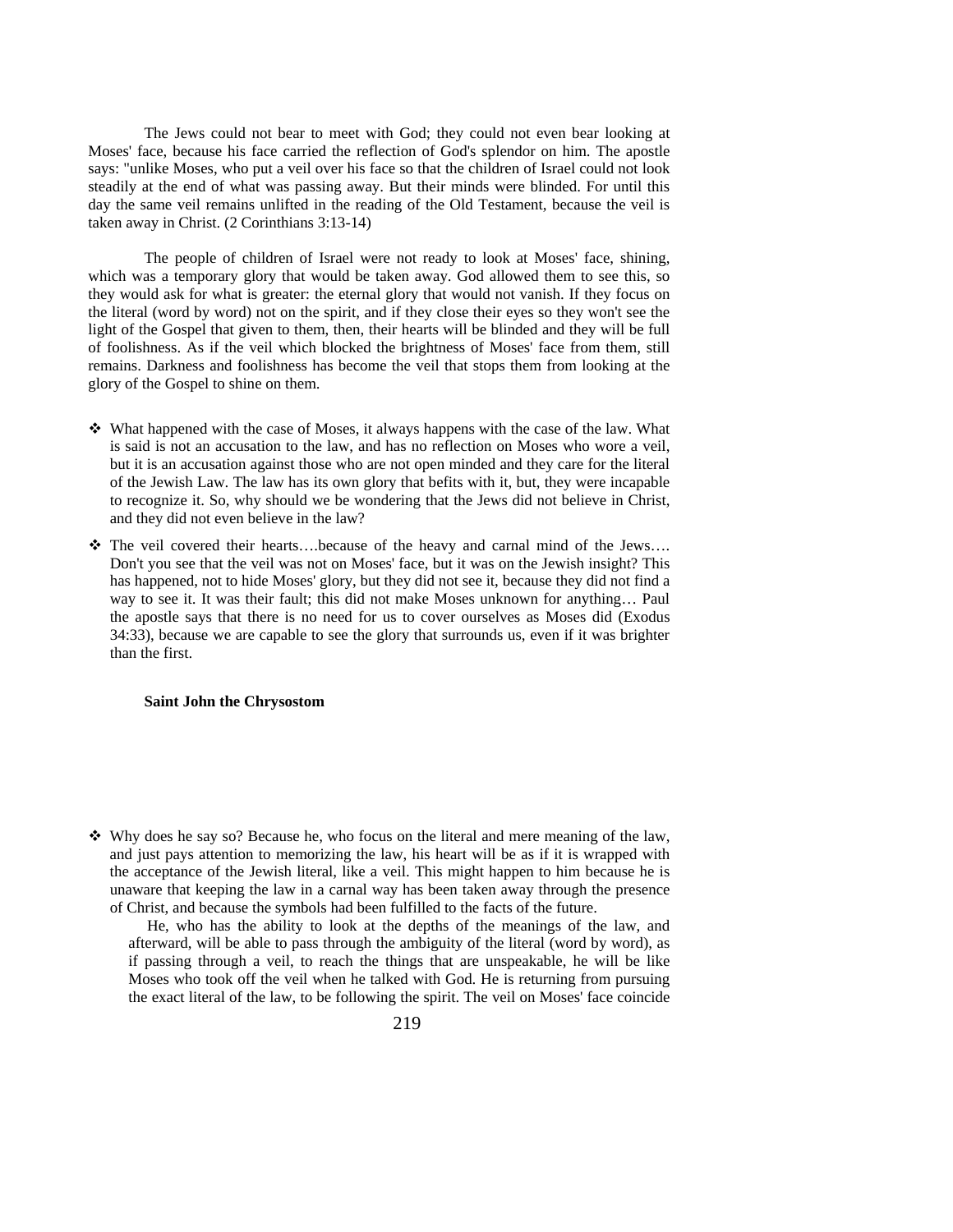The Jews could not bear to meet with God; they could not even bear looking at Moses' face, because his face carried the reflection of God's splendor on him. The apostle says: "unlike Moses, who put a veil over his face so that the children of Israel could not look steadily at the end of what was passing away. But their minds were blinded. For until this day the same veil remains unlifted in the reading of the Old Testament, because the veil is taken away in Christ. (2 Corinthians 3:13-14)

The people of children of Israel were not ready to look at Moses' face, shining, which was a temporary glory that would be taken away. God allowed them to see this, so they would ask for what is greater: the eternal glory that would not vanish. If they focus on the literal (word by word) not on the spirit, and if they close their eyes so they won't see the light of the Gospel that given to them, then, their hearts will be blinded and they will be full of foolishness. As if the veil which blocked the brightness of Moses' face from them, still remains. Darkness and foolishness has become the veil that stops them from looking at the glory of the Gospel to shine on them.

- ❖ What happened with the case of Moses, it always happens with the case of the law. What is said is not an accusation to the law, and has no reflection on Moses who wore a veil, but it is an accusation against those who are not open minded and they care for the literal of the Jewish Law. The law has its own glory that befits with it, but, they were incapable to recognize it. So, why should we be wondering that the Jews did not believe in Christ, and they did not even believe in the law?
- ❖ The veil covered their hearts….because of the heavy and carnal mind of the Jews…. Don't you see that the veil was not on Moses' face, but it was on the Jewish insight? This has happened, not to hide Moses' glory, but they did not see it, because they did not find a way to see it. It was their fault; this did not make Moses unknown for anything… Paul the apostle says that there is no need for us to cover ourselves as Moses did (Exodus 34:33), because we are capable to see the glory that surrounds us, even if it was brighter than the first.

**Saint John the Chrysostom**

- ❖ Why does he say so? Because he, who focus on the literal and mere meaning of the law, and just pays attention to memorizing the law, his heart will be as if it is wrapped with the acceptance of the Jewish literal, like a veil. This might happen to him because he is unaware that keeping the law in a carnal way has been taken away through the presence of Christ, and because the symbols had been fulfilled to the facts of the future.

  He, who has the ability to look at the depths of the meanings of the law, and afterward, will be able to pass through the ambiguity of the literal (word by word), as if passing through a veil, to reach the things that are unspeakable, he will be like Moses who took off the veil when he talked with God. He is returning from pursuing the exact literal of the law, to be following the spirit. The veil on Moses' face coincide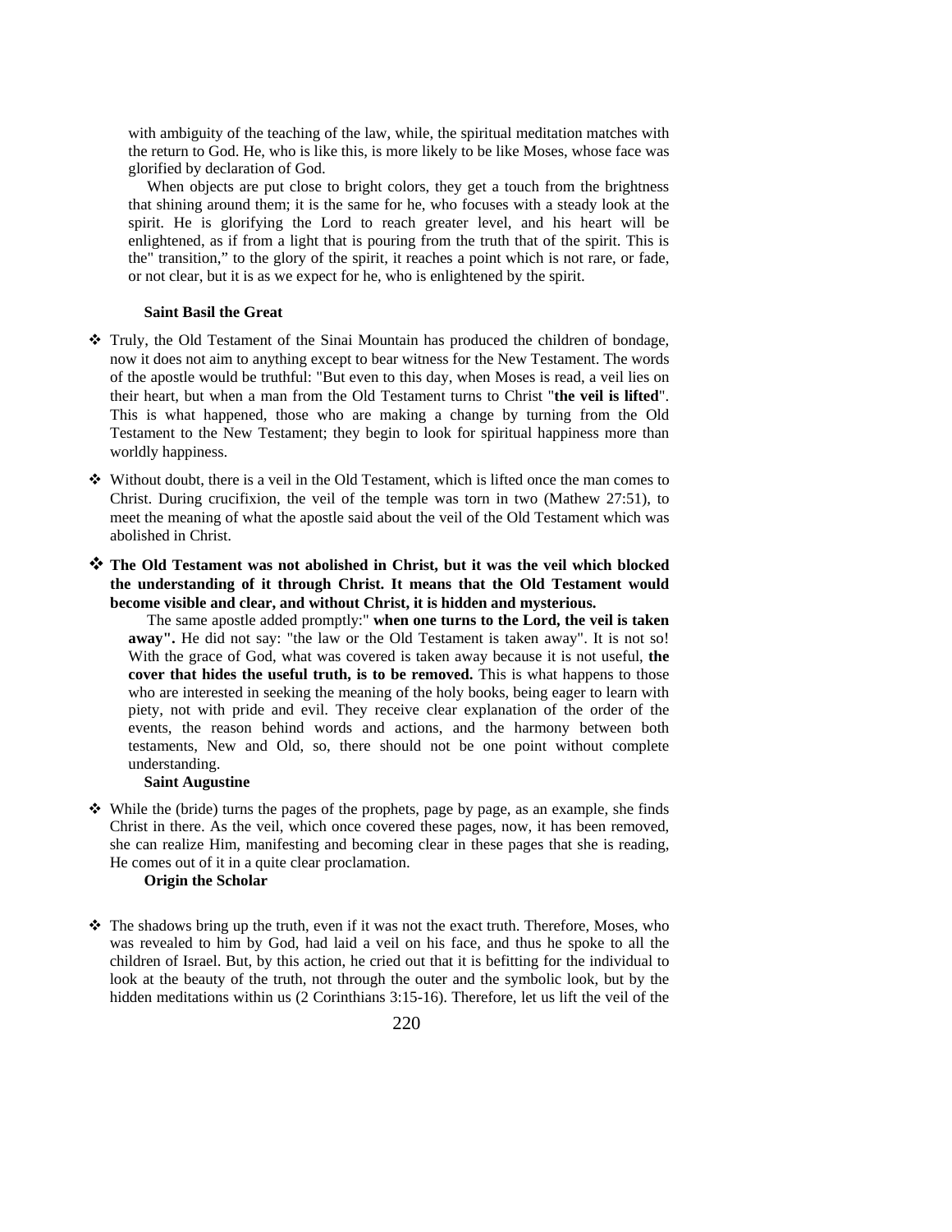with ambiguity of the teaching of the law, while, the spiritual meditation matches with the return to God. He, who is like this, is more likely to be like Moses, whose face was glorified by declaration of God.

When objects are put close to bright colors, they get a touch from the brightness that shining around them; it is the same for he, who focuses with a steady look at the spirit. He is glorifying the Lord to reach greater level, and his heart will be enlightened, as if from a light that is pouring from the truth that of the spirit. This is the" transition," to the glory of the spirit, it reaches a point which is not rare, or fade, or not clear, but it is as we expect for he, who is enlightened by the spirit.

**Saint Basil the Great**

❖ Truly, the Old Testament of the Sinai Mountain has produced the children of bondage, now it does not aim to anything except to bear witness for the New Testament. The words of the apostle would be truthful: "But even to this day, when Moses is read, a veil lies on their heart, but when a man from the Old Testament turns to Christ "**the veil is lifted**". This is what happened, those who are making a change by turning from the Old Testament to the New Testament; they begin to look for spiritual happiness more than worldly happiness.

❖ Without doubt, there is a veil in the Old Testament, which is lifted once the man comes to Christ. During crucifixion, the veil of the temple was torn in two (Mathew 27:51), to meet the meaning of what the apostle said about the veil of the Old Testament which was abolished in Christ.

❖ **The Old Testament was not abolished in Christ, but it was the veil which blocked the understanding of it through Christ. It means that the Old Testament would become visible and clear, and without Christ, it is hidden and mysterious.**

The same apostle added promptly:" **when one turns to the Lord, the veil is taken away".** He did not say: "the law or the Old Testament is taken away". It is not so! With the grace of God, what was covered is taken away because it is not useful, **the cover that hides the useful truth, is to be removed.** This is what happens to those who are interested in seeking the meaning of the holy books, being eager to learn with piety, not with pride and evil. They receive clear explanation of the order of the events, the reason behind words and actions, and the harmony between both testaments, New and Old, so, there should not be one point without complete understanding.

**Saint Augustine**

❖ While the (bride) turns the pages of the prophets, page by page, as an example, she finds Christ in there. As the veil, which once covered these pages, now, it has been removed, she can realize Him, manifesting and becoming clear in these pages that she is reading, He comes out of it in a quite clear proclamation.

**Origin the Scholar**

❖ The shadows bring up the truth, even if it was not the exact truth. Therefore, Moses, who was revealed to him by God, had laid a veil on his face, and thus he spoke to all the children of Israel. But, by this action, he cried out that it is befitting for the individual to look at the beauty of the truth, not through the outer and the symbolic look, but by the hidden meditations within us (2 Corinthians 3:15-16). Therefore, let us lift the veil of the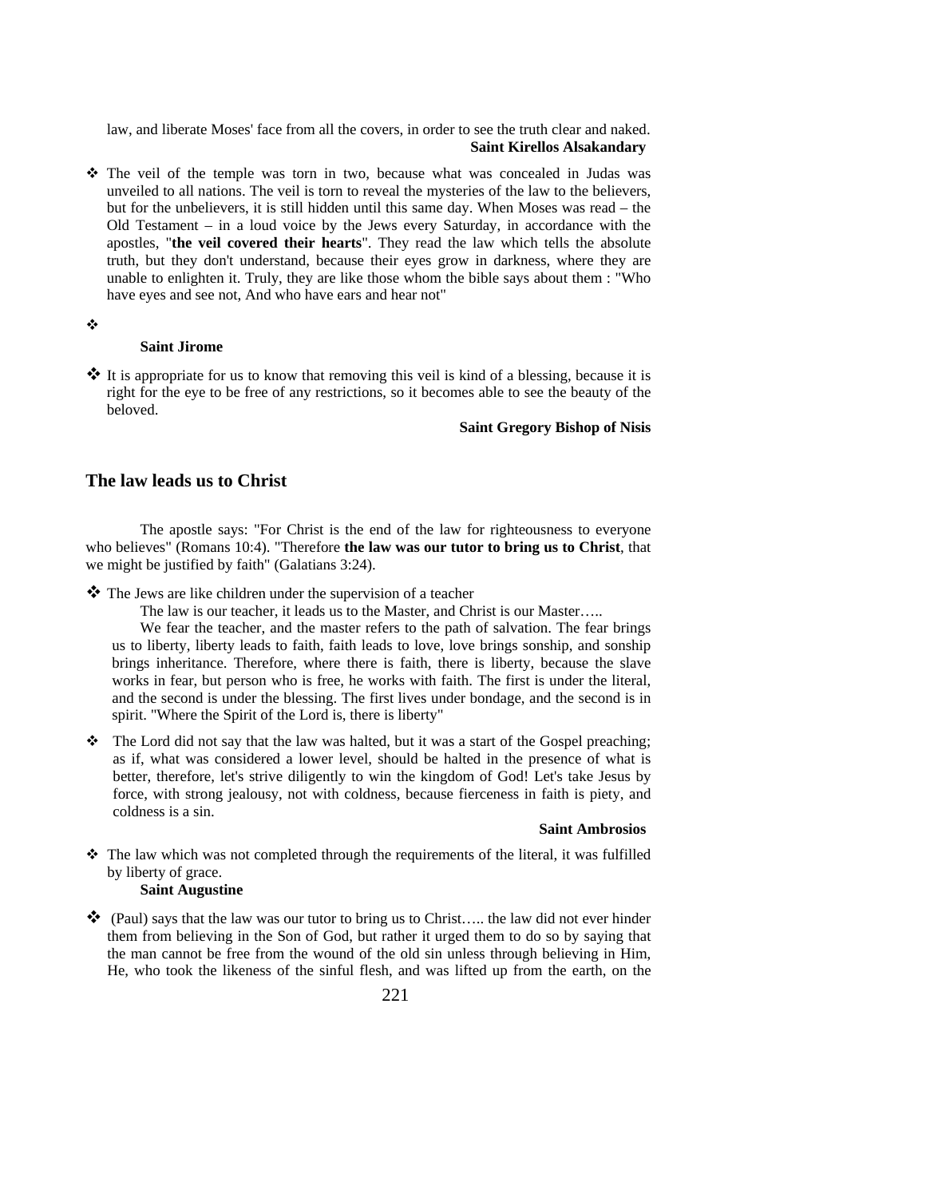law, and liberate Moses' face from all the covers, in order to see the truth clear and naked.

**Saint Kirellos Alsakandary**

- The veil of the temple was torn in two, because what was concealed in Judas was unveiled to all nations. The veil is torn to reveal the mysteries of the law to the believers, but for the unbelievers, it is still hidden until this same day. When Moses was read – the Old Testament – in a loud voice by the Jews every Saturday, in accordance with the apostles, "**the veil covered their hearts**". They read the law which tells the absolute truth, but they don't understand, because their eyes grow in darkness, where they are unable to enlighten it. Truly, they are like those whom the bible says about them : "Who have eyes and see not, And who have ears and hear not"

**Saint Jirome**

- It is appropriate for us to know that removing this veil is kind of a blessing, because it is right for the eye to be free of any restrictions, so it becomes able to see the beauty of the beloved.

**Saint Gregory Bishop of Nisis**

## The law leads us to Christ

The apostle says: "For Christ is the end of the law for righteousness to everyone who believes" (Romans 10:4). "Therefore **the law was our tutor to bring us to Christ**, that we might be justified by faith" (Galatians 3:24).

- The Jews are like children under the supervision of a teacher

  The law is our teacher, it leads us to the Master, and Christ is our Master…..

  We fear the teacher, and the master refers to the path of salvation. The fear brings us to liberty, liberty leads to faith, faith leads to love, love brings sonship, and sonship brings inheritance. Therefore, where there is faith, there is liberty, because the slave works in fear, but person who is free, he works with faith. The first is under the literal, and the second is under the blessing. The first lives under bondage, and the second is in spirit. "Where the Spirit of the Lord is, there is liberty"

- The Lord did not say that the law was halted, but it was a start of the Gospel preaching; as if, what was considered a lower level, should be halted in the presence of what is better, therefore, let's strive diligently to win the kingdom of God! Let's take Jesus by force, with strong jealousy, not with coldness, because fierceness in faith is piety, and coldness is a sin.

**Saint Ambrosios**

- The law which was not completed through the requirements of the literal, it was fulfilled by liberty of grace.

**Saint Augustine**

- (Paul) says that the law was our tutor to bring us to Christ….. the law did not ever hinder them from believing in the Son of God, but rather it urged them to do so by saying that the man cannot be free from the wound of the old sin unless through believing in Him, He, who took the likeness of the sinful flesh, and was lifted up from the earth, on the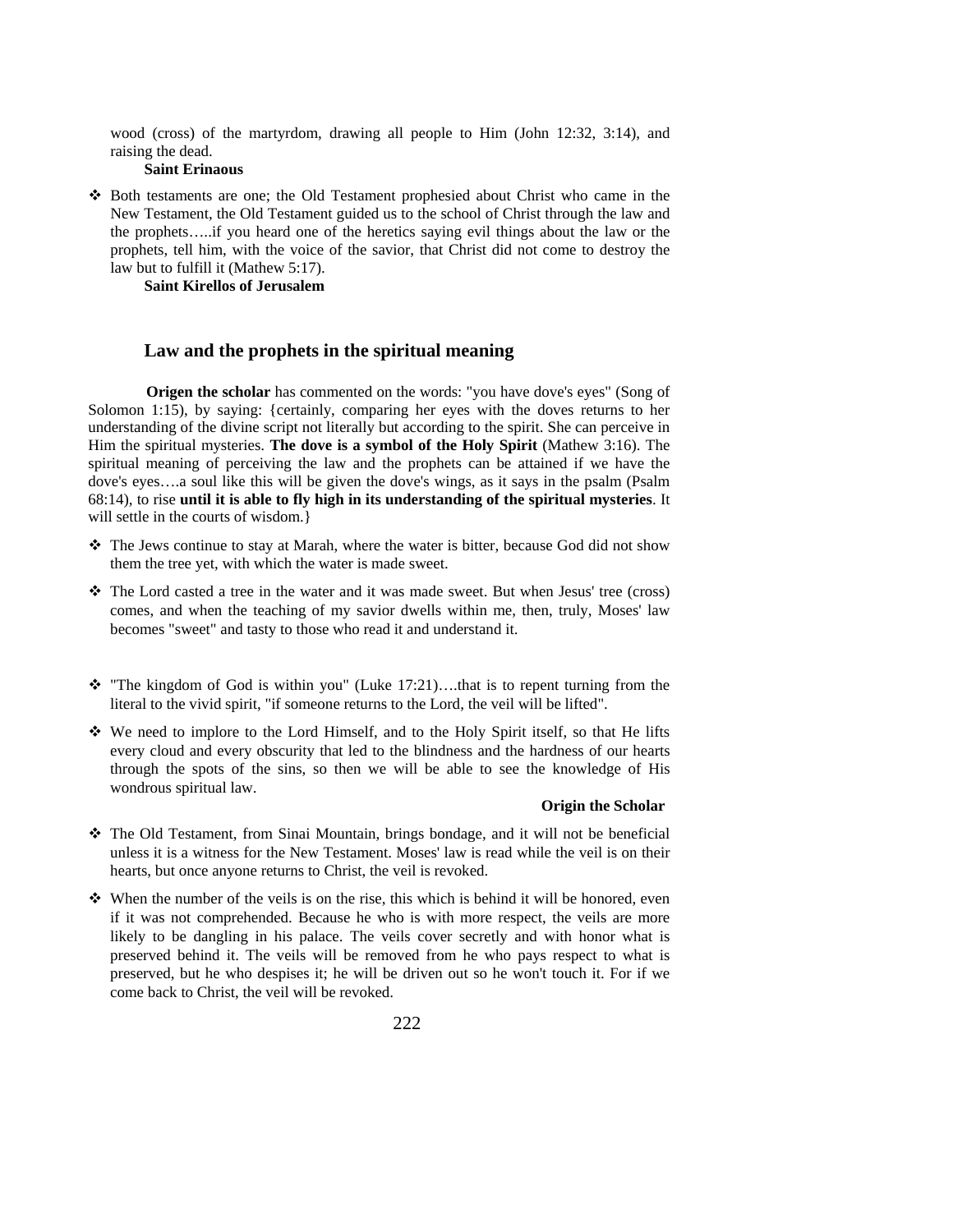wood (cross) of the martyrdom, drawing all people to Him (John 12:32, 3:14), and raising the dead.

**Saint Erinaous**

- ❖ Both testaments are one; the Old Testament prophesied about Christ who came in the New Testament, the Old Testament guided us to the school of Christ through the law and the prophets…..if you heard one of the heretics saying evil things about the law or the prophets, tell him, with the voice of the savior, that Christ did not come to destroy the law but to fulfill it (Mathew 5:17).

**Saint Kirellos of Jerusalem**

## Law and the prophets in the spiritual meaning

**Origen the scholar** has commented on the words: "you have dove's eyes" (Song of Solomon 1:15), by saying: {certainly, comparing her eyes with the doves returns to her understanding of the divine script not literally but according to the spirit. She can perceive in Him the spiritual mysteries. **The dove is a symbol of the Holy Spirit** (Mathew 3:16). The spiritual meaning of perceiving the law and the prophets can be attained if we have the dove's eyes….a soul like this will be given the dove's wings, as it says in the psalm (Psalm 68:14), to rise **until it is able to fly high in its understanding of the spiritual mysteries**. It will settle in the courts of wisdom.}

- ❖ The Jews continue to stay at Marah, where the water is bitter, because God did not show them the tree yet, with which the water is made sweet.
- ❖ The Lord casted a tree in the water and it was made sweet. But when Jesus' tree (cross) comes, and when the teaching of my savior dwells within me, then, truly, Moses' law becomes "sweet" and tasty to those who read it and understand it.
- ❖ "The kingdom of God is within you" (Luke 17:21)….that is to repent turning from the literal to the vivid spirit, "if someone returns to the Lord, the veil will be lifted".
- ❖ We need to implore to the Lord Himself, and to the Holy Spirit itself, so that He lifts every cloud and every obscurity that led to the blindness and the hardness of our hearts through the spots of the sins, so then we will be able to see the knowledge of His wondrous spiritual law.

**Origin the Scholar**

- ❖ The Old Testament, from Sinai Mountain, brings bondage, and it will not be beneficial unless it is a witness for the New Testament. Moses' law is read while the veil is on their hearts, but once anyone returns to Christ, the veil is revoked.
- ❖ When the number of the veils is on the rise, this which is behind it will be honored, even if it was not comprehended. Because he who is with more respect, the veils are more likely to be dangling in his palace. The veils cover secretly and with honor what is preserved behind it. The veils will be removed from he who pays respect to what is preserved, but he who despises it; he will be driven out so he won't touch it. For if we come back to Christ, the veil will be revoked.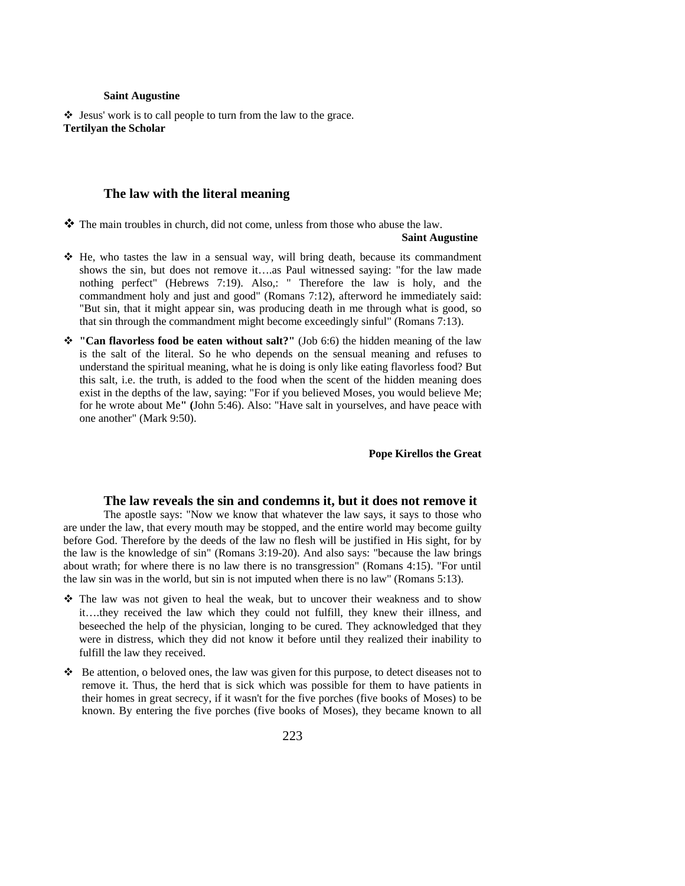**Saint Augustine**

❖ Jesus' work is to call people to turn from the law to the grace.
**Tertilyan the Scholar**

## The law with the literal meaning

❖ The main troubles in church, did not come, unless from those who abuse the law.

**Saint Augustine**

❖ He, who tastes the law in a sensual way, will bring death, because its commandment shows the sin, but does not remove it….as Paul witnessed saying: "for the law made nothing perfect" (Hebrews 7:19). Also,: " Therefore the law is holy, and the commandment holy and just and good" (Romans 7:12), afterword he immediately said: "But sin, that it might appear sin, was producing death in me through what is good, so that sin through the commandment might become exceedingly sinful" (Romans 7:13).

❖ **"Can flavorless food be eaten without salt?"** (Job 6:6) the hidden meaning of the law is the salt of the literal. So he who depends on the sensual meaning and refuses to understand the spiritual meaning, what he is doing is only like eating flavorless food? But this salt, i.e. the truth, is added to the food when the scent of the hidden meaning does exist in the depths of the law, saying: "For if you believed Moses, you would believe Me; for he wrote about Me**" (**John 5:46). Also: "Have salt in yourselves, and have peace with one another" (Mark 9:50).

**Pope Kirellos the Great**

## The law reveals the sin and condemns it, but it does not remove it

The apostle says: "Now we know that whatever the law says, it says to those who are under the law, that every mouth may be stopped, and the entire world may become guilty before God. Therefore by the deeds of the law no flesh will be justified in His sight, for by the law is the knowledge of sin" (Romans 3:19-20). And also says: "because the law brings about wrath; for where there is no law there is no transgression" (Romans 4:15). "For until the law sin was in the world, but sin is not imputed when there is no law" (Romans 5:13).

❖ The law was not given to heal the weak, but to uncover their weakness and to show it….they received the law which they could not fulfill, they knew their illness, and beseeched the help of the physician, longing to be cured. They acknowledged that they were in distress, which they did not know it before until they realized their inability to fulfill the law they received.

❖ Be attention, o beloved ones, the law was given for this purpose, to detect diseases not to remove it. Thus, the herd that is sick which was possible for them to have patients in their homes in great secrecy, if it wasn't for the five porches (five books of Moses) to be known. By entering the five porches (five books of Moses), they became known to all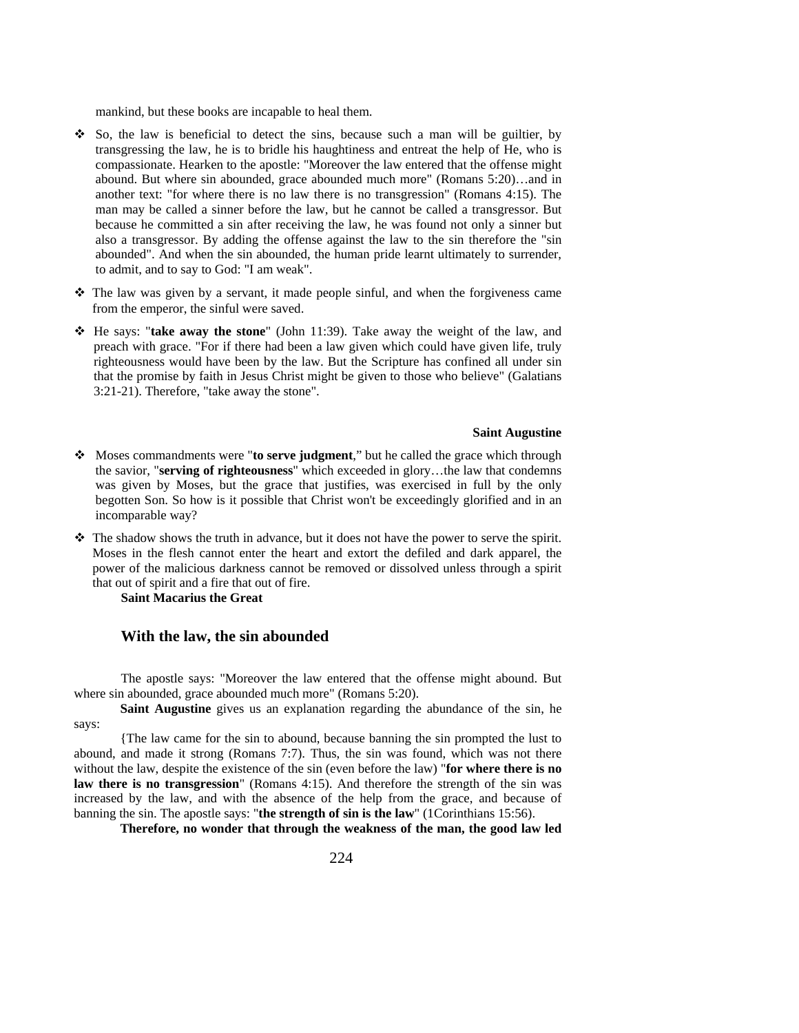mankind, but these books are incapable to heal them.

- So, the law is beneficial to detect the sins, because such a man will be guiltier, by transgressing the law, he is to bridle his haughtiness and entreat the help of He, who is compassionate. Hearken to the apostle: "Moreover the law entered that the offense might abound. But where sin abounded, grace abounded much more" (Romans 5:20)…and in another text: "for where there is no law there is no transgression" (Romans 4:15). The man may be called a sinner before the law, but he cannot be called a transgressor. But because he committed a sin after receiving the law, he was found not only a sinner but also a transgressor. By adding the offense against the law to the sin therefore the "sin abounded". And when the sin abounded, the human pride learnt ultimately to surrender, to admit, and to say to God: "I am weak".
- The law was given by a servant, it made people sinful, and when the forgiveness came from the emperor, the sinful were saved.
- He says: "**take away the stone**" (John 11:39). Take away the weight of the law, and preach with grace. "For if there had been a law given which could have given life, truly righteousness would have been by the law. But the Scripture has confined all under sin that the promise by faith in Jesus Christ might be given to those who believe" (Galatians 3:21-21). Therefore, "take away the stone".

**Saint Augustine**

- Moses commandments were "**to serve judgment**," but he called the grace which through the savior, "**serving of righteousness**" which exceeded in glory…the law that condemns was given by Moses, but the grace that justifies, was exercised in full by the only begotten Son. So how is it possible that Christ won't be exceedingly glorified and in an incomparable way?
- The shadow shows the truth in advance, but it does not have the power to serve the spirit. Moses in the flesh cannot enter the heart and extort the defiled and dark apparel, the power of the malicious darkness cannot be removed or dissolved unless through a spirit that out of spirit and a fire that out of fire.

**Saint Macarius the Great**

## With the law, the sin abounded

The apostle says: "Moreover the law entered that the offense might abound. But where sin abounded, grace abounded much more" (Romans 5:20).

**Saint Augustine** gives us an explanation regarding the abundance of the sin, he says:

{The law came for the sin to abound, because banning the sin prompted the lust to abound, and made it strong (Romans 7:7). Thus, the sin was found, which was not there without the law, despite the existence of the sin (even before the law) "**for where there is no law there is no transgression**" (Romans 4:15). And therefore the strength of the sin was increased by the law, and with the absence of the help from the grace, and because of banning the sin. The apostle says: "**the strength of sin is the law**" (1Corinthians 15:56).

**Therefore, no wonder that through the weakness of the man, the good law led**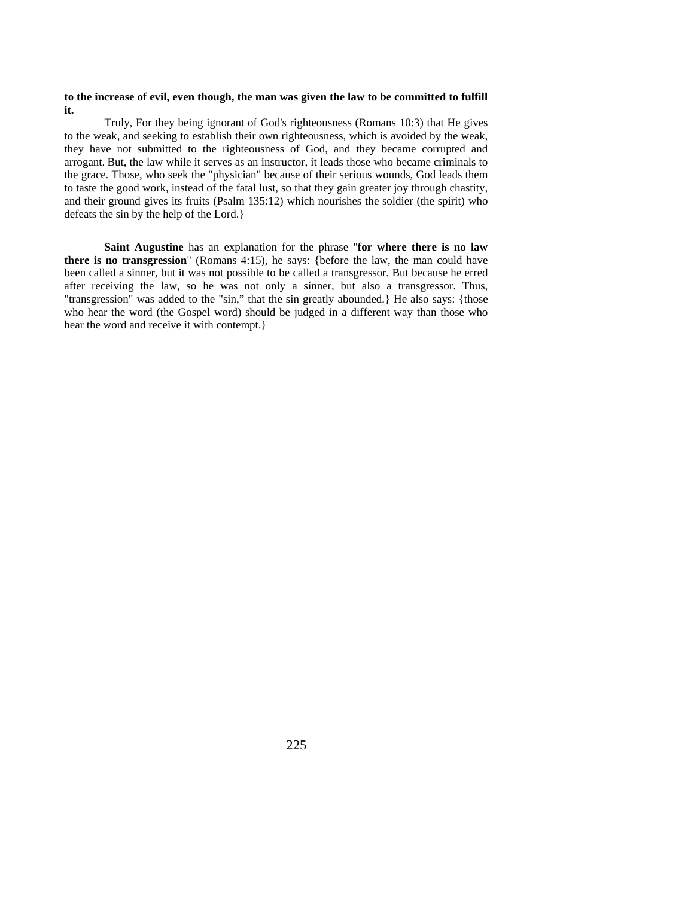**to the increase of evil, even though, the man was given the law to be committed to fulfill it.**

Truly, For they being ignorant of God's righteousness (Romans 10:3) that He gives to the weak, and seeking to establish their own righteousness, which is avoided by the weak, they have not submitted to the righteousness of God, and they became corrupted and arrogant. But, the law while it serves as an instructor, it leads those who became criminals to the grace. Those, who seek the "physician" because of their serious wounds, God leads them to taste the good work, instead of the fatal lust, so that they gain greater joy through chastity, and their ground gives its fruits (Psalm 135:12) which nourishes the soldier (the spirit) who defeats the sin by the help of the Lord.}

**Saint Augustine** has an explanation for the phrase "**for where there is no law there is no transgression**" (Romans 4:15), he says: {before the law, the man could have been called a sinner, but it was not possible to be called a transgressor. But because he erred after receiving the law, so he was not only a sinner, but also a transgressor. Thus, "transgression" was added to the "sin," that the sin greatly abounded.} He also says: {those who hear the word (the Gospel word) should be judged in a different way than those who hear the word and receive it with contempt.}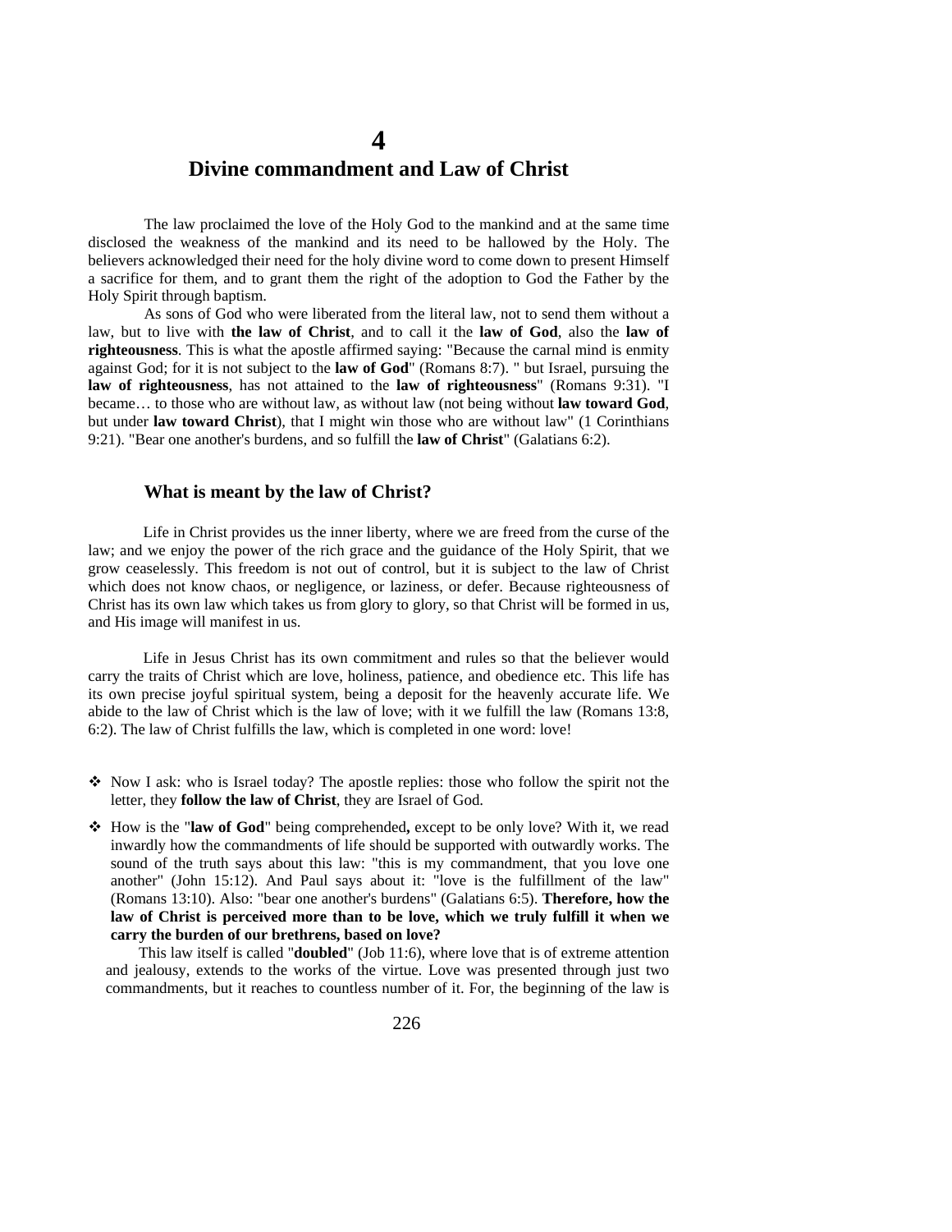# 4

# Divine commandment and Law of Christ

The law proclaimed the love of the Holy God to the mankind and at the same time disclosed the weakness of the mankind and its need to be hallowed by the Holy. The believers acknowledged their need for the holy divine word to come down to present Himself a sacrifice for them, and to grant them the right of the adoption to God the Father by the Holy Spirit through baptism.

As sons of God who were liberated from the literal law, not to send them without a law, but to live with **the law of Christ**, and to call it the **law of God**, also the **law of righteousness**. This is what the apostle affirmed saying: "Because the carnal mind is enmity against God; for it is not subject to the **law of God**" (Romans 8:7). " but Israel, pursuing the **law of righteousness**, has not attained to the **law of righteousness**" (Romans 9:31). "I became… to those who are without law, as without law (not being without **law toward God**, but under **law toward Christ**), that I might win those who are without law" (1 Corinthians 9:21). "Bear one another's burdens, and so fulfill the **law of Christ**" (Galatians 6:2).

### What is meant by the law of Christ?

Life in Christ provides us the inner liberty, where we are freed from the curse of the law; and we enjoy the power of the rich grace and the guidance of the Holy Spirit, that we grow ceaselessly. This freedom is not out of control, but it is subject to the law of Christ which does not know chaos, or negligence, or laziness, or defer. Because righteousness of Christ has its own law which takes us from glory to glory, so that Christ will be formed in us, and His image will manifest in us.

Life in Jesus Christ has its own commitment and rules so that the believer would carry the traits of Christ which are love, holiness, patience, and obedience etc. This life has its own precise joyful spiritual system, being a deposit for the heavenly accurate life. We abide to the law of Christ which is the law of love; with it we fulfill the law (Romans 13:8, 6:2). The law of Christ fulfills the law, which is completed in one word: love!

- Now I ask: who is Israel today? The apostle replies: those who follow the spirit not the letter, they **follow the law of Christ**, they are Israel of God.
- How is the "**law of God**" being comprehended**,** except to be only love? With it, we read inwardly how the commandments of life should be supported with outwardly works. The sound of the truth says about this law: "this is my commandment, that you love one another" (John 15:12). And Paul says about it: "love is the fulfillment of the law" (Romans 13:10). Also: "bear one another's burdens" (Galatians 6:5). **Therefore, how the law of Christ is perceived more than to be love, which we truly fulfill it when we carry the burden of our brethrens, based on love?**

  This law itself is called "**doubled**" (Job 11:6), where love that is of extreme attention and jealousy, extends to the works of the virtue. Love was presented through just two commandments, but it reaches to countless number of it. For, the beginning of the law is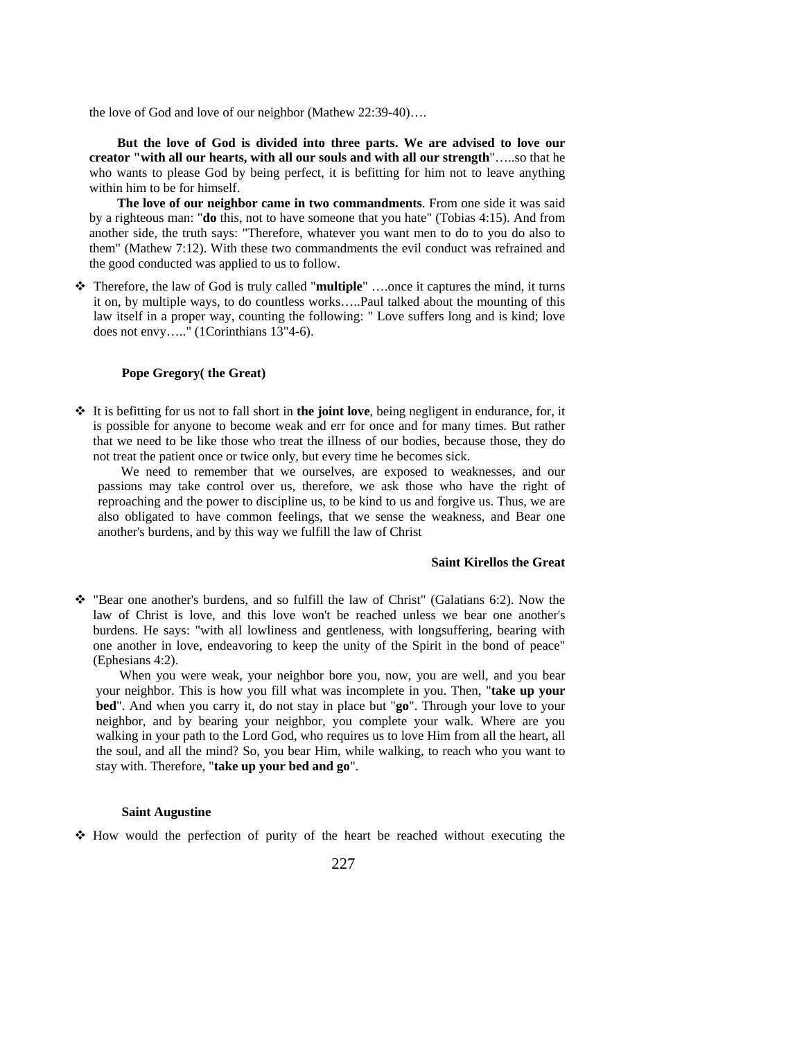the love of God and love of our neighbor (Mathew 22:39-40)….

**But the love of God is divided into three parts. We are advised to love our creator "with all our hearts, with all our souls and with all our strength**"…..so that he who wants to please God by being perfect, it is befitting for him not to leave anything within him to be for himself.

**The love of our neighbor came in two commandments**. From one side it was said by a righteous man: "**do** this, not to have someone that you hate" (Tobias 4:15). And from another side, the truth says: "Therefore, whatever you want men to do to you do also to them" (Mathew 7:12). With these two commandments the evil conduct was refrained and the good conducted was applied to us to follow.

❖ Therefore, the law of God is truly called "**multiple**" ….once it captures the mind, it turns it on, by multiple ways, to do countless works…..Paul talked about the mounting of this law itself in a proper way, counting the following: " Love suffers long and is kind; love does not envy….." (1Corinthians 13"4-6).

**Pope Gregory( the Great)**

❖ It is befitting for us not to fall short in **the joint love**, being negligent in endurance, for, it is possible for anyone to become weak and err for once and for many times. But rather that we need to be like those who treat the illness of our bodies, because those, they do not treat the patient once or twice only, but every time he becomes sick.

We need to remember that we ourselves, are exposed to weaknesses, and our passions may take control over us, therefore, we ask those who have the right of reproaching and the power to discipline us, to be kind to us and forgive us. Thus, we are also obligated to have common feelings, that we sense the weakness, and Bear one another's burdens, and by this way we fulfill the law of Christ

**Saint Kirellos the Great**

❖ "Bear one another's burdens, and so fulfill the law of Christ" (Galatians 6:2). Now the law of Christ is love, and this love won't be reached unless we bear one another's burdens. He says: "with all lowliness and gentleness, with longsuffering, bearing with one another in love, endeavoring to keep the unity of the Spirit in the bond of peace" (Ephesians 4:2).

When you were weak, your neighbor bore you, now, you are well, and you bear your neighbor. This is how you fill what was incomplete in you. Then, "**take up your bed**". And when you carry it, do not stay in place but "**go**". Through your love to your neighbor, and by bearing your neighbor, you complete your walk. Where are you walking in your path to the Lord God, who requires us to love Him from all the heart, all the soul, and all the mind? So, you bear Him, while walking, to reach who you want to stay with. Therefore, "**take up your bed and go**".

**Saint Augustine**

❖ How would the perfection of purity of the heart be reached without executing the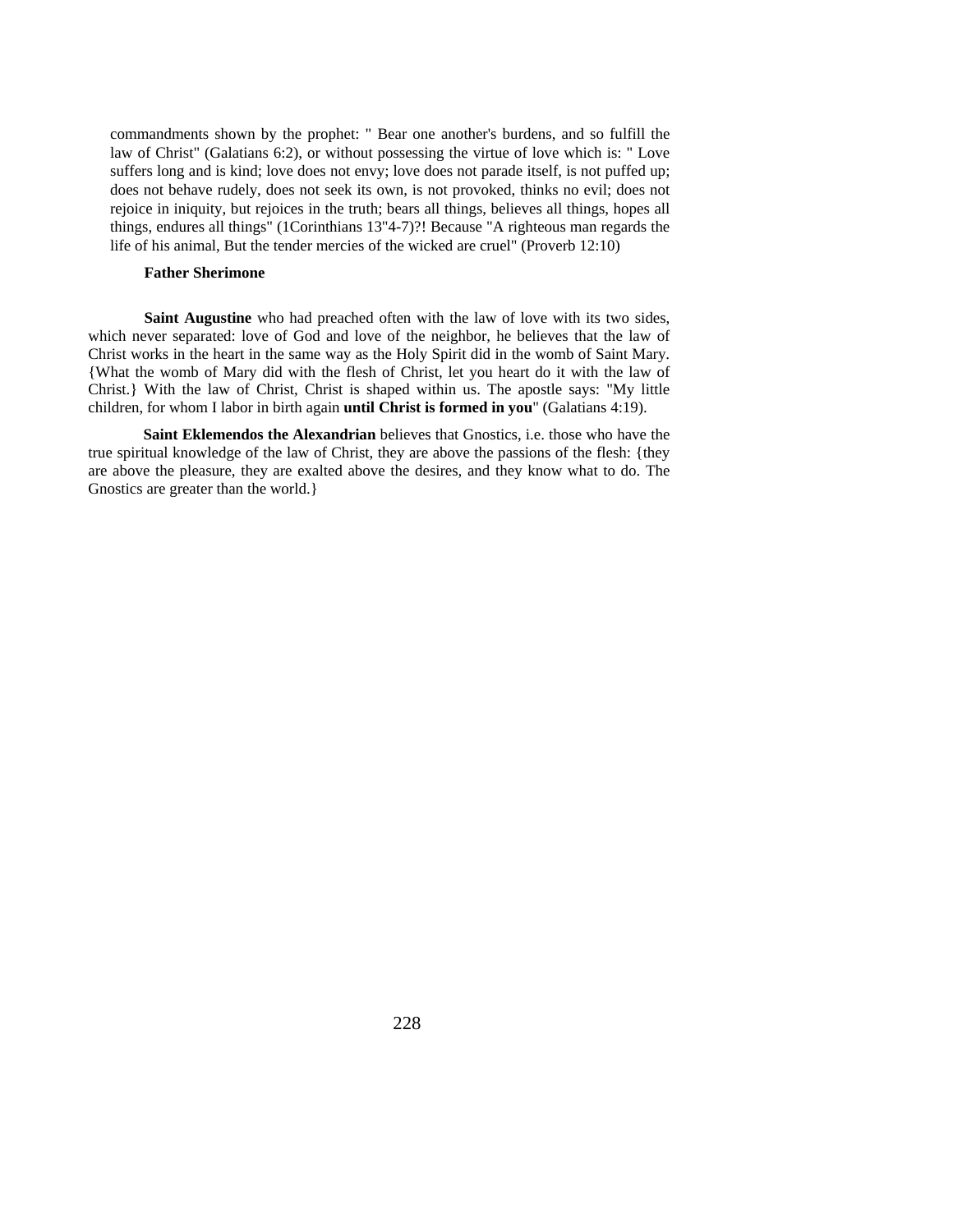commandments shown by the prophet: " Bear one another's burdens, and so fulfill the law of Christ" (Galatians 6:2), or without possessing the virtue of love which is: " Love suffers long and is kind; love does not envy; love does not parade itself, is not puffed up; does not behave rudely, does not seek its own, is not provoked, thinks no evil; does not rejoice in iniquity, but rejoices in the truth; bears all things, believes all things, hopes all things, endures all things" (1Corinthians 13"4-7)?! Because "A righteous man regards the life of his animal, But the tender mercies of the wicked are cruel" (Proverb 12:10)

**Father Sherimone**

**Saint Augustine** who had preached often with the law of love with its two sides, which never separated: love of God and love of the neighbor, he believes that the law of Christ works in the heart in the same way as the Holy Spirit did in the womb of Saint Mary. {What the womb of Mary did with the flesh of Christ, let you heart do it with the law of Christ.} With the law of Christ, Christ is shaped within us. The apostle says: "My little children, for whom I labor in birth again **until Christ is formed in you**" (Galatians 4:19).

**Saint Eklemendos the Alexandrian** believes that Gnostics, i.e. those who have the true spiritual knowledge of the law of Christ, they are above the passions of the flesh: {they are above the pleasure, they are exalted above the desires, and they know what to do. The Gnostics are greater than the world.}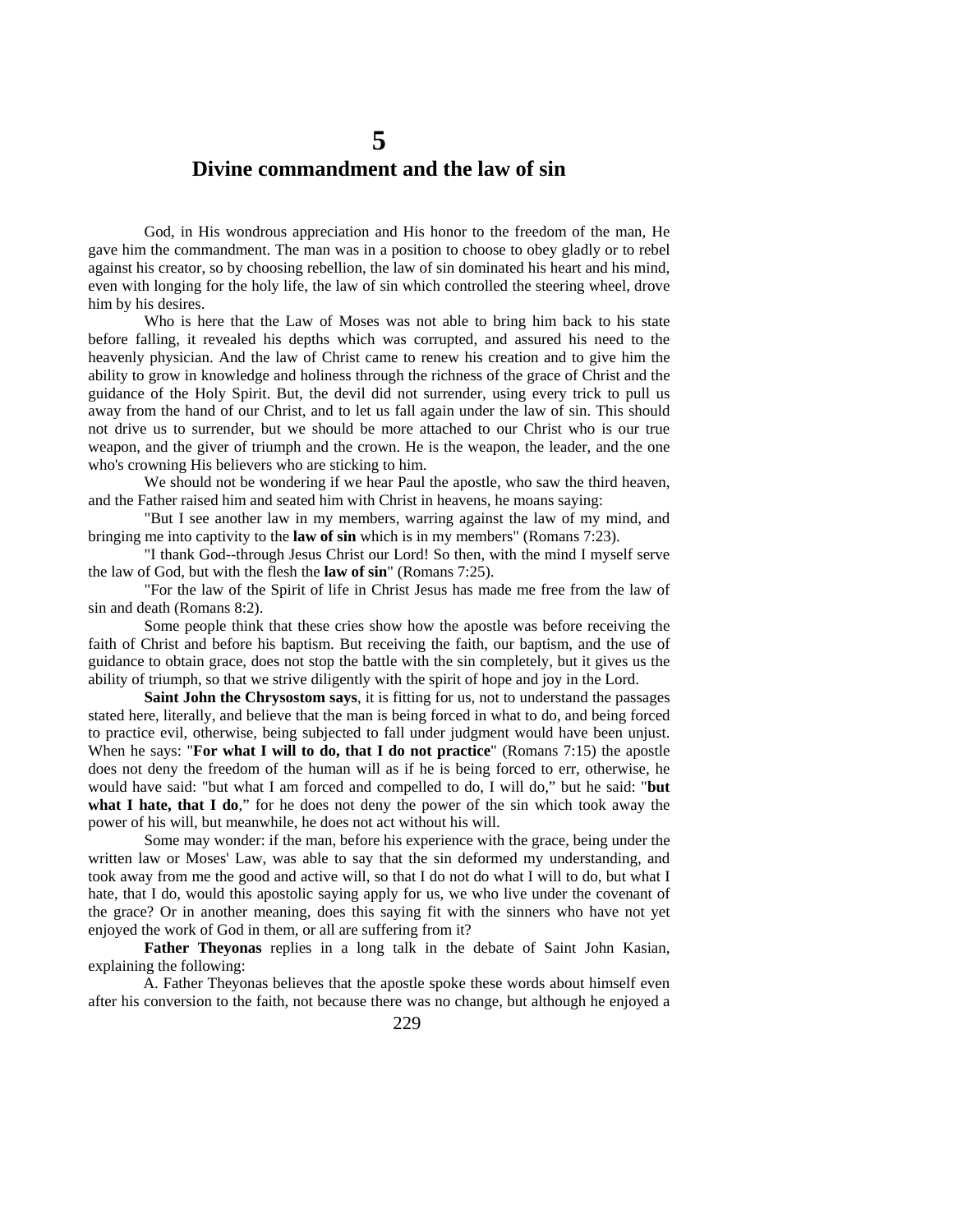# 5

# Divine commandment and the law of sin

God, in His wondrous appreciation and His honor to the freedom of the man, He gave him the commandment. The man was in a position to choose to obey gladly or to rebel against his creator, so by choosing rebellion, the law of sin dominated his heart and his mind, even with longing for the holy life, the law of sin which controlled the steering wheel, drove him by his desires.

Who is here that the Law of Moses was not able to bring him back to his state before falling, it revealed his depths which was corrupted, and assured his need to the heavenly physician. And the law of Christ came to renew his creation and to give him the ability to grow in knowledge and holiness through the richness of the grace of Christ and the guidance of the Holy Spirit. But, the devil did not surrender, using every trick to pull us away from the hand of our Christ, and to let us fall again under the law of sin. This should not drive us to surrender, but we should be more attached to our Christ who is our true weapon, and the giver of triumph and the crown. He is the weapon, the leader, and the one who's crowning His believers who are sticking to him.

We should not be wondering if we hear Paul the apostle, who saw the third heaven, and the Father raised him and seated him with Christ in heavens, he moans saying:

"But I see another law in my members, warring against the law of my mind, and bringing me into captivity to the **law of sin** which is in my members" (Romans 7:23).

"I thank God--through Jesus Christ our Lord! So then, with the mind I myself serve the law of God, but with the flesh the **law of sin**" (Romans 7:25).

"For the law of the Spirit of life in Christ Jesus has made me free from the law of sin and death (Romans 8:2).

Some people think that these cries show how the apostle was before receiving the faith of Christ and before his baptism. But receiving the faith, our baptism, and the use of guidance to obtain grace, does not stop the battle with the sin completely, but it gives us the ability of triumph, so that we strive diligently with the spirit of hope and joy in the Lord.

**Saint John the Chrysostom says**, it is fitting for us, not to understand the passages stated here, literally, and believe that the man is being forced in what to do, and being forced to practice evil, otherwise, being subjected to fall under judgment would have been unjust. When he says: "**For what I will to do, that I do not practice**" (Romans 7:15) the apostle does not deny the freedom of the human will as if he is being forced to err, otherwise, he would have said: "but what I am forced and compelled to do, I will do," but he said: "**but what I hate, that I do**," for he does not deny the power of the sin which took away the power of his will, but meanwhile, he does not act without his will.

Some may wonder: if the man, before his experience with the grace, being under the written law or Moses' Law, was able to say that the sin deformed my understanding, and took away from me the good and active will, so that I do not do what I will to do, but what I hate, that I do, would this apostolic saying apply for us, we who live under the covenant of the grace? Or in another meaning, does this saying fit with the sinners who have not yet enjoyed the work of God in them, or all are suffering from it?

**Father Theyonas** replies in a long talk in the debate of Saint John Kasian, explaining the following:

A. Father Theyonas believes that the apostle spoke these words about himself even after his conversion to the faith, not because there was no change, but although he enjoyed a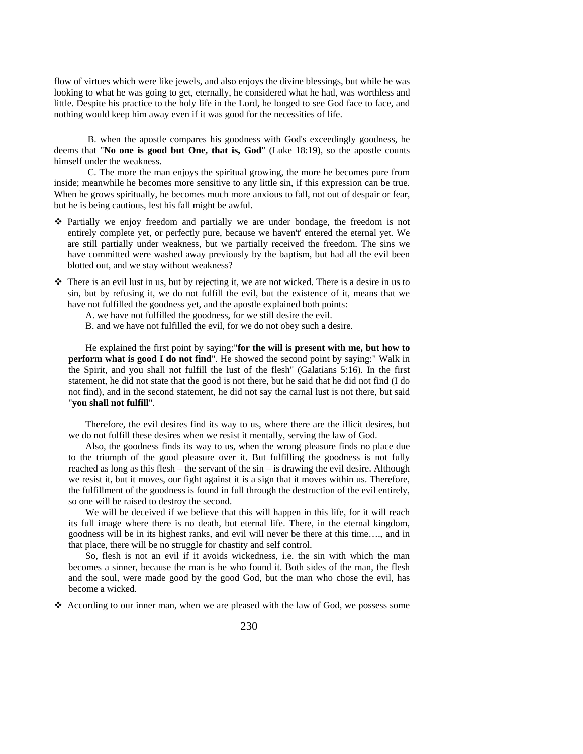flow of virtues which were like jewels, and also enjoys the divine blessings, but while he was looking to what he was going to get, eternally, he considered what he had, was worthless and little. Despite his practice to the holy life in the Lord, he longed to see God face to face, and nothing would keep him away even if it was good for the necessities of life.

B. when the apostle compares his goodness with God's exceedingly goodness, he deems that "**No one is good but One, that is, God**" (Luke 18:19), so the apostle counts himself under the weakness.

C. The more the man enjoys the spiritual growing, the more he becomes pure from inside; meanwhile he becomes more sensitive to any little sin, if this expression can be true. When he grows spiritually, he becomes much more anxious to fall, not out of despair or fear, but he is being cautious, lest his fall might be awful.

- Partially we enjoy freedom and partially we are under bondage, the freedom is not entirely complete yet, or perfectly pure, because we haven't' entered the eternal yet. We are still partially under weakness, but we partially received the freedom. The sins we have committed were washed away previously by the baptism, but had all the evil been blotted out, and we stay without weakness?
- There is an evil lust in us, but by rejecting it, we are not wicked. There is a desire in us to sin, but by refusing it, we do not fulfill the evil, but the existence of it, means that we have not fulfilled the goodness yet, and the apostle explained both points:
  A. we have not fulfilled the goodness, for we still desire the evil.
  B. and we have not fulfilled the evil, for we do not obey such a desire.

  He explained the first point by saying:"**for the will is present with me, but how to perform what is good I do not find**". He showed the second point by saying:" Walk in the Spirit, and you shall not fulfill the lust of the flesh" (Galatians 5:16). In the first statement, he did not state that the good is not there, but he said that he did not find (I do not find), and in the second statement, he did not say the carnal lust is not there, but said "**you shall not fulfill**".

  Therefore, the evil desires find its way to us, where there are the illicit desires, but we do not fulfill these desires when we resist it mentally, serving the law of God.

  Also, the goodness finds its way to us, when the wrong pleasure finds no place due to the triumph of the good pleasure over it. But fulfilling the goodness is not fully reached as long as this flesh – the servant of the sin – is drawing the evil desire. Although we resist it, but it moves, our fight against it is a sign that it moves within us. Therefore, the fulfillment of the goodness is found in full through the destruction of the evil entirely, so one will be raised to destroy the second.

  We will be deceived if we believe that this will happen in this life, for it will reach its full image where there is no death, but eternal life. There, in the eternal kingdom, goodness will be in its highest ranks, and evil will never be there at this time…., and in that place, there will be no struggle for chastity and self control.

  So, flesh is not an evil if it avoids wickedness, i.e. the sin with which the man becomes a sinner, because the man is he who found it. Both sides of the man, the flesh and the soul, were made good by the good God, but the man who chose the evil, has become a wicked.
- According to our inner man, when we are pleased with the law of God, we possess some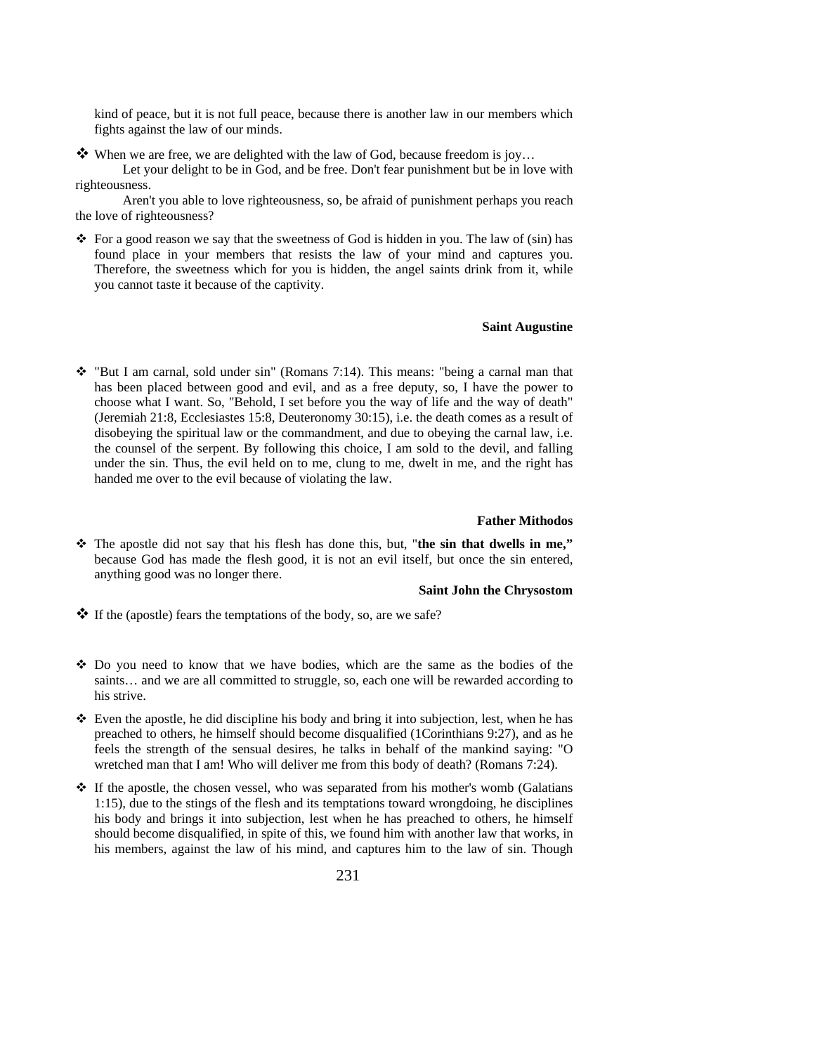kind of peace, but it is not full peace, because there is another law in our members which fights against the law of our minds.

❖ When we are free, we are delighted with the law of God, because freedom is joy…

Let your delight to be in God, and be free. Don't fear punishment but be in love with righteousness.

Aren't you able to love righteousness, so, be afraid of punishment perhaps you reach the love of righteousness?

❖ For a good reason we say that the sweetness of God is hidden in you. The law of (sin) has found place in your members that resists the law of your mind and captures you. Therefore, the sweetness which for you is hidden, the angel saints drink from it, while you cannot taste it because of the captivity.

**Saint Augustine**

❖ "But I am carnal, sold under sin" (Romans 7:14). This means: "being a carnal man that has been placed between good and evil, and as a free deputy, so, I have the power to choose what I want. So, "Behold, I set before you the way of life and the way of death" (Jeremiah 21:8, Ecclesiastes 15:8, Deuteronomy 30:15), i.e. the death comes as a result of disobeying the spiritual law or the commandment, and due to obeying the carnal law, i.e. the counsel of the serpent. By following this choice, I am sold to the devil, and falling under the sin. Thus, the evil held on to me, clung to me, dwelt in me, and the right has handed me over to the evil because of violating the law.

**Father Mithodos**

❖ The apostle did not say that his flesh has done this, but, "**the sin that dwells in me,"** because God has made the flesh good, it is not an evil itself, but once the sin entered, anything good was no longer there.

**Saint John the Chrysostom**

❖ If the (apostle) fears the temptations of the body, so, are we safe?

❖ Do you need to know that we have bodies, which are the same as the bodies of the saints… and we are all committed to struggle, so, each one will be rewarded according to his strive.

❖ Even the apostle, he did discipline his body and bring it into subjection, lest, when he has preached to others, he himself should become disqualified (1Corinthians 9:27), and as he feels the strength of the sensual desires, he talks in behalf of the mankind saying: "O wretched man that I am! Who will deliver me from this body of death? (Romans 7:24).

❖ If the apostle, the chosen vessel, who was separated from his mother's womb (Galatians 1:15), due to the stings of the flesh and its temptations toward wrongdoing, he disciplines his body and brings it into subjection, lest when he has preached to others, he himself should become disqualified, in spite of this, we found him with another law that works, in his members, against the law of his mind, and captures him to the law of sin. Though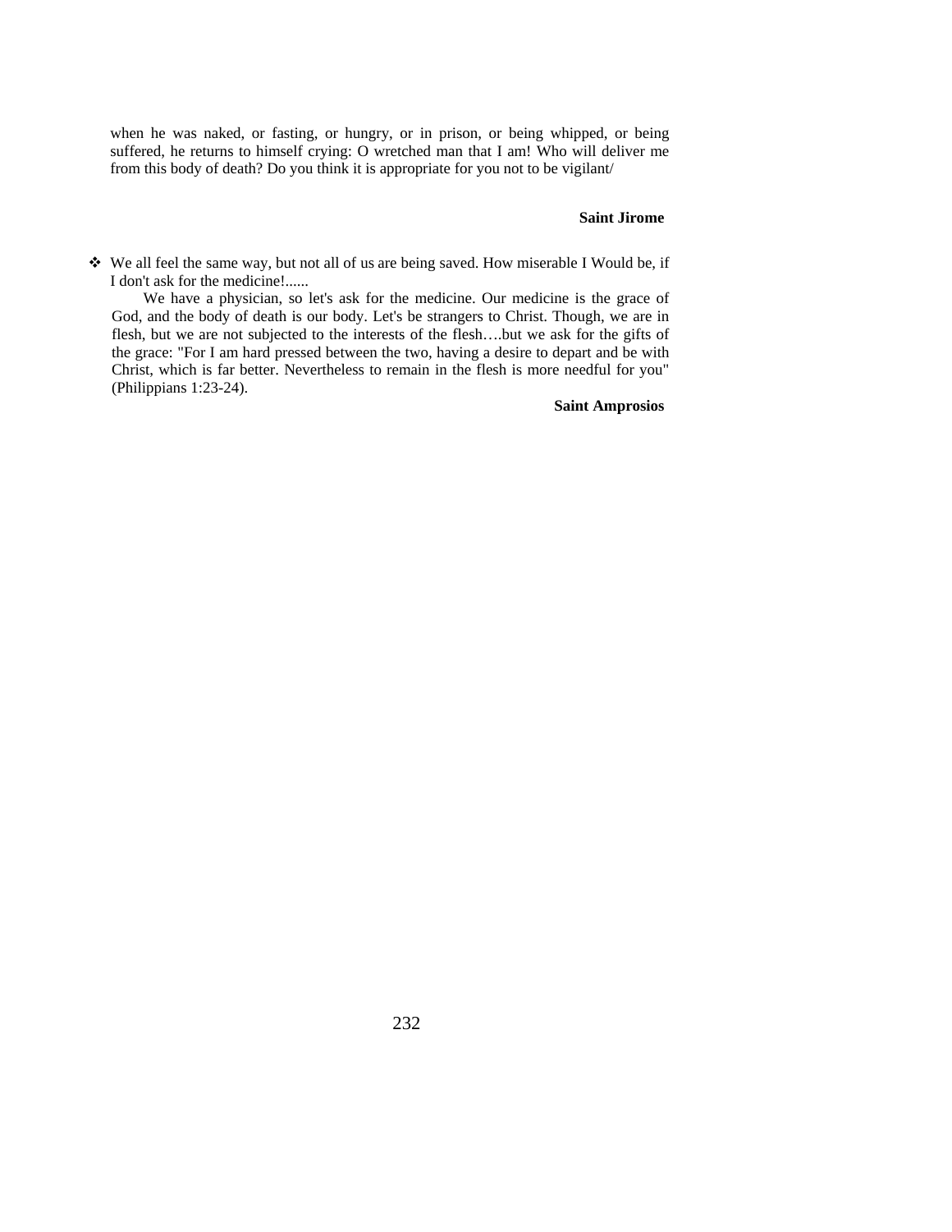when he was naked, or fasting, or hungry, or in prison, or being whipped, or being suffered, he returns to himself crying: O wretched man that I am! Who will deliver me from this body of death? Do you think it is appropriate for you not to be vigilant/

**Saint Jirome**

❖ We all feel the same way, but not all of us are being saved. How miserable I Would be, if I don't ask for the medicine!......

We have a physician, so let's ask for the medicine. Our medicine is the grace of God, and the body of death is our body. Let's be strangers to Christ. Though, we are in flesh, but we are not subjected to the interests of the flesh….but we ask for the gifts of the grace: "For I am hard pressed between the two, having a desire to depart and be with Christ, which is far better. Nevertheless to remain in the flesh is more needful for you" (Philippians 1:23-24).

**Saint Amprosios**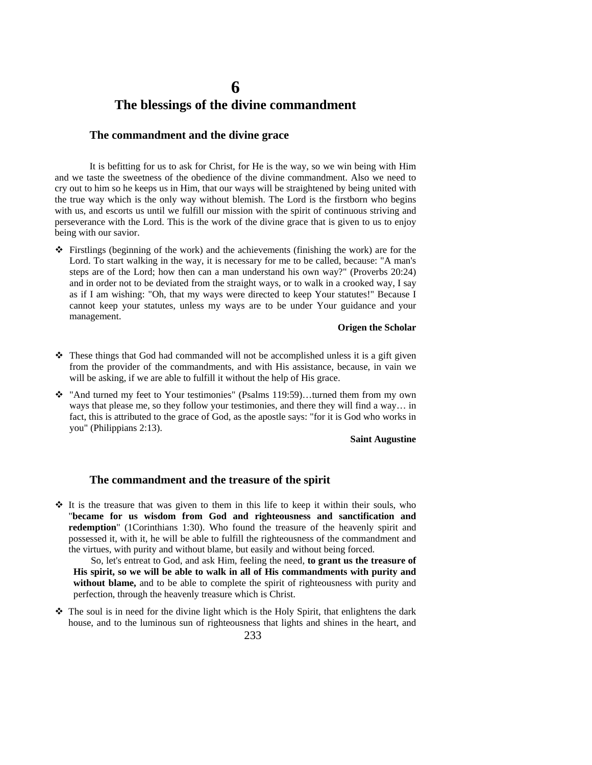# 6

# The blessings of the divine commandment

## The commandment and the divine grace

It is befitting for us to ask for Christ, for He is the way, so we win being with Him and we taste the sweetness of the obedience of the divine commandment. Also we need to cry out to him so he keeps us in Him, that our ways will be straightened by being united with the true way which is the only way without blemish. The Lord is the firstborn who begins with us, and escorts us until we fulfill our mission with the spirit of continuous striving and perseverance with the Lord. This is the work of the divine grace that is given to us to enjoy being with our savior.

- Firstlings (beginning of the work) and the achievements (finishing the work) are for the Lord. To start walking in the way, it is necessary for me to be called, because: "A man's steps are of the Lord; how then can a man understand his own way?" (Proverbs 20:24) and in order not to be deviated from the straight ways, or to walk in a crooked way, I say as if I am wishing: "Oh, that my ways were directed to keep Your statutes!" Because I cannot keep your statutes, unless my ways are to be under Your guidance and your management.

**Origen the Scholar**

- These things that God had commanded will not be accomplished unless it is a gift given from the provider of the commandments, and with His assistance, because, in vain we will be asking, if we are able to fulfill it without the help of His grace.
- "And turned my feet to Your testimonies" (Psalms 119:59)…turned them from my own ways that please me, so they follow your testimonies, and there they will find a way… in fact, this is attributed to the grace of God, as the apostle says: "for it is God who works in you" (Philippians 2:13).

**Saint Augustine**

## The commandment and the treasure of the spirit

- It is the treasure that was given to them in this life to keep it within their souls, who "**became for us wisdom from God and righteousness and sanctification and redemption**" (1Corinthians 1:30). Who found the treasure of the heavenly spirit and possessed it, with it, he will be able to fulfill the righteousness of the commandment and the virtues, with purity and without blame, but easily and without being forced.

  So, let's entreat to God, and ask Him, feeling the need, **to grant us the treasure of His spirit, so we will be able to walk in all of His commandments with purity and without blame,** and to be able to complete the spirit of righteousness with purity and perfection, through the heavenly treasure which is Christ.

- The soul is in need for the divine light which is the Holy Spirit, that enlightens the dark house, and to the luminous sun of righteousness that lights and shines in the heart, and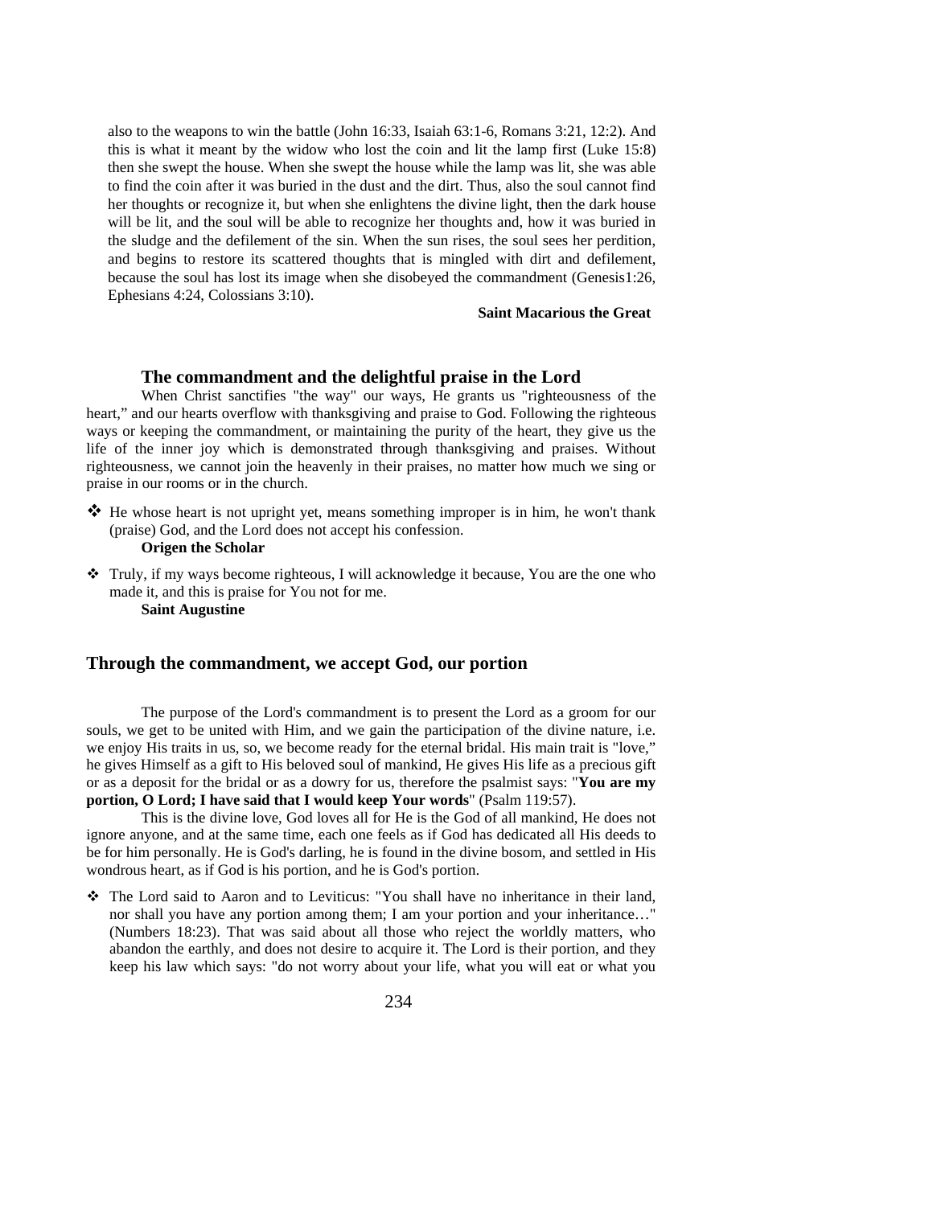also to the weapons to win the battle (John 16:33, Isaiah 63:1-6, Romans 3:21, 12:2). And this is what it meant by the widow who lost the coin and lit the lamp first (Luke 15:8) then she swept the house. When she swept the house while the lamp was lit, she was able to find the coin after it was buried in the dust and the dirt. Thus, also the soul cannot find her thoughts or recognize it, but when she enlightens the divine light, then the dark house will be lit, and the soul will be able to recognize her thoughts and, how it was buried in the sludge and the defilement of the sin. When the sun rises, the soul sees her perdition, and begins to restore its scattered thoughts that is mingled with dirt and defilement, because the soul has lost its image when she disobeyed the commandment (Genesis1:26, Ephesians 4:24, Colossians 3:10).

**Saint Macarious the Great**

### The commandment and the delightful praise in the Lord

When Christ sanctifies "the way" our ways, He grants us "righteousness of the heart," and our hearts overflow with thanksgiving and praise to God. Following the righteous ways or keeping the commandment, or maintaining the purity of the heart, they give us the life of the inner joy which is demonstrated through thanksgiving and praises. Without righteousness, we cannot join the heavenly in their praises, no matter how much we sing or praise in our rooms or in the church.

❖ He whose heart is not upright yet, means something improper is in him, he won't thank (praise) God, and the Lord does not accept his confession.
**Origen the Scholar**

❖ Truly, if my ways become righteous, I will acknowledge it because, You are the one who made it, and this is praise for You not for me.
**Saint Augustine**

## Through the commandment, we accept God, our portion

The purpose of the Lord's commandment is to present the Lord as a groom for our souls, we get to be united with Him, and we gain the participation of the divine nature, i.e. we enjoy His traits in us, so, we become ready for the eternal bridal. His main trait is "love," he gives Himself as a gift to His beloved soul of mankind, He gives His life as a precious gift or as a deposit for the bridal or as a dowry for us, therefore the psalmist says: "**You are my portion, O Lord; I have said that I would keep Your words**" (Psalm 119:57).

This is the divine love, God loves all for He is the God of all mankind, He does not ignore anyone, and at the same time, each one feels as if God has dedicated all His deeds to be for him personally. He is God's darling, he is found in the divine bosom, and settled in His wondrous heart, as if God is his portion, and he is God's portion.

❖ The Lord said to Aaron and to Leviticus: "You shall have no inheritance in their land, nor shall you have any portion among them; I am your portion and your inheritance…" (Numbers 18:23). That was said about all those who reject the worldly matters, who abandon the earthly, and does not desire to acquire it. The Lord is their portion, and they keep his law which says: "do not worry about your life, what you will eat or what you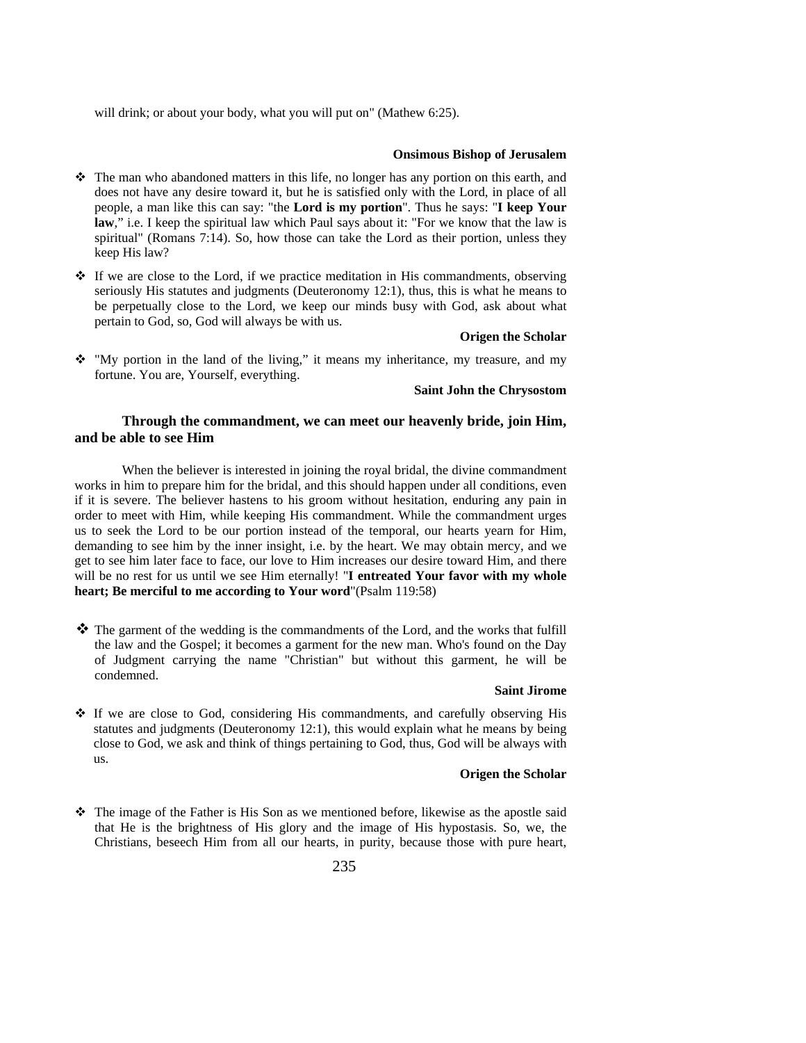will drink; or about your body, what you will put on" (Mathew 6:25).

**Onsimous Bishop of Jerusalem**

- ❖ The man who abandoned matters in this life, no longer has any portion on this earth, and does not have any desire toward it, but he is satisfied only with the Lord, in place of all people, a man like this can say: "the **Lord is my portion**". Thus he says: "**I keep Your law**," i.e. I keep the spiritual law which Paul says about it: "For we know that the law is spiritual" (Romans 7:14). So, how those can take the Lord as their portion, unless they keep His law?

- ❖ If we are close to the Lord, if we practice meditation in His commandments, observing seriously His statutes and judgments (Deuteronomy 12:1), thus, this is what he means to be perpetually close to the Lord, we keep our minds busy with God, ask about what pertain to God, so, God will always be with us.

**Origen the Scholar**

- ❖ "My portion in the land of the living," it means my inheritance, my treasure, and my fortune. You are, Yourself, everything.

**Saint John the Chrysostom**

### Through the commandment, we can meet our heavenly bride, join Him, and be able to see Him

When the believer is interested in joining the royal bridal, the divine commandment works in him to prepare him for the bridal, and this should happen under all conditions, even if it is severe. The believer hastens to his groom without hesitation, enduring any pain in order to meet with Him, while keeping His commandment. While the commandment urges us to seek the Lord to be our portion instead of the temporal, our hearts yearn for Him, demanding to see him by the inner insight, i.e. by the heart. We may obtain mercy, and we get to see him later face to face, our love to Him increases our desire toward Him, and there will be no rest for us until we see Him eternally! "**I entreated Your favor with my whole heart; Be merciful to me according to Your word**"(Psalm 119:58)

- ❖ The garment of the wedding is the commandments of the Lord, and the works that fulfill the law and the Gospel; it becomes a garment for the new man. Who's found on the Day of Judgment carrying the name "Christian" but without this garment, he will be condemned.

**Saint Jirome**

- ❖ If we are close to God, considering His commandments, and carefully observing His statutes and judgments (Deuteronomy 12:1), this would explain what he means by being close to God, we ask and think of things pertaining to God, thus, God will be always with us.

**Origen the Scholar**

- ❖ The image of the Father is His Son as we mentioned before, likewise as the apostle said that He is the brightness of His glory and the image of His hypostasis. So, we, the Christians, beseech Him from all our hearts, in purity, because those with pure heart,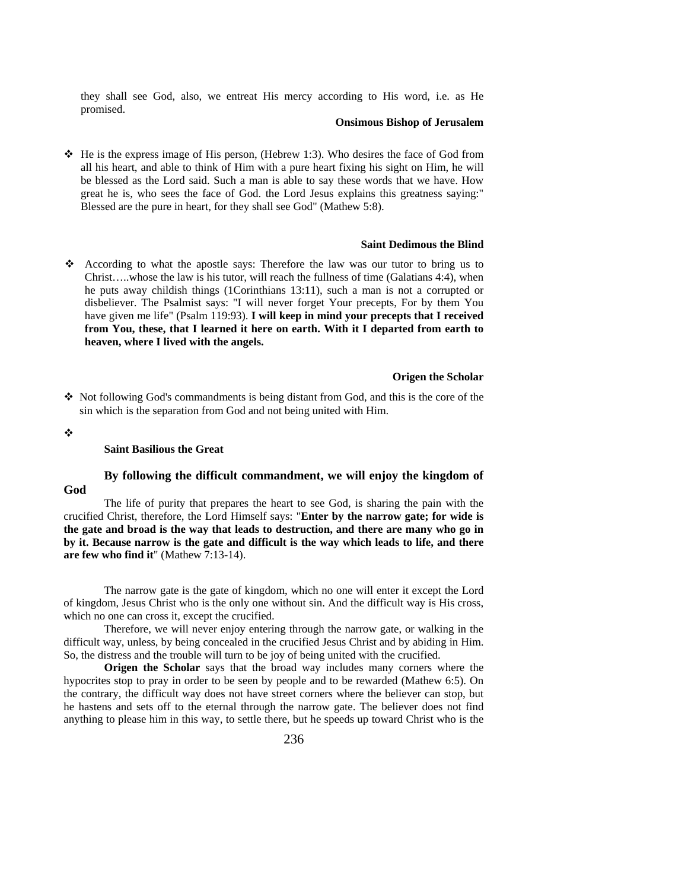they shall see God, also, we entreat His mercy according to His word, i.e. as He promised.

**Onsimous Bishop of Jerusalem**

- He is the express image of His person, (Hebrew 1:3). Who desires the face of God from all his heart, and able to think of Him with a pure heart fixing his sight on Him, he will be blessed as the Lord said. Such a man is able to say these words that we have. How great he is, who sees the face of God. the Lord Jesus explains this greatness saying:" Blessed are the pure in heart, for they shall see God" (Mathew 5:8).

**Saint Dedimous the Blind**

- According to what the apostle says: Therefore the law was our tutor to bring us to Christ…..whose the law is his tutor, will reach the fullness of time (Galatians 4:4), when he puts away childish things (1Corinthians 13:11), such a man is not a corrupted or disbeliever. The Psalmist says: "I will never forget Your precepts, For by them You have given me life" (Psalm 119:93). **I will keep in mind your precepts that I received from You, these, that I learned it here on earth. With it I departed from earth to heaven, where I lived with the angels.**

**Origen the Scholar**

- Not following God's commandments is being distant from God, and this is the core of the sin which is the separation from God and not being united with Him.

- 

**Saint Basilious the Great**

### By following the difficult commandment, we will enjoy the kingdom of God

The life of purity that prepares the heart to see God, is sharing the pain with the crucified Christ, therefore, the Lord Himself says: "**Enter by the narrow gate; for wide is the gate and broad is the way that leads to destruction, and there are many who go in by it. Because narrow is the gate and difficult is the way which leads to life, and there are few who find it**" (Mathew 7:13-14).

The narrow gate is the gate of kingdom, which no one will enter it except the Lord of kingdom, Jesus Christ who is the only one without sin. And the difficult way is His cross, which no one can cross it, except the crucified.

Therefore, we will never enjoy entering through the narrow gate, or walking in the difficult way, unless, by being concealed in the crucified Jesus Christ and by abiding in Him. So, the distress and the trouble will turn to be joy of being united with the crucified.

**Origen the Scholar** says that the broad way includes many corners where the hypocrites stop to pray in order to be seen by people and to be rewarded (Mathew 6:5). On the contrary, the difficult way does not have street corners where the believer can stop, but he hastens and sets off to the eternal through the narrow gate. The believer does not find anything to please him in this way, to settle there, but he speeds up toward Christ who is the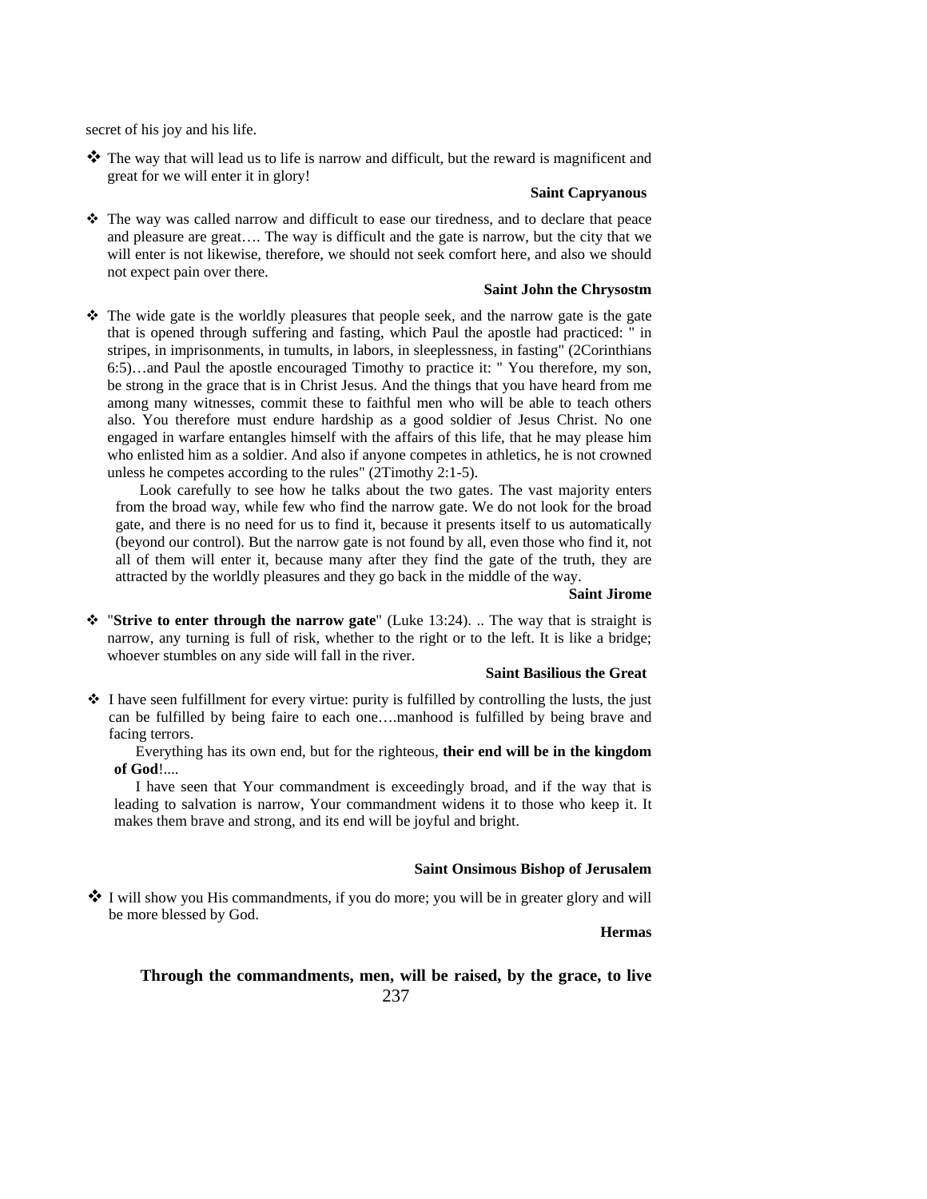secret of his joy and his life.

- The way that will lead us to life is narrow and difficult, but the reward is magnificent and great for we will enter it in glory!

  **Saint Capryanous**

- The way was called narrow and difficult to ease our tiredness, and to declare that peace and pleasure are great…. The way is difficult and the gate is narrow, but the city that we will enter is not likewise, therefore, we should not seek comfort here, and also we should not expect pain over there.

  **Saint John the Chrysostm**

- The wide gate is the worldly pleasures that people seek, and the narrow gate is the gate that is opened through suffering and fasting, which Paul the apostle had practiced: " in stripes, in imprisonments, in tumults, in labors, in sleeplessness, in fasting" (2Corinthians 6:5)…and Paul the apostle encouraged Timothy to practice it: " You therefore, my son, be strong in the grace that is in Christ Jesus. And the things that you have heard from me among many witnesses, commit these to faithful men who will be able to teach others also. You therefore must endure hardship as a good soldier of Jesus Christ. No one engaged in warfare entangles himself with the affairs of this life, that he may please him who enlisted him as a soldier. And also if anyone competes in athletics, he is not crowned unless he competes according to the rules" (2Timothy 2:1-5).

  Look carefully to see how he talks about the two gates. The vast majority enters from the broad way, while few who find the narrow gate. We do not look for the broad gate, and there is no need for us to find it, because it presents itself to us automatically (beyond our control). But the narrow gate is not found by all, even those who find it, not all of them will enter it, because many after they find the gate of the truth, they are attracted by the worldly pleasures and they go back in the middle of the way.

  **Saint Jirome**

- "**Strive to enter through the narrow gate**" (Luke 13:24). .. The way that is straight is narrow, any turning is full of risk, whether to the right or to the left. It is like a bridge; whoever stumbles on any side will fall in the river.

  **Saint Basilious the Great**

- I have seen fulfillment for every virtue: purity is fulfilled by controlling the lusts, the just can be fulfilled by being faire to each one….manhood is fulfilled by being brave and facing terrors.

  Everything has its own end, but for the righteous, **their end will be in the kingdom of God**!....

  I have seen that Your commandment is exceedingly broad, and if the way that is leading to salvation is narrow, Your commandment widens it to those who keep it. It makes them brave and strong, and its end will be joyful and bright.

  **Saint Onsimous Bishop of Jerusalem**

- I will show you His commandments, if you do more; you will be in greater glory and will be more blessed by God.

  **Hermas**

**Through the commandments, men, will be raised, by the grace, to live**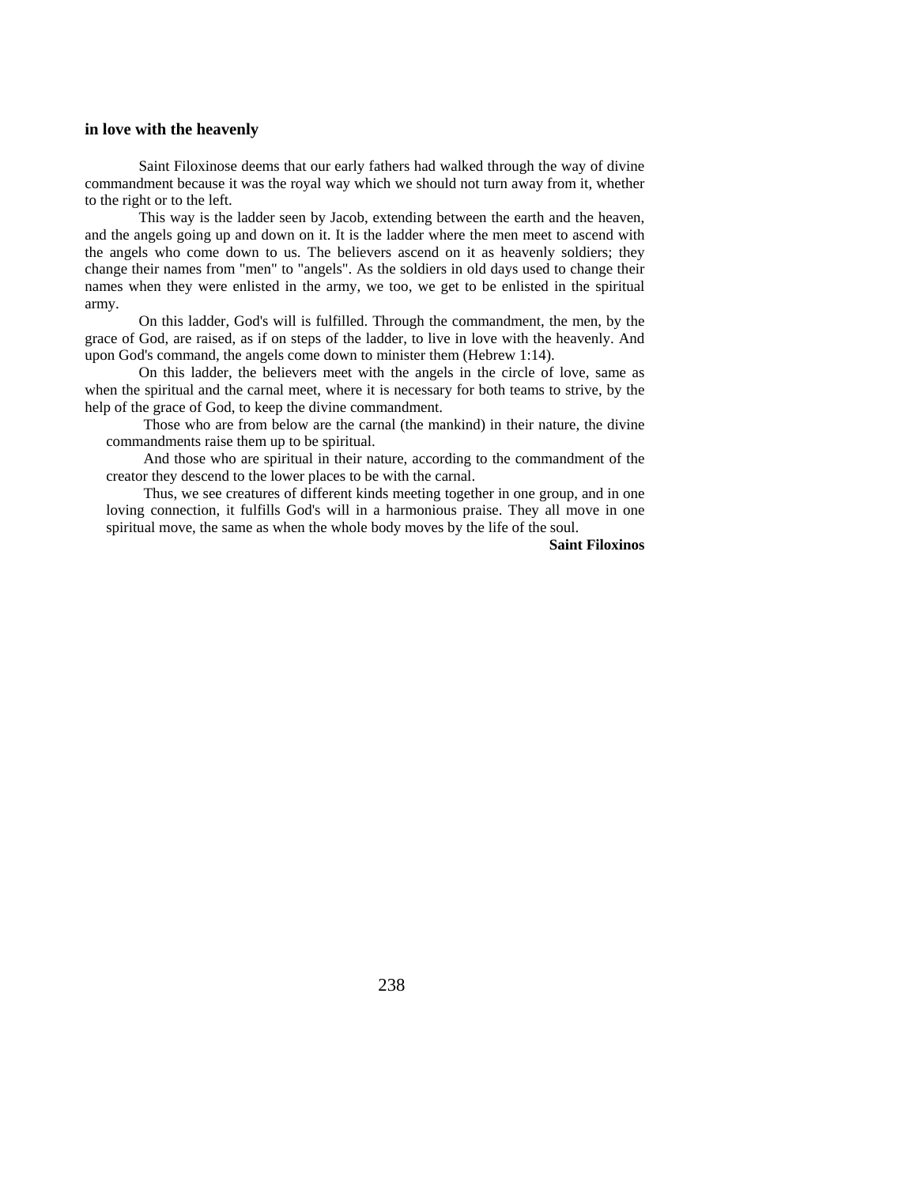**in love with the heavenly**

Saint Filoxinose deems that our early fathers had walked through the way of divine commandment because it was the royal way which we should not turn away from it, whether to the right or to the left.

This way is the ladder seen by Jacob, extending between the earth and the heaven, and the angels going up and down on it. It is the ladder where the men meet to ascend with the angels who come down to us. The believers ascend on it as heavenly soldiers; they change their names from "men" to "angels". As the soldiers in old days used to change their names when they were enlisted in the army, we too, we get to be enlisted in the spiritual army.

On this ladder, God's will is fulfilled. Through the commandment, the men, by the grace of God, are raised, as if on steps of the ladder, to live in love with the heavenly. And upon God's command, the angels come down to minister them (Hebrew 1:14).

On this ladder, the believers meet with the angels in the circle of love, same as when the spiritual and the carnal meet, where it is necessary for both teams to strive, by the help of the grace of God, to keep the divine commandment.

> Those who are from below are the carnal (the mankind) in their nature, the divine commandments raise them up to be spiritual.
>
> And those who are spiritual in their nature, according to the commandment of the creator they descend to the lower places to be with the carnal.
>
> Thus, we see creatures of different kinds meeting together in one group, and in one loving connection, it fulfills God's will in a harmonious praise. They all move in one spiritual move, the same as when the whole body moves by the life of the soul.

**Saint Filoxinos**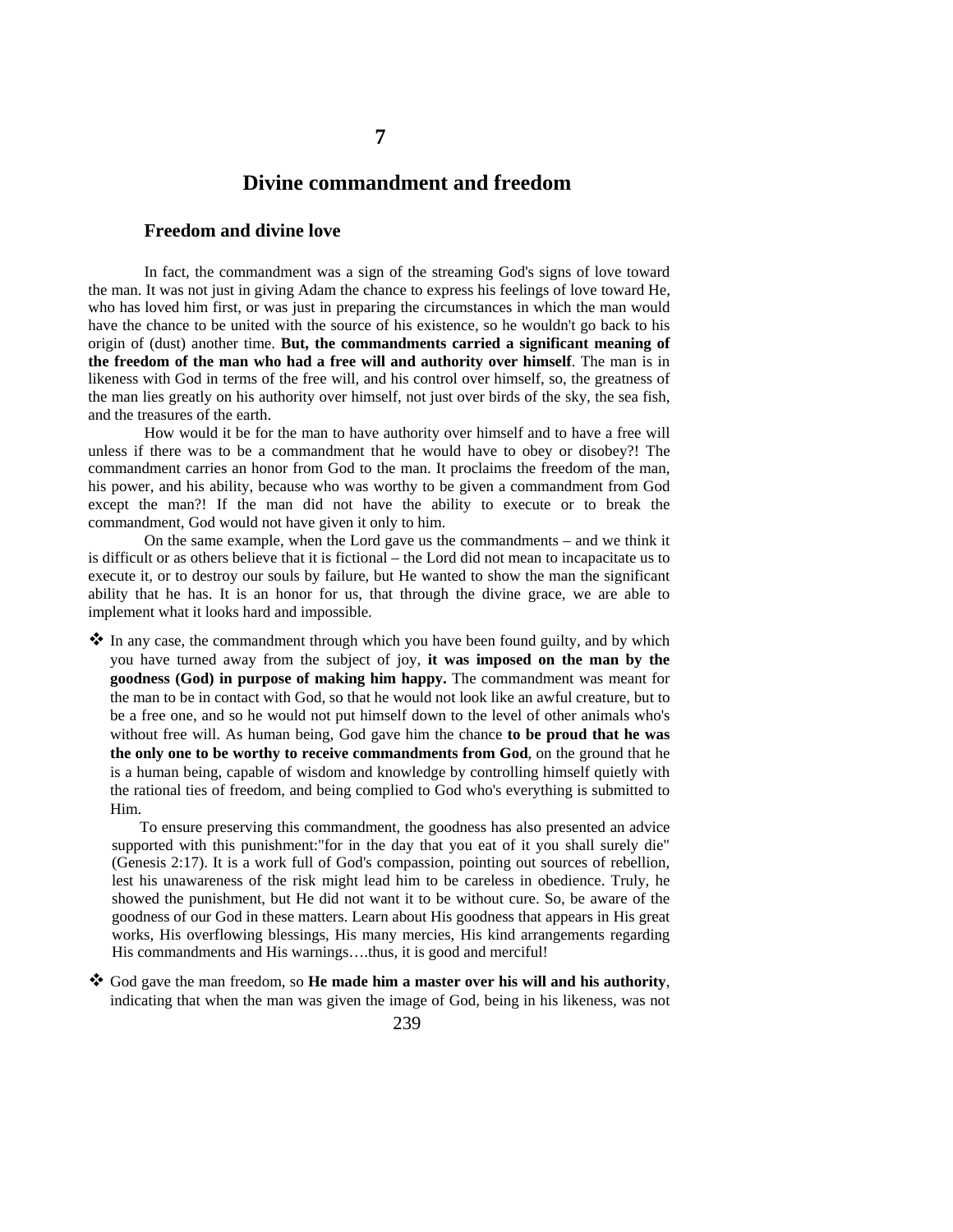# 7

## Divine commandment and freedom

### Freedom and divine love

In fact, the commandment was a sign of the streaming God's signs of love toward the man. It was not just in giving Adam the chance to express his feelings of love toward He, who has loved him first, or was just in preparing the circumstances in which the man would have the chance to be united with the source of his existence, so he wouldn't go back to his origin of (dust) another time. **But, the commandments carried a significant meaning of the freedom of the man who had a free will and authority over himself**. The man is in likeness with God in terms of the free will, and his control over himself, so, the greatness of the man lies greatly on his authority over himself, not just over birds of the sky, the sea fish, and the treasures of the earth.

How would it be for the man to have authority over himself and to have a free will unless if there was to be a commandment that he would have to obey or disobey?! The commandment carries an honor from God to the man. It proclaims the freedom of the man, his power, and his ability, because who was worthy to be given a commandment from God except the man?! If the man did not have the ability to execute or to break the commandment, God would not have given it only to him.

On the same example, when the Lord gave us the commandments – and we think it is difficult or as others believe that it is fictional – the Lord did not mean to incapacitate us to execute it, or to destroy our souls by failure, but He wanted to show the man the significant ability that he has. It is an honor for us, that through the divine grace, we are able to implement what it looks hard and impossible.

- In any case, the commandment through which you have been found guilty, and by which you have turned away from the subject of joy, **it was imposed on the man by the goodness (God) in purpose of making him happy.** The commandment was meant for the man to be in contact with God, so that he would not look like an awful creature, but to be a free one, and so he would not put himself down to the level of other animals who's without free will. As human being, God gave him the chance **to be proud that he was the only one to be worthy to receive commandments from God**, on the ground that he is a human being, capable of wisdom and knowledge by controlling himself quietly with the rational ties of freedom, and being complied to God who's everything is submitted to Him.

  To ensure preserving this commandment, the goodness has also presented an advice supported with this punishment:"for in the day that you eat of it you shall surely die" (Genesis 2:17). It is a work full of God's compassion, pointing out sources of rebellion, lest his unawareness of the risk might lead him to be careless in obedience. Truly, he showed the punishment, but He did not want it to be without cure. So, be aware of the goodness of our God in these matters. Learn about His goodness that appears in His great works, His overflowing blessings, His many mercies, His kind arrangements regarding His commandments and His warnings….thus, it is good and merciful!

- God gave the man freedom, so **He made him a master over his will and his authority**, indicating that when the man was given the image of God, being in his likeness, was not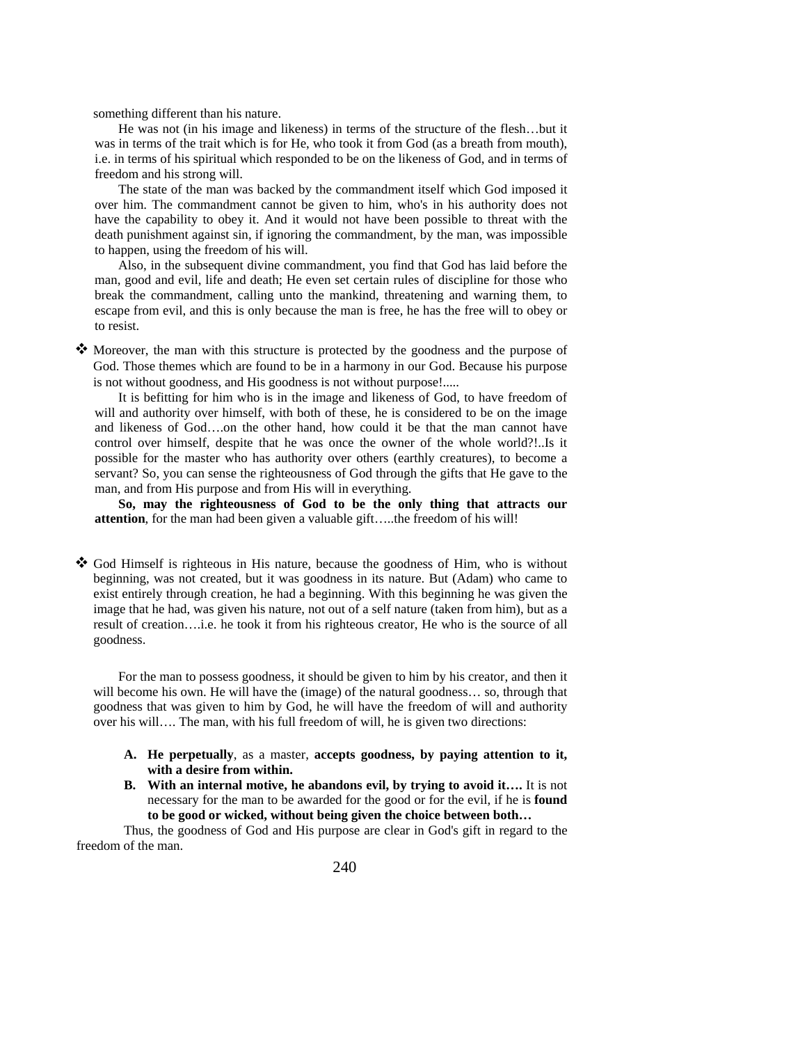something different than his nature.

He was not (in his image and likeness) in terms of the structure of the flesh…but it was in terms of the trait which is for He, who took it from God (as a breath from mouth), i.e. in terms of his spiritual which responded to be on the likeness of God, and in terms of freedom and his strong will.

The state of the man was backed by the commandment itself which God imposed it over him. The commandment cannot be given to him, who's in his authority does not have the capability to obey it. And it would not have been possible to threat with the death punishment against sin, if ignoring the commandment, by the man, was impossible to happen, using the freedom of his will.

Also, in the subsequent divine commandment, you find that God has laid before the man, good and evil, life and death; He even set certain rules of discipline for those who break the commandment, calling unto the mankind, threatening and warning them, to escape from evil, and this is only because the man is free, he has the free will to obey or to resist.

- Moreover, the man with this structure is protected by the goodness and the purpose of God. Those themes which are found to be in a harmony in our God. Because his purpose is not without goodness, and His goodness is not without purpose!.....

  It is befitting for him who is in the image and likeness of God, to have freedom of will and authority over himself, with both of these, he is considered to be on the image and likeness of God….on the other hand, how could it be that the man cannot have control over himself, despite that he was once the owner of the whole world?!..Is it possible for the master who has authority over others (earthly creatures), to become a servant? So, you can sense the righteousness of God through the gifts that He gave to the man, and from His purpose and from His will in everything.

  **So, may the righteousness of God to be the only thing that attracts our attention**, for the man had been given a valuable gift…..the freedom of his will!

- God Himself is righteous in His nature, because the goodness of Him, who is without beginning, was not created, but it was goodness in its nature. But (Adam) who came to exist entirely through creation, he had a beginning. With this beginning he was given the image that he had, was given his nature, not out of a self nature (taken from him), but as a result of creation….i.e. he took it from his righteous creator, He who is the source of all goodness.

  For the man to possess goodness, it should be given to him by his creator, and then it will become his own. He will have the (image) of the natural goodness… so, through that goodness that was given to him by God, he will have the freedom of will and authority over his will…. The man, with his full freedom of will, he is given two directions:

  A. **He perpetually**, as a master, **accepts goodness, by paying attention to it, with a desire from within.**
  B. **With an internal motive, he abandons evil, by trying to avoid it….** It is not necessary for the man to be awarded for the good or for the evil, if he is **found to be good or wicked, without being given the choice between both…**

Thus, the goodness of God and His purpose are clear in God's gift in regard to the freedom of the man.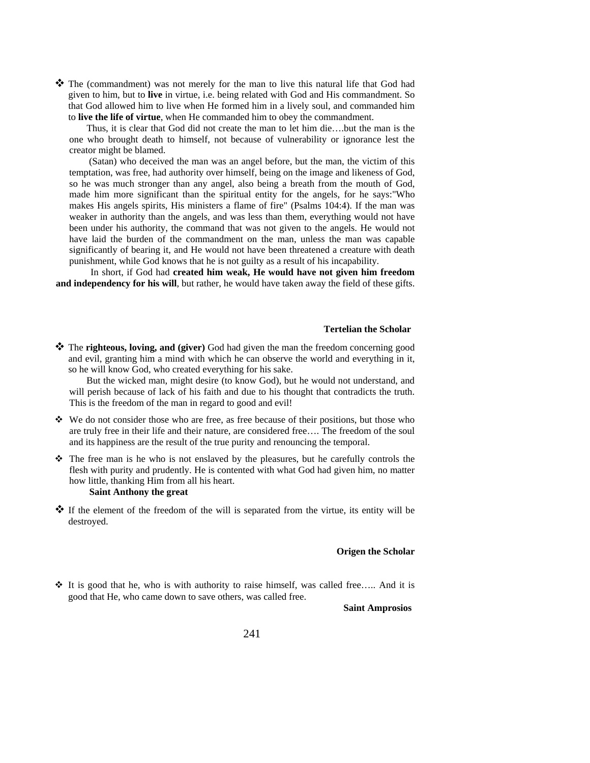❖ The (commandment) was not merely for the man to live this natural life that God had given to him, but to **live** in virtue, i.e. being related with God and His commandment. So that God allowed him to live when He formed him in a lively soul, and commanded him to **live the life of virtue**, when He commanded him to obey the commandment.

Thus, it is clear that God did not create the man to let him die….but the man is the one who brought death to himself, not because of vulnerability or ignorance lest the creator might be blamed.

(Satan) who deceived the man was an angel before, but the man, the victim of this temptation, was free, had authority over himself, being on the image and likeness of God, so he was much stronger than any angel, also being a breath from the mouth of God, made him more significant than the spiritual entity for the angels, for he says:"Who makes His angels spirits, His ministers a flame of fire" (Psalms 104:4). If the man was weaker in authority than the angels, and was less than them, everything would not have been under his authority, the command that was not given to the angels. He would not have laid the burden of the commandment on the man, unless the man was capable significantly of bearing it, and He would not have been threatened a creature with death punishment, while God knows that he is not guilty as a result of his incapability.

In short, if God had **created him weak, He would have not given him freedom and independency for his will**, but rather, he would have taken away the field of these gifts.

**Tertelian the Scholar**

❖ The **righteous, loving, and (giver)** God had given the man the freedom concerning good and evil, granting him a mind with which he can observe the world and everything in it, so he will know God, who created everything for his sake.

But the wicked man, might desire (to know God), but he would not understand, and will perish because of lack of his faith and due to his thought that contradicts the truth. This is the freedom of the man in regard to good and evil!

❖ We do not consider those who are free, as free because of their positions, but those who are truly free in their life and their nature, are considered free…. The freedom of the soul and its happiness are the result of the true purity and renouncing the temporal.

❖ The free man is he who is not enslaved by the pleasures, but he carefully controls the flesh with purity and prudently. He is contented with what God had given him, no matter how little, thanking Him from all his heart.

**Saint Anthony the great**

❖ If the element of the freedom of the will is separated from the virtue, its entity will be destroyed.

**Origen the Scholar**

❖ It is good that he, who is with authority to raise himself, was called free….. And it is good that He, who came down to save others, was called free.

**Saint Amprosios**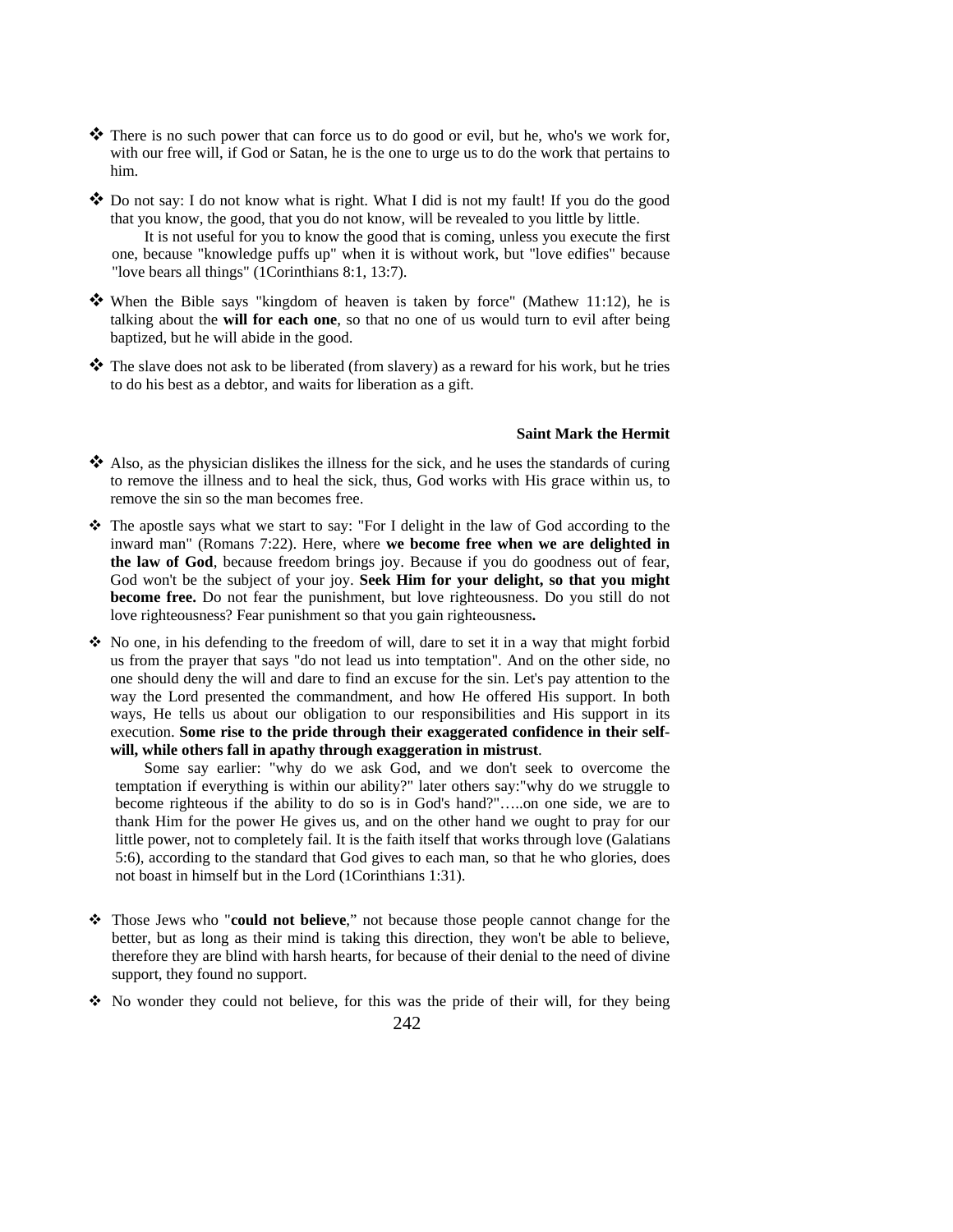- ❖ There is no such power that can force us to do good or evil, but he, who's we work for, with our free will, if God or Satan, he is the one to urge us to do the work that pertains to him.

- ❖ Do not say: I do not know what is right. What I did is not my fault! If you do the good that you know, the good, that you do not know, will be revealed to you little by little.

  It is not useful for you to know the good that is coming, unless you execute the first one, because "knowledge puffs up" when it is without work, but "love edifies" because "love bears all things" (1Corinthians 8:1, 13:7).

- ❖ When the Bible says "kingdom of heaven is taken by force" (Mathew 11:12), he is talking about the **will for each one**, so that no one of us would turn to evil after being baptized, but he will abide in the good.

- ❖ The slave does not ask to be liberated (from slavery) as a reward for his work, but he tries to do his best as a debtor, and waits for liberation as a gift.

**Saint Mark the Hermit**

- ❖ Also, as the physician dislikes the illness for the sick, and he uses the standards of curing to remove the illness and to heal the sick, thus, God works with His grace within us, to remove the sin so the man becomes free.

- ❖ The apostle says what we start to say: "For I delight in the law of God according to the inward man" (Romans 7:22). Here, where **we become free when we are delighted in the law of God**, because freedom brings joy. Because if you do goodness out of fear, God won't be the subject of your joy. **Seek Him for your delight, so that you might become free.** Do not fear the punishment, but love righteousness. Do you still do not love righteousness? Fear punishment so that you gain righteousness**.**

- ❖ No one, in his defending to the freedom of will, dare to set it in a way that might forbid us from the prayer that says "do not lead us into temptation". And on the other side, no one should deny the will and dare to find an excuse for the sin. Let's pay attention to the way the Lord presented the commandment, and how He offered His support. In both ways, He tells us about our obligation to our responsibilities and His support in its execution. **Some rise to the pride through their exaggerated confidence in their self-will, while others fall in apathy through exaggeration in mistrust**.

  Some say earlier: "why do we ask God, and we don't seek to overcome the temptation if everything is within our ability?" later others say:"why do we struggle to become righteous if the ability to do so is in God's hand?"…..on one side, we are to thank Him for the power He gives us, and on the other hand we ought to pray for our little power, not to completely fail. It is the faith itself that works through love (Galatians 5:6), according to the standard that God gives to each man, so that he who glories, does not boast in himself but in the Lord (1Corinthians 1:31).

- ❖ Those Jews who "**could not believe**," not because those people cannot change for the better, but as long as their mind is taking this direction, they won't be able to believe, therefore they are blind with harsh hearts, for because of their denial to the need of divine support, they found no support.

- ❖ No wonder they could not believe, for this was the pride of their will, for they being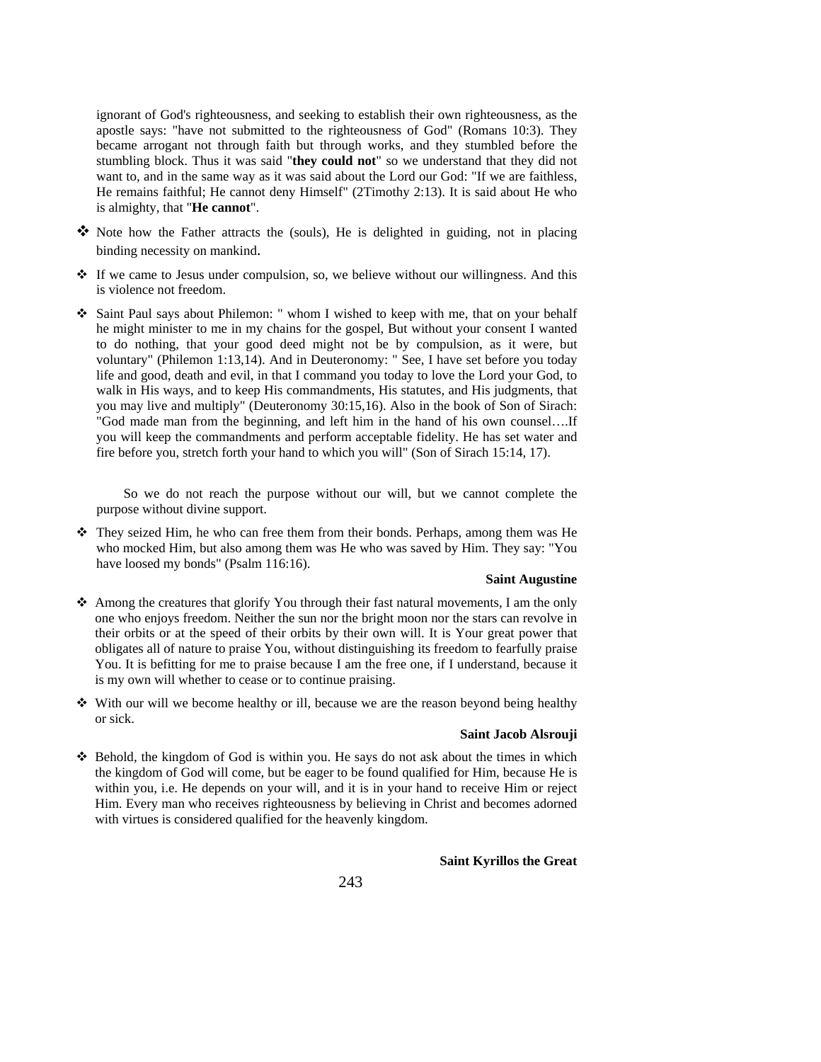ignorant of God's righteousness, and seeking to establish their own righteousness, as the apostle says: "have not submitted to the righteousness of God" (Romans 10:3). They became arrogant not through faith but through works, and they stumbled before the stumbling block. Thus it was said "**they could not**" so we understand that they did not want to, and in the same way as it was said about the Lord our God: "If we are faithless, He remains faithful; He cannot deny Himself" (2Timothy 2:13). It is said about He who is almighty, that "**He cannot**".

- ❖ Note how the Father attracts the (souls), He is delighted in guiding, not in placing binding necessity on mankind.
- ❖ If we came to Jesus under compulsion, so, we believe without our willingness. And this is violence not freedom.
- ❖ Saint Paul says about Philemon: " whom I wished to keep with me, that on your behalf he might minister to me in my chains for the gospel, But without your consent I wanted to do nothing, that your good deed might not be by compulsion, as it were, but voluntary" (Philemon 1:13,14). And in Deuteronomy: " See, I have set before you today life and good, death and evil, in that I command you today to love the Lord your God, to walk in His ways, and to keep His commandments, His statutes, and His judgments, that you may live and multiply" (Deuteronomy 30:15,16). Also in the book of Son of Sirach: "God made man from the beginning, and left him in the hand of his own counsel….If you will keep the commandments and perform acceptable fidelity. He has set water and fire before you, stretch forth your hand to which you will" (Son of Sirach 15:14, 17).

So we do not reach the purpose without our will, but we cannot complete the purpose without divine support.

- ❖ They seized Him, he who can free them from their bonds. Perhaps, among them was He who mocked Him, but also among them was He who was saved by Him. They say: "You have loosed my bonds" (Psalm 116:16).

**Saint Augustine**

- ❖ Among the creatures that glorify You through their fast natural movements, I am the only one who enjoys freedom. Neither the sun nor the bright moon nor the stars can revolve in their orbits or at the speed of their orbits by their own will. It is Your great power that obligates all of nature to praise You, without distinguishing its freedom to fearfully praise You. It is befitting for me to praise because I am the free one, if I understand, because it is my own will whether to cease or to continue praising.
- ❖ With our will we become healthy or ill, because we are the reason beyond being healthy or sick.

**Saint Jacob Alsrouji**

- ❖ Behold, the kingdom of God is within you. He says do not ask about the times in which the kingdom of God will come, but be eager to be found qualified for Him, because He is within you, i.e. He depends on your will, and it is in your hand to receive Him or reject Him. Every man who receives righteousness by believing in Christ and becomes adorned with virtues is considered qualified for the heavenly kingdom.

**Saint Kyrillos the Great**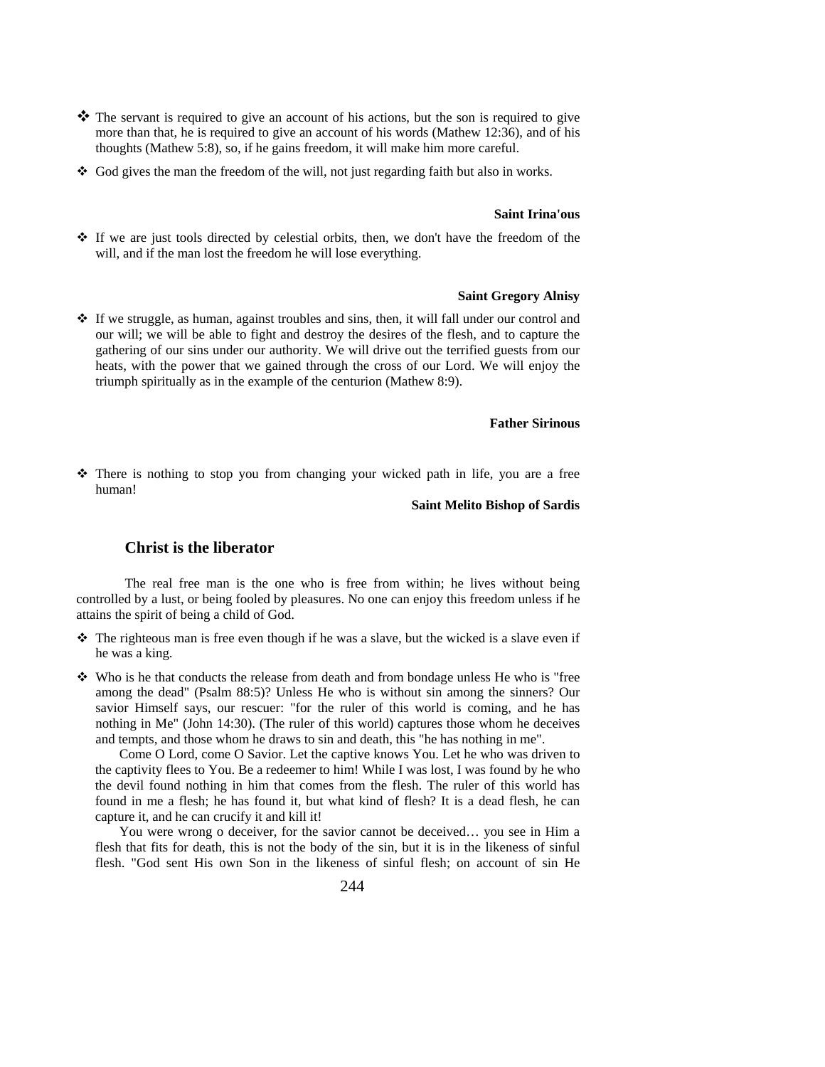- The servant is required to give an account of his actions, but the son is required to give more than that, he is required to give an account of his words (Mathew 12:36), and of his thoughts (Mathew 5:8), so, if he gains freedom, it will make him more careful.
- God gives the man the freedom of the will, not just regarding faith but also in works.

**Saint Irina'ous**

- If we are just tools directed by celestial orbits, then, we don't have the freedom of the will, and if the man lost the freedom he will lose everything.

**Saint Gregory Alnisy**

- If we struggle, as human, against troubles and sins, then, it will fall under our control and our will; we will be able to fight and destroy the desires of the flesh, and to capture the gathering of our sins under our authority. We will drive out the terrified guests from our heats, with the power that we gained through the cross of our Lord. We will enjoy the triumph spiritually as in the example of the centurion (Mathew 8:9).

**Father Sirinous**

- There is nothing to stop you from changing your wicked path in life, you are a free human!

**Saint Melito Bishop of Sardis**

### Christ is the liberator

The real free man is the one who is free from within; he lives without being controlled by a lust, or being fooled by pleasures. No one can enjoy this freedom unless if he attains the spirit of being a child of God.

- The righteous man is free even though if he was a slave, but the wicked is a slave even if he was a king.
- Who is he that conducts the release from death and from bondage unless He who is "free among the dead" (Psalm 88:5)? Unless He who is without sin among the sinners? Our savior Himself says, our rescuer: "for the ruler of this world is coming, and he has nothing in Me" (John 14:30). (The ruler of this world) captures those whom he deceives and tempts, and those whom he draws to sin and death, this "he has nothing in me".

  Come O Lord, come O Savior. Let the captive knows You. Let he who was driven to the captivity flees to You. Be a redeemer to him! While I was lost, I was found by he who the devil found nothing in him that comes from the flesh. The ruler of this world has found in me a flesh; he has found it, but what kind of flesh? It is a dead flesh, he can capture it, and he can crucify it and kill it!

  You were wrong o deceiver, for the savior cannot be deceived… you see in Him a flesh that fits for death, this is not the body of the sin, but it is in the likeness of sinful flesh. "God sent His own Son in the likeness of sinful flesh; on account of sin He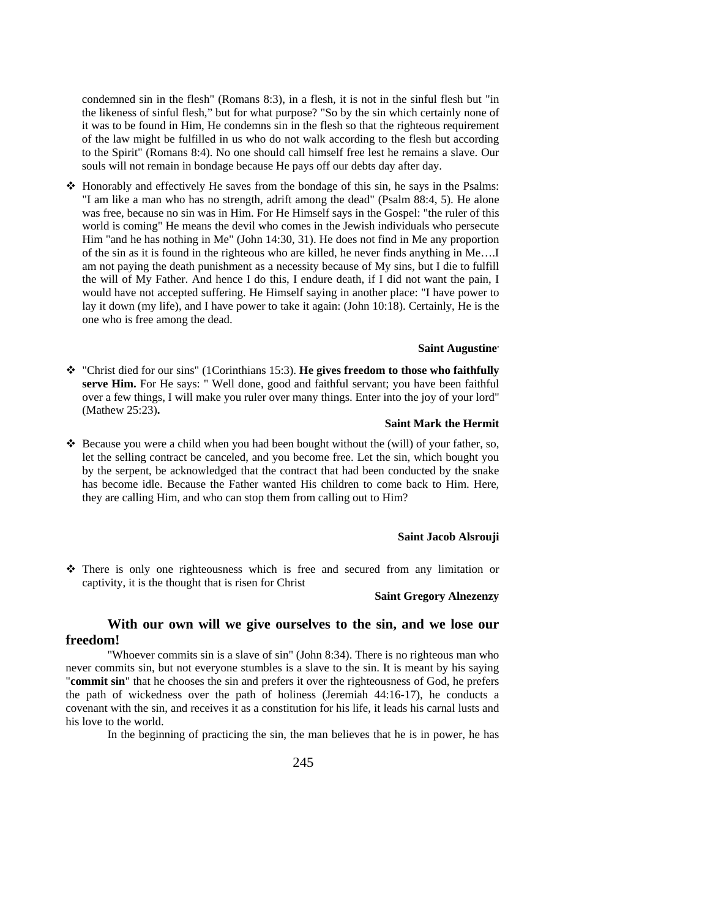condemned sin in the flesh" (Romans 8:3), in a flesh, it is not in the sinful flesh but "in the likeness of sinful flesh," but for what purpose? "So by the sin which certainly none of it was to be found in Him, He condemns sin in the flesh so that the righteous requirement of the law might be fulfilled in us who do not walk according to the flesh but according to the Spirit" (Romans 8:4). No one should call himself free lest he remains a slave. Our souls will not remain in bondage because He pays off our debts day after day.

- Honorably and effectively He saves from the bondage of this sin, he says in the Psalms: "I am like a man who has no strength, adrift among the dead" (Psalm 88:4, 5). He alone was free, because no sin was in Him. For He Himself says in the Gospel: "the ruler of this world is coming" He means the devil who comes in the Jewish individuals who persecute Him "and he has nothing in Me" (John 14:30, 31). He does not find in Me any proportion of the sin as it is found in the righteous who are killed, he never finds anything in Me….I am not paying the death punishment as a necessity because of My sins, but I die to fulfill the will of My Father. And hence I do this, I endure death, if I did not want the pain, I would have not accepted suffering. He Himself saying in another place: "I have power to lay it down (my life), and I have power to take it again: (John 10:18). Certainly, He is the one who is free among the dead.

**Saint Augustine**

- "Christ died for our sins" (1Corinthians 15:3). **He gives freedom to those who faithfully serve Him.** For He says: " Well done, good and faithful servant; you have been faithful over a few things, I will make you ruler over many things. Enter into the joy of your lord" (Mathew 25:23)**.**

**Saint Mark the Hermit**

- Because you were a child when you had been bought without the (will) of your father, so, let the selling contract be canceled, and you become free. Let the sin, which bought you by the serpent, be acknowledged that the contract that had been conducted by the snake has become idle. Because the Father wanted His children to come back to Him. Here, they are calling Him, and who can stop them from calling out to Him?

**Saint Jacob Alsrouji**

- There is only one righteousness which is free and secured from any limitation or captivity, it is the thought that is risen for Christ

**Saint Gregory Alnezenzy**

### With our own will we give ourselves to the sin, and we lose our freedom!

"Whoever commits sin is a slave of sin" (John 8:34). There is no righteous man who never commits sin, but not everyone stumbles is a slave to the sin. It is meant by his saying "**commit sin**" that he chooses the sin and prefers it over the righteousness of God, he prefers the path of wickedness over the path of holiness (Jeremiah 44:16-17), he conducts a covenant with the sin, and receives it as a constitution for his life, it leads his carnal lusts and his love to the world.

In the beginning of practicing the sin, the man believes that he is in power, he has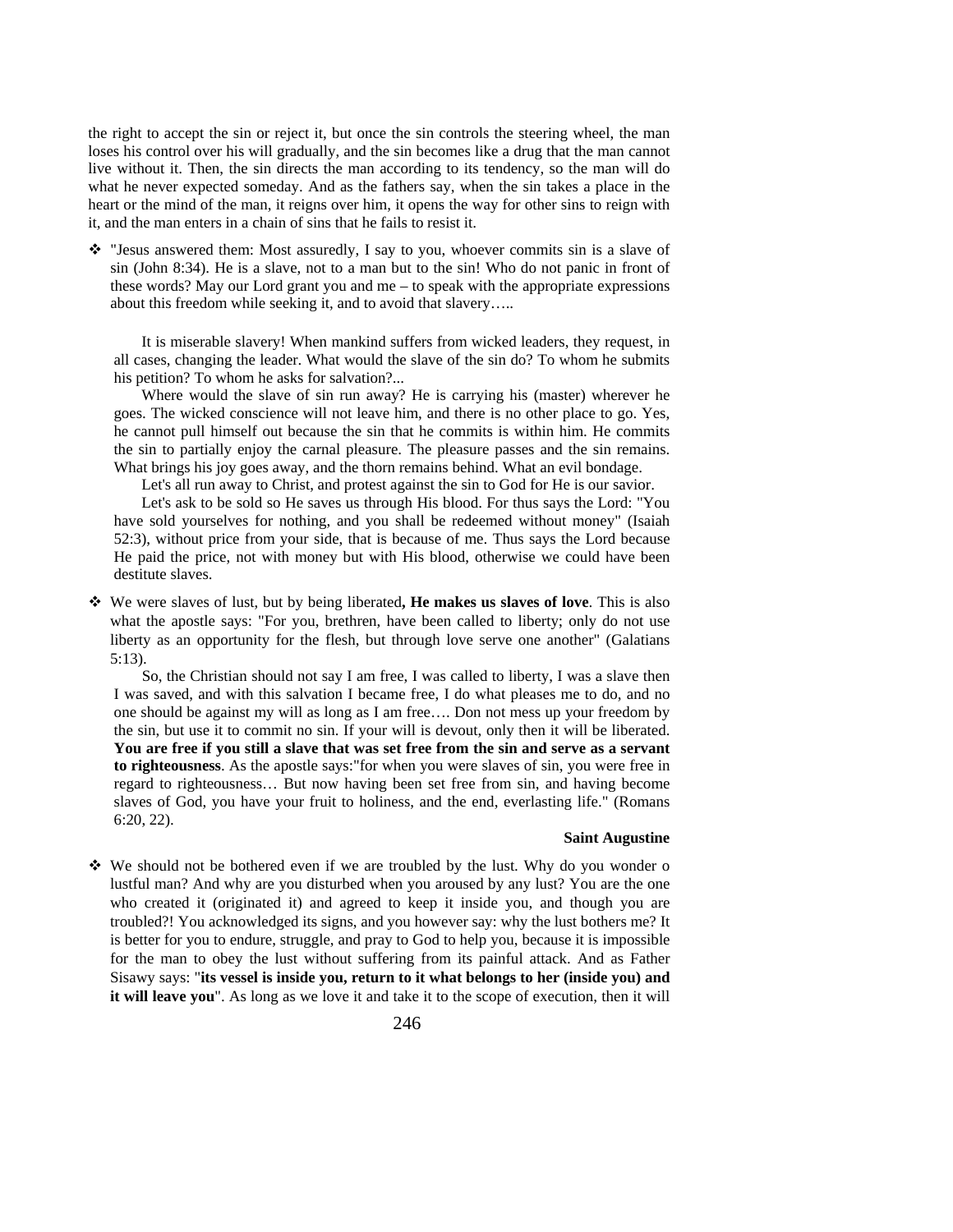the right to accept the sin or reject it, but once the sin controls the steering wheel, the man loses his control over his will gradually, and the sin becomes like a drug that the man cannot live without it. Then, the sin directs the man according to its tendency, so the man will do what he never expected someday. And as the fathers say, when the sin takes a place in the heart or the mind of the man, it reigns over him, it opens the way for other sins to reign with it, and the man enters in a chain of sins that he fails to resist it.

- "Jesus answered them: Most assuredly, I say to you, whoever commits sin is a slave of sin (John 8:34). He is a slave, not to a man but to the sin! Who do not panic in front of these words? May our Lord grant you and me – to speak with the appropriate expressions about this freedom while seeking it, and to avoid that slavery…..

  It is miserable slavery! When mankind suffers from wicked leaders, they request, in all cases, changing the leader. What would the slave of the sin do? To whom he submits his petition? To whom he asks for salvation?...

  Where would the slave of sin run away? He is carrying his (master) wherever he goes. The wicked conscience will not leave him, and there is no other place to go. Yes, he cannot pull himself out because the sin that he commits is within him. He commits the sin to partially enjoy the carnal pleasure. The pleasure passes and the sin remains. What brings his joy goes away, and the thorn remains behind. What an evil bondage.

  Let's all run away to Christ, and protest against the sin to God for He is our savior.

  Let's ask to be sold so He saves us through His blood. For thus says the Lord: "You have sold yourselves for nothing, and you shall be redeemed without money" (Isaiah 52:3), without price from your side, that is because of me. Thus says the Lord because He paid the price, not with money but with His blood, otherwise we could have been destitute slaves.

- We were slaves of lust, but by being liberated**, He makes us slaves of love**. This is also what the apostle says: "For you, brethren, have been called to liberty; only do not use liberty as an opportunity for the flesh, but through love serve one another" (Galatians 5:13).

  So, the Christian should not say I am free, I was called to liberty, I was a slave then I was saved, and with this salvation I became free, I do what pleases me to do, and no one should be against my will as long as I am free…. Don not mess up your freedom by the sin, but use it to commit no sin. If your will is devout, only then it will be liberated. **You are free if you still a slave that was set free from the sin and serve as a servant to righteousness**. As the apostle says:"for when you were slaves of sin, you were free in regard to righteousness… But now having been set free from sin, and having become slaves of God, you have your fruit to holiness, and the end, everlasting life." (Romans 6:20, 22).

**Saint Augustine**

- We should not be bothered even if we are troubled by the lust. Why do you wonder o lustful man? And why are you disturbed when you aroused by any lust? You are the one who created it (originated it) and agreed to keep it inside you, and though you are troubled?! You acknowledged its signs, and you however say: why the lust bothers me? It is better for you to endure, struggle, and pray to God to help you, because it is impossible for the man to obey the lust without suffering from its painful attack. And as Father Sisawy says: "**its vessel is inside you, return to it what belongs to her (inside you) and it will leave you**". As long as we love it and take it to the scope of execution, then it will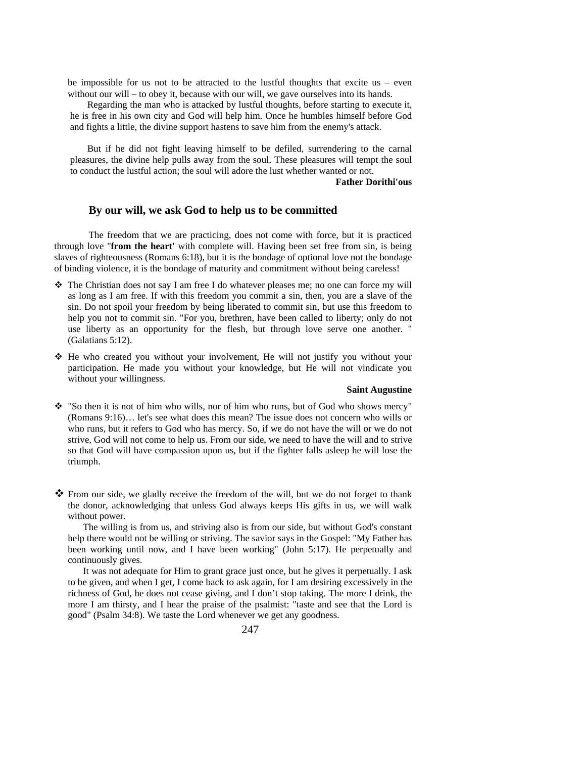be impossible for us not to be attracted to the lustful thoughts that excite us – even without our will – to obey it, because with our will, we gave ourselves into its hands.

Regarding the man who is attacked by lustful thoughts, before starting to execute it, he is free in his own city and God will help him. Once he humbles himself before God and fights a little, the divine support hastens to save him from the enemy's attack.

But if he did not fight leaving himself to be defiled, surrendering to the carnal pleasures, the divine help pulls away from the soul. These pleasures will tempt the soul to conduct the lustful action; the soul will adore the lust whether wanted or not.

**Father Dorithi'ous**

## By our will, we ask God to help us to be committed

The freedom that we are practicing, does not come with force, but it is practiced through love "**from the heart**' with complete will. Having been set free from sin, is being slaves of righteousness (Romans 6:18), but it is the bondage of optional love not the bondage of binding violence, it is the bondage of maturity and commitment without being careless!

- The Christian does not say I am free I do whatever pleases me; no one can force my will as long as I am free. If with this freedom you commit a sin, then, you are a slave of the sin. Do not spoil your freedom by being liberated to commit sin, but use this freedom to help you not to commit sin. "For you, brethren, have been called to liberty; only do not use liberty as an opportunity for the flesh, but through love serve one another. " (Galatians 5:12).

- He who created you without your involvement, He will not justify you without your participation. He made you without your knowledge, but He will not vindicate you without your willingness.

  **Saint Augustine**

- "So then it is not of him who wills, nor of him who runs, but of God who shows mercy" (Romans 9:16)… let's see what does this mean? The issue does not concern who wills or who runs, but it refers to God who has mercy. So, if we do not have the will or we do not strive, God will not come to help us. From our side, we need to have the will and to strive so that God will have compassion upon us, but if the fighter falls asleep he will lose the triumph.

- From our side, we gladly receive the freedom of the will, but we do not forget to thank the donor, acknowledging that unless God always keeps His gifts in us, we will walk without power.

  The willing is from us, and striving also is from our side, but without God's constant help there would not be willing or striving. The savior says in the Gospel: "My Father has been working until now, and I have been working" (John 5:17). He perpetually and continuously gives.

  It was not adequate for Him to grant grace just once, but he gives it perpetually. I ask to be given, and when I get, I come back to ask again, for I am desiring excessively in the richness of God, he does not cease giving, and I don't stop taking. The more I drink, the more I am thirsty, and I hear the praise of the psalmist: "taste and see that the Lord is good" (Psalm 34:8). We taste the Lord whenever we get any goodness.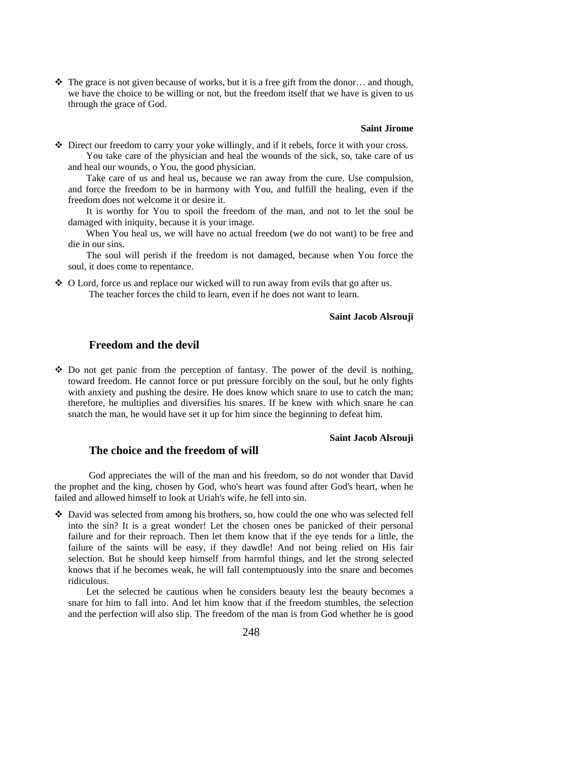- The grace is not given because of works, but it is a free gift from the donor… and though, we have the choice to be willing or not, but the freedom itself that we have is given to us through the grace of God.

**Saint Jirome**

- Direct our freedom to carry your yoke willingly, and if it rebels, force it with your cross.

  You take care of the physician and heal the wounds of the sick, so, take care of us and heal our wounds, o You, the good physician.

  Take care of us and heal us, because we ran away from the cure. Use compulsion, and force the freedom to be in harmony with You, and fulfill the healing, even if the freedom does not welcome it or desire it.

  It is worthy for You to spoil the freedom of the man, and not to let the soul be damaged with iniquity, because it is your image.

  When You heal us, we will have no actual freedom (we do not want) to be free and die in our sins.

  The soul will perish if the freedom is not damaged, because when You force the soul, it does come to repentance.

- O Lord, force us and replace our wicked will to run away from evils that go after us.

  The teacher forces the child to learn, even if he does not want to learn.

**Saint Jacob Alsrouji**

## Freedom and the devil

- Do not get panic from the perception of fantasy. The power of the devil is nothing, toward freedom. He cannot force or put pressure forcibly on the soul, but he only fights with anxiety and pushing the desire. He does know which snare to use to catch the man; therefore, he multiplies and diversifies his snares. If he knew with which snare he can snatch the man, he would have set it up for him since the beginning to defeat him.

**Saint Jacob Alsrouji**

## The choice and the freedom of will

God appreciates the will of the man and his freedom, so do not wonder that David the prophet and the king, chosen by God, who's heart was found after God's heart, when he failed and allowed himself to look at Uriah's wife, he fell into sin.

- David was selected from among his brothers, so, how could the one who was selected fell into the sin? It is a great wonder! Let the chosen ones be panicked of their personal failure and for their reproach. Then let them know that if the eye tends for a little, the failure of the saints will be easy, if they dawdle! And not being relied on His fair selection. But he should keep himself from harmful things, and let the strong selected knows that if he becomes weak, he will fall contemptuously into the snare and becomes ridiculous.

  Let the selected be cautious when he considers beauty lest the beauty becomes a snare for him to fall into. And let him know that if the freedom stumbles, the selection and the perfection will also slip. The freedom of the man is from God whether he is good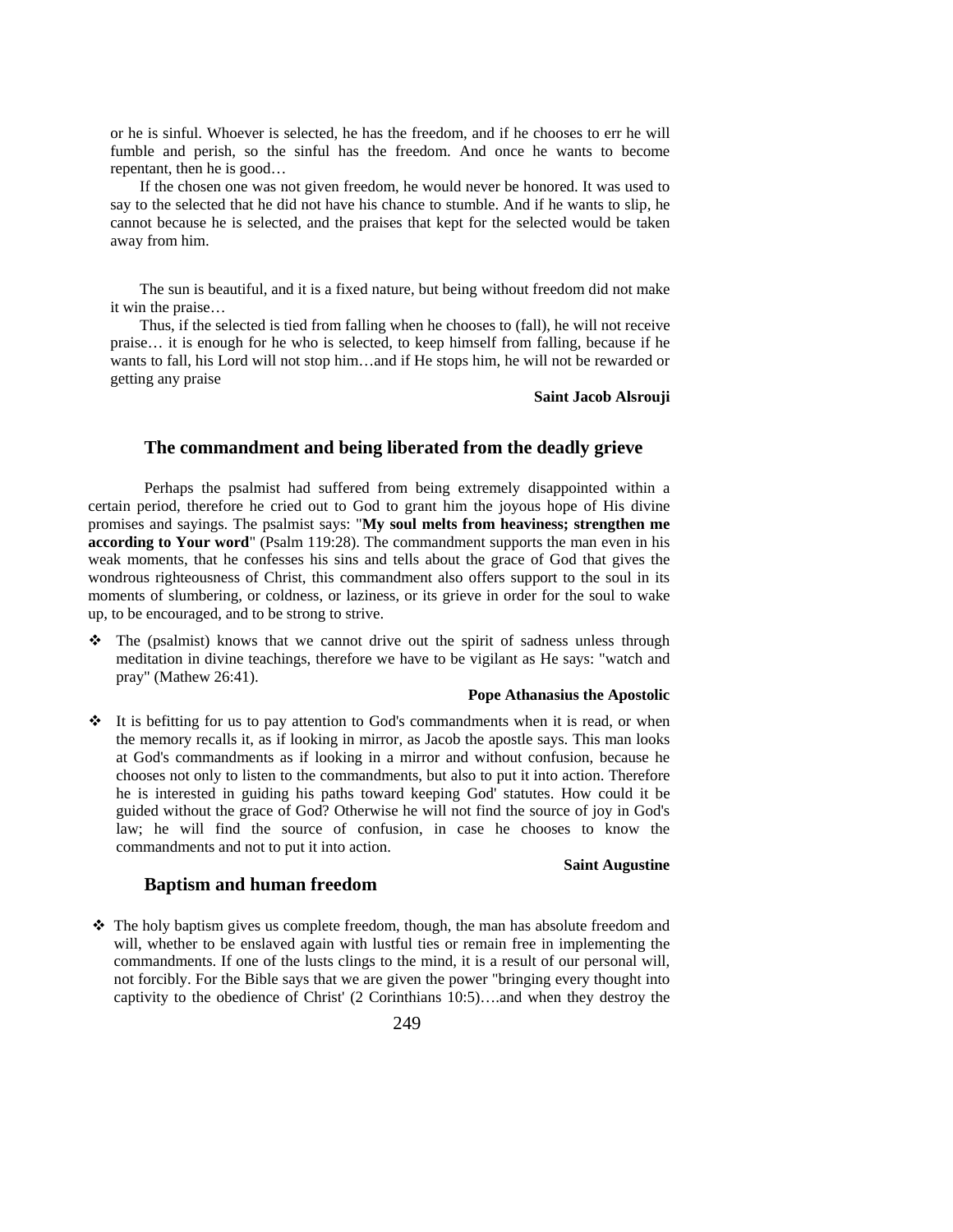or he is sinful. Whoever is selected, he has the freedom, and if he chooses to err he will fumble and perish, so the sinful has the freedom. And once he wants to become repentant, then he is good…

If the chosen one was not given freedom, he would never be honored. It was used to say to the selected that he did not have his chance to stumble. And if he wants to slip, he cannot because he is selected, and the praises that kept for the selected would be taken away from him.

The sun is beautiful, and it is a fixed nature, but being without freedom did not make it win the praise…

Thus, if the selected is tied from falling when he chooses to (fall), he will not receive praise… it is enough for he who is selected, to keep himself from falling, because if he wants to fall, his Lord will not stop him…and if He stops him, he will not be rewarded or getting any praise

**Saint Jacob Alsrouji**

## The commandment and being liberated from the deadly grieve

Perhaps the psalmist had suffered from being extremely disappointed within a certain period, therefore he cried out to God to grant him the joyous hope of His divine promises and sayings. The psalmist says: "**My soul melts from heaviness; strengthen me according to Your word**" (Psalm 119:28). The commandment supports the man even in his weak moments, that he confesses his sins and tells about the grace of God that gives the wondrous righteousness of Christ, this commandment also offers support to the soul in its moments of slumbering, or coldness, or laziness, or its grieve in order for the soul to wake up, to be encouraged, and to be strong to strive.

- The (psalmist) knows that we cannot drive out the spirit of sadness unless through meditation in divine teachings, therefore we have to be vigilant as He says: "watch and pray" (Mathew 26:41).

**Pope Athanasius the Apostolic**

- It is befitting for us to pay attention to God's commandments when it is read, or when the memory recalls it, as if looking in mirror, as Jacob the apostle says. This man looks at God's commandments as if looking in a mirror and without confusion, because he chooses not only to listen to the commandments, but also to put it into action. Therefore he is interested in guiding his paths toward keeping God' statutes. How could it be guided without the grace of God? Otherwise he will not find the source of joy in God's law; he will find the source of confusion, in case he chooses to know the commandments and not to put it into action.

**Saint Augustine**

## Baptism and human freedom

- The holy baptism gives us complete freedom, though, the man has absolute freedom and will, whether to be enslaved again with lustful ties or remain free in implementing the commandments. If one of the lusts clings to the mind, it is a result of our personal will, not forcibly. For the Bible says that we are given the power "bringing every thought into captivity to the obedience of Christ' (2 Corinthians 10:5)….and when they destroy the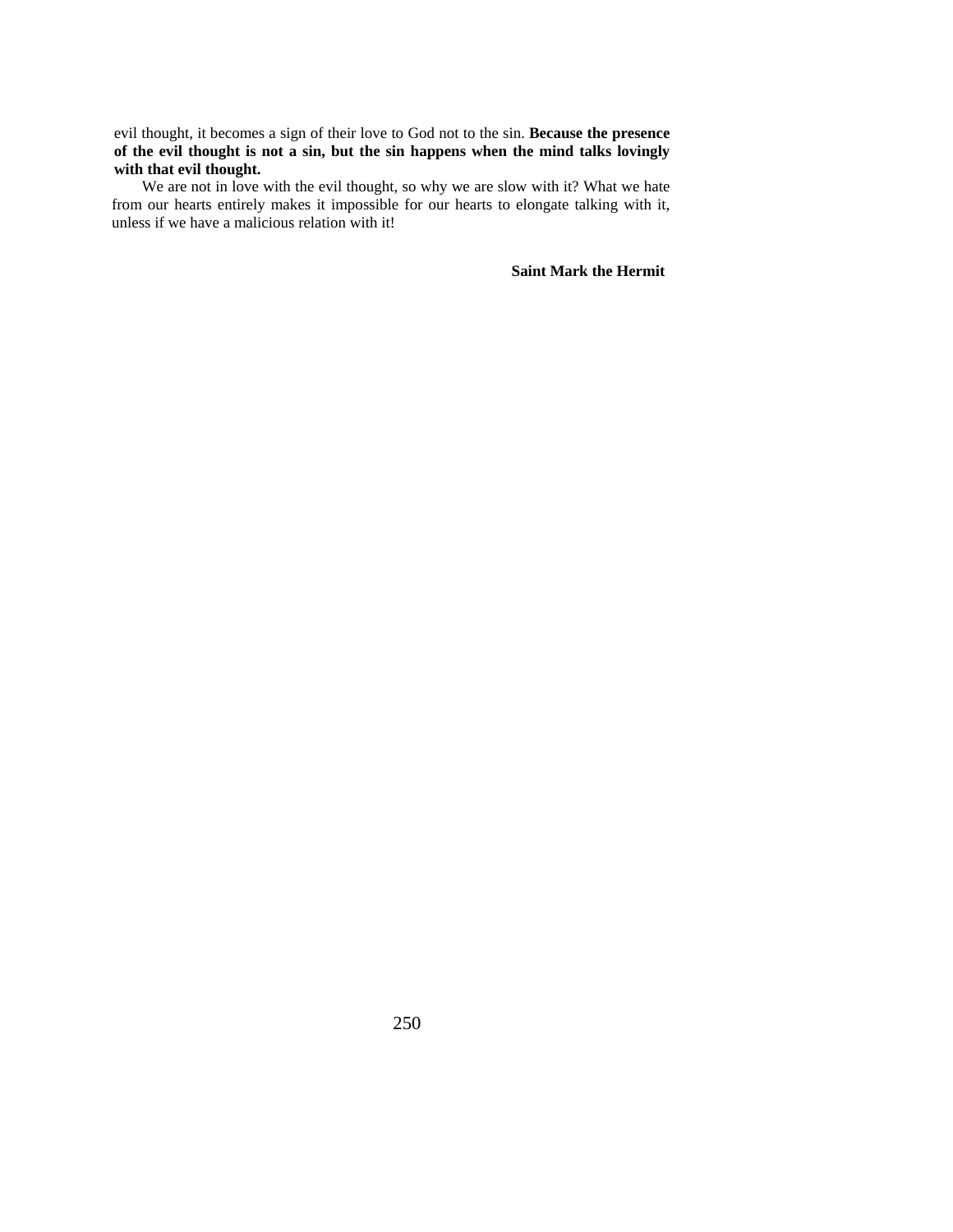evil thought, it becomes a sign of their love to God not to the sin. **Because the presence of the evil thought is not a sin, but the sin happens when the mind talks lovingly with that evil thought.**

We are not in love with the evil thought, so why we are slow with it? What we hate from our hearts entirely makes it impossible for our hearts to elongate talking with it, unless if we have a malicious relation with it!

**Saint Mark the Hermit**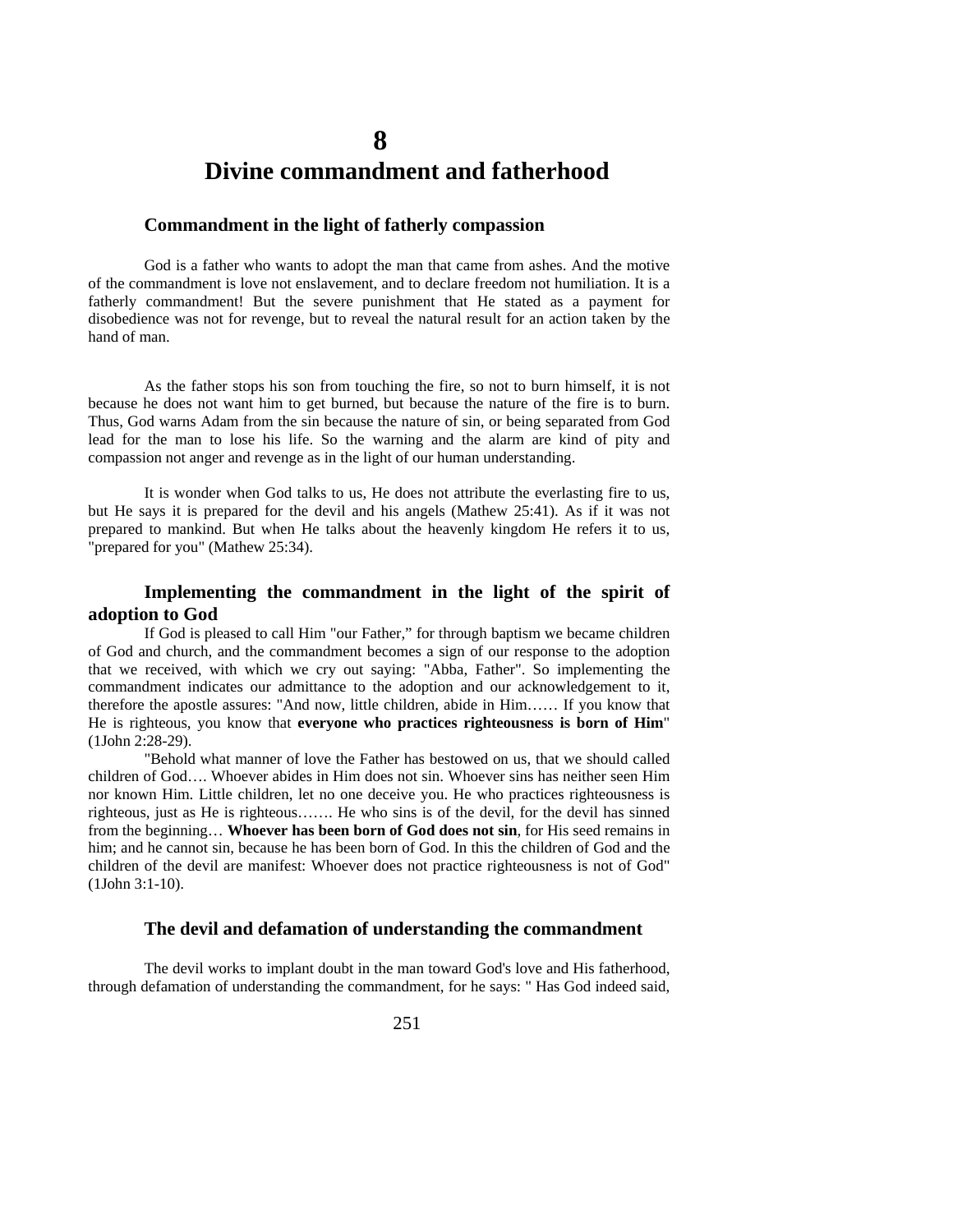# 8
# Divine commandment and fatherhood

### Commandment in the light of fatherly compassion

God is a father who wants to adopt the man that came from ashes. And the motive of the commandment is love not enslavement, and to declare freedom not humiliation. It is a fatherly commandment! But the severe punishment that He stated as a payment for disobedience was not for revenge, but to reveal the natural result for an action taken by the hand of man.

As the father stops his son from touching the fire, so not to burn himself, it is not because he does not want him to get burned, but because the nature of the fire is to burn. Thus, God warns Adam from the sin because the nature of sin, or being separated from God lead for the man to lose his life. So the warning and the alarm are kind of pity and compassion not anger and revenge as in the light of our human understanding.

It is wonder when God talks to us, He does not attribute the everlasting fire to us, but He says it is prepared for the devil and his angels (Mathew 25:41). As if it was not prepared to mankind. But when He talks about the heavenly kingdom He refers it to us, "prepared for you" (Mathew 25:34).

### Implementing the commandment in the light of the spirit of adoption to God

If God is pleased to call Him "our Father," for through baptism we became children of God and church, and the commandment becomes a sign of our response to the adoption that we received, with which we cry out saying: "Abba, Father". So implementing the commandment indicates our admittance to the adoption and our acknowledgement to it, therefore the apostle assures: "And now, little children, abide in Him…… If you know that He is righteous, you know that **everyone who practices righteousness is born of Him**" (1John 2:28-29).

"Behold what manner of love the Father has bestowed on us, that we should called children of God…. Whoever abides in Him does not sin. Whoever sins has neither seen Him nor known Him. Little children, let no one deceive you. He who practices righteousness is righteous, just as He is righteous……. He who sins is of the devil, for the devil has sinned from the beginning… **Whoever has been born of God does not sin**, for His seed remains in him; and he cannot sin, because he has been born of God. In this the children of God and the children of the devil are manifest: Whoever does not practice righteousness is not of God" (1John 3:1-10).

### The devil and defamation of understanding the commandment

The devil works to implant doubt in the man toward God's love and His fatherhood, through defamation of understanding the commandment, for he says: " Has God indeed said,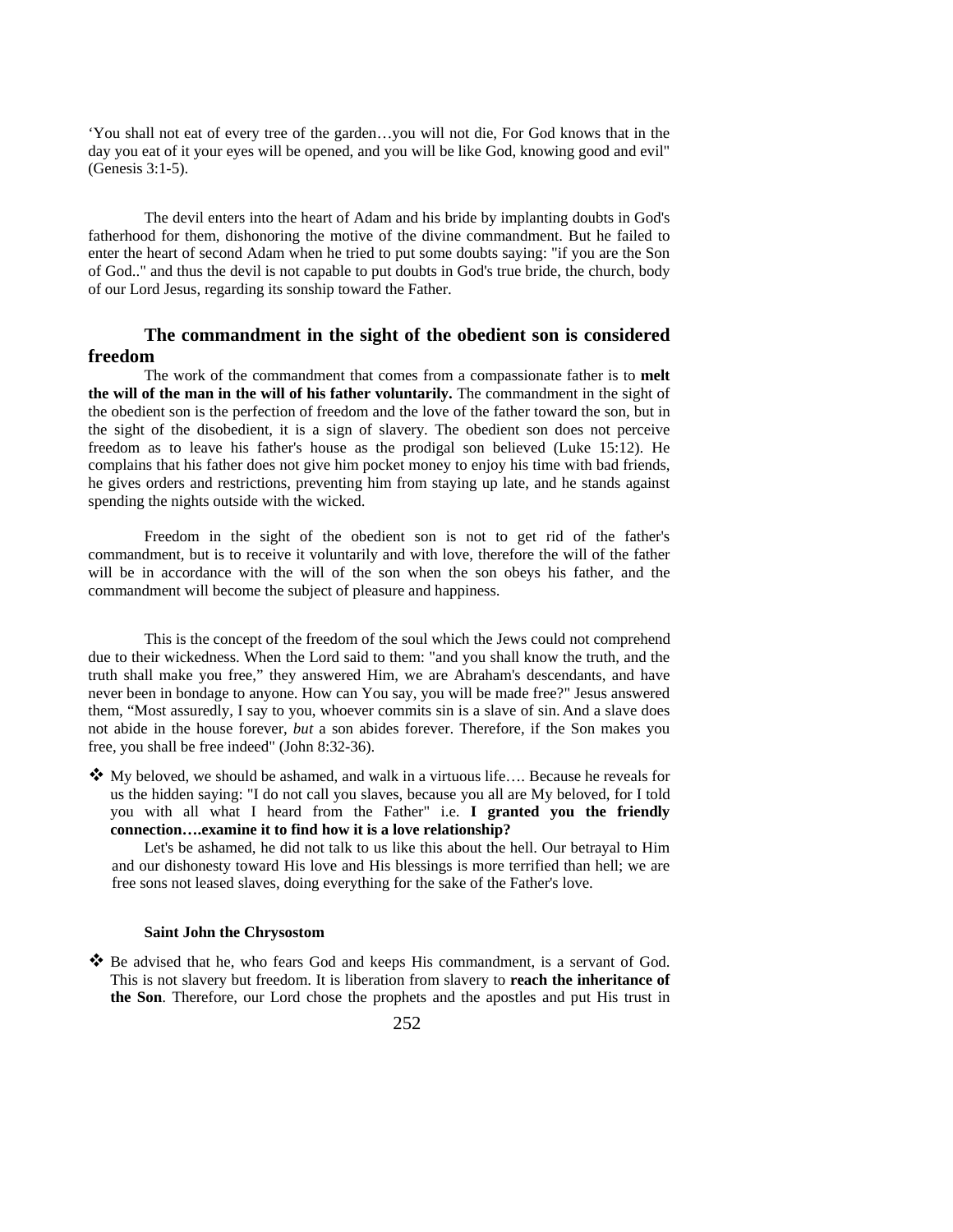'You shall not eat of every tree of the garden…you will not die, For God knows that in the day you eat of it your eyes will be opened, and you will be like God, knowing good and evil" (Genesis 3:1-5).

The devil enters into the heart of Adam and his bride by implanting doubts in God's fatherhood for them, dishonoring the motive of the divine commandment. But he failed to enter the heart of second Adam when he tried to put some doubts saying: "if you are the Son of God.." and thus the devil is not capable to put doubts in God's true bride, the church, body of our Lord Jesus, regarding its sonship toward the Father.

### The commandment in the sight of the obedient son is considered freedom

The work of the commandment that comes from a compassionate father is to **melt the will of the man in the will of his father voluntarily.** The commandment in the sight of the obedient son is the perfection of freedom and the love of the father toward the son, but in the sight of the disobedient, it is a sign of slavery. The obedient son does not perceive freedom as to leave his father's house as the prodigal son believed (Luke 15:12). He complains that his father does not give him pocket money to enjoy his time with bad friends, he gives orders and restrictions, preventing him from staying up late, and he stands against spending the nights outside with the wicked.

Freedom in the sight of the obedient son is not to get rid of the father's commandment, but is to receive it voluntarily and with love, therefore the will of the father will be in accordance with the will of the son when the son obeys his father, and the commandment will become the subject of pleasure and happiness.

This is the concept of the freedom of the soul which the Jews could not comprehend due to their wickedness. When the Lord said to them: "and you shall know the truth, and the truth shall make you free," they answered Him, we are Abraham's descendants, and have never been in bondage to anyone. How can You say, you will be made free?" Jesus answered them, "Most assuredly, I say to you, whoever commits sin is a slave of sin. And a slave does not abide in the house forever, *but* a son abides forever. Therefore, if the Son makes you free, you shall be free indeed" (John 8:32-36).

❖ My beloved, we should be ashamed, and walk in a virtuous life…. Because he reveals for us the hidden saying: "I do not call you slaves, because you all are My beloved, for I told you with all what I heard from the Father" i.e. **I granted you the friendly connection….examine it to find how it is a love relationship?**

Let's be ashamed, he did not talk to us like this about the hell. Our betrayal to Him and our dishonesty toward His love and His blessings is more terrified than hell; we are free sons not leased slaves, doing everything for the sake of the Father's love.

**Saint John the Chrysostom**

❖ Be advised that he, who fears God and keeps His commandment, is a servant of God. This is not slavery but freedom. It is liberation from slavery to **reach the inheritance of the Son**. Therefore, our Lord chose the prophets and the apostles and put His trust in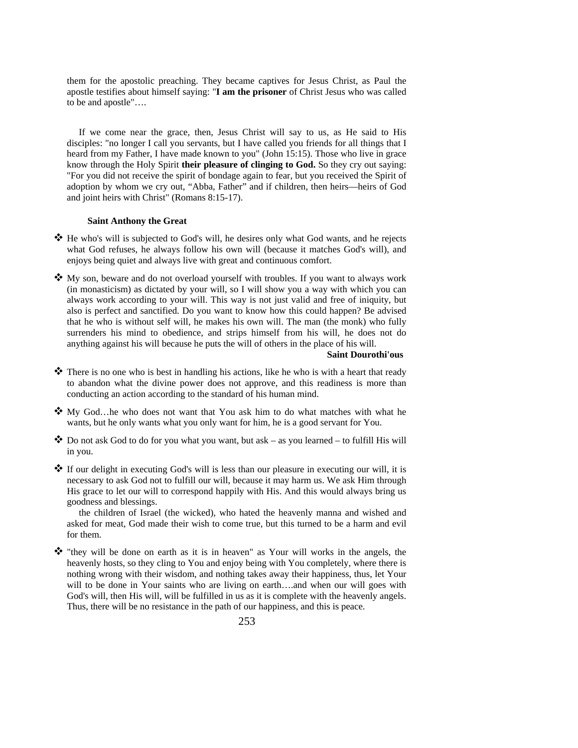them for the apostolic preaching. They became captives for Jesus Christ, as Paul the apostle testifies about himself saying: "**I am the prisoner** of Christ Jesus who was called to be and apostle"….

If we come near the grace, then, Jesus Christ will say to us, as He said to His disciples: "no longer I call you servants, but I have called you friends for all things that I heard from my Father, I have made known to you" (John 15:15). Those who live in grace know through the Holy Spirit **their pleasure of clinging to God.** So they cry out saying: "For you did not receive the spirit of bondage again to fear, but you received the Spirit of adoption by whom we cry out, "Abba, Father" and if children, then heirs—heirs of God and joint heirs with Christ" (Romans 8:15-17).

**Saint Anthony the Great**

❖ He who's will is subjected to God's will, he desires only what God wants, and he rejects what God refuses, he always follow his own will (because it matches God's will), and enjoys being quiet and always live with great and continuous comfort.

❖ My son, beware and do not overload yourself with troubles. If you want to always work (in monasticism) as dictated by your will, so I will show you a way with which you can always work according to your will. This way is not just valid and free of iniquity, but also is perfect and sanctified. Do you want to know how this could happen? Be advised that he who is without self will, he makes his own will. The man (the monk) who fully surrenders his mind to obedience, and strips himself from his will, he does not do anything against his will because he puts the will of others in the place of his will.

**Saint Dourothi'ous**

❖ There is no one who is best in handling his actions, like he who is with a heart that ready to abandon what the divine power does not approve, and this readiness is more than conducting an action according to the standard of his human mind.

❖ My God…he who does not want that You ask him to do what matches with what he wants, but he only wants what you only want for him, he is a good servant for You.

❖ Do not ask God to do for you what you want, but ask – as you learned – to fulfill His will in you.

❖ If our delight in executing God's will is less than our pleasure in executing our will, it is necessary to ask God not to fulfill our will, because it may harm us. We ask Him through His grace to let our will to correspond happily with His. And this would always bring us goodness and blessings.

the children of Israel (the wicked), who hated the heavenly manna and wished and asked for meat, God made their wish to come true, but this turned to be a harm and evil for them.

❖ "they will be done on earth as it is in heaven" as Your will works in the angels, the heavenly hosts, so they cling to You and enjoy being with You completely, where there is nothing wrong with their wisdom, and nothing takes away their happiness, thus, let Your will to be done in Your saints who are living on earth….and when our will goes with God's will, then His will, will be fulfilled in us as it is complete with the heavenly angels. Thus, there will be no resistance in the path of our happiness, and this is peace.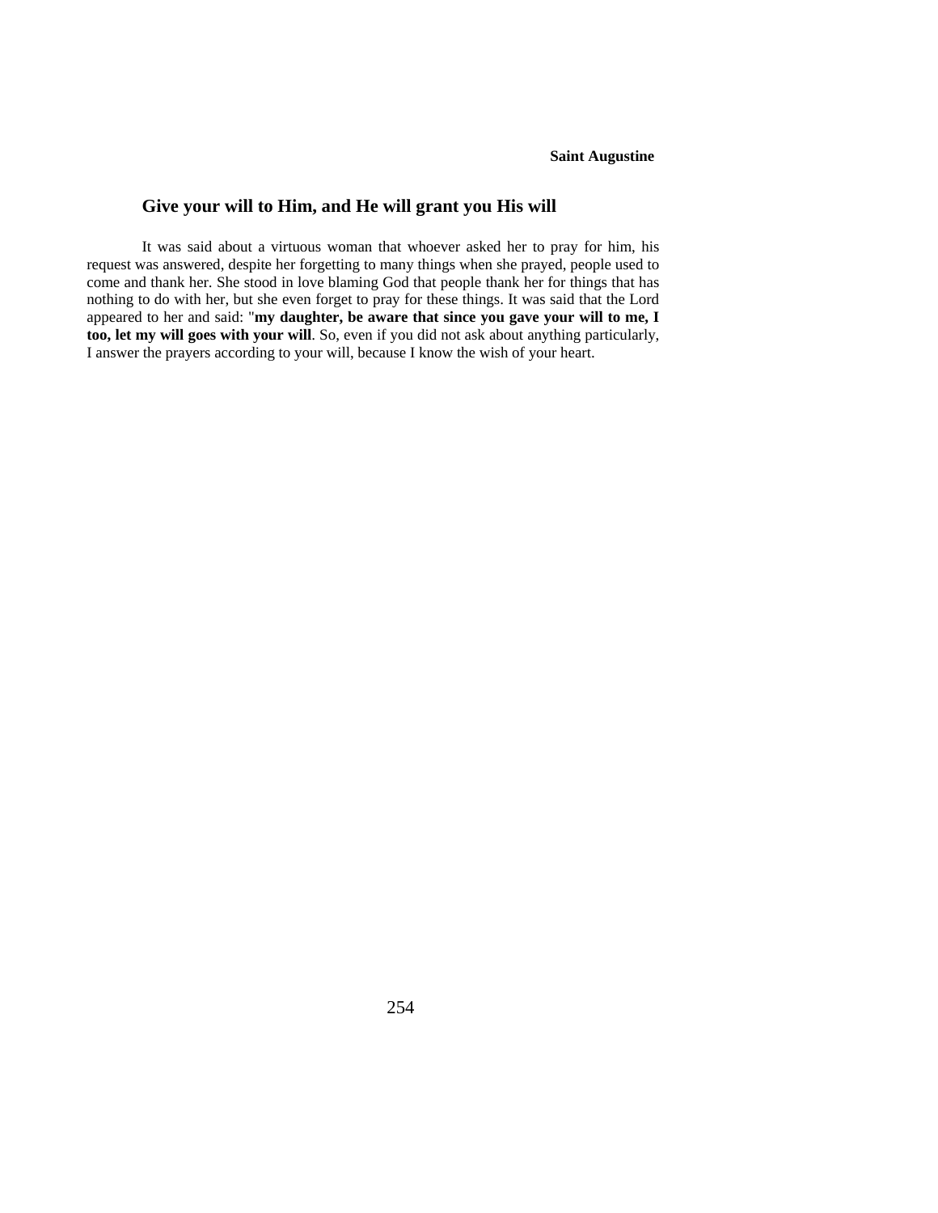**Saint Augustine**

## Give your will to Him, and He will grant you His will

It was said about a virtuous woman that whoever asked her to pray for him, his request was answered, despite her forgetting to many things when she prayed, people used to come and thank her. She stood in love blaming God that people thank her for things that has nothing to do with her, but she even forget to pray for these things. It was said that the Lord appeared to her and said: "**my daughter, be aware that since you gave your will to me, I too, let my will goes with your will**. So, even if you did not ask about anything particularly, I answer the prayers according to your will, because I know the wish of your heart.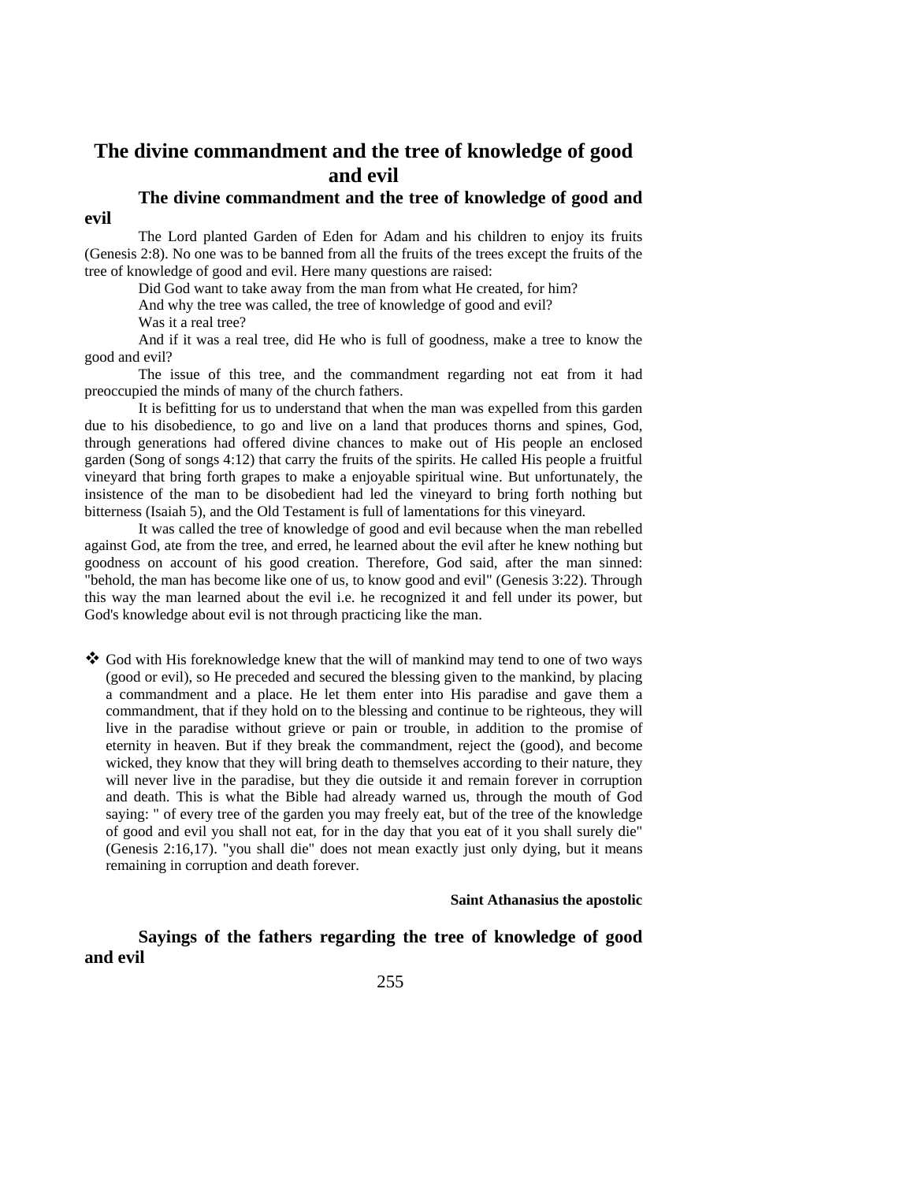# The divine commandment and the tree of knowledge of good and evil

### The divine commandment and the tree of knowledge of good and evil

The Lord planted Garden of Eden for Adam and his children to enjoy its fruits (Genesis 2:8). No one was to be banned from all the fruits of the trees except the fruits of the tree of knowledge of good and evil. Here many questions are raised:

Did God want to take away from the man from what He created, for him?

And why the tree was called, the tree of knowledge of good and evil?

Was it a real tree?

And if it was a real tree, did He who is full of goodness, make a tree to know the good and evil?

The issue of this tree, and the commandment regarding not eat from it had preoccupied the minds of many of the church fathers.

It is befitting for us to understand that when the man was expelled from this garden due to his disobedience, to go and live on a land that produces thorns and spines, God, through generations had offered divine chances to make out of His people an enclosed garden (Song of songs 4:12) that carry the fruits of the spirits. He called His people a fruitful vineyard that bring forth grapes to make a enjoyable spiritual wine. But unfortunately, the insistence of the man to be disobedient had led the vineyard to bring forth nothing but bitterness (Isaiah 5), and the Old Testament is full of lamentations for this vineyard.

It was called the tree of knowledge of good and evil because when the man rebelled against God, ate from the tree, and erred, he learned about the evil after he knew nothing but goodness on account of his good creation. Therefore, God said, after the man sinned: "behold, the man has become like one of us, to know good and evil" (Genesis 3:22). Through this way the man learned about the evil i.e. he recognized it and fell under its power, but God's knowledge about evil is not through practicing like the man.

- God with His foreknowledge knew that the will of mankind may tend to one of two ways (good or evil), so He preceded and secured the blessing given to the mankind, by placing a commandment and a place. He let them enter into His paradise and gave them a commandment, that if they hold on to the blessing and continue to be righteous, they will live in the paradise without grieve or pain or trouble, in addition to the promise of eternity in heaven. But if they break the commandment, reject the (good), and become wicked, they know that they will bring death to themselves according to their nature, they will never live in the paradise, but they die outside it and remain forever in corruption and death. This is what the Bible had already warned us, through the mouth of God saying: " of every tree of the garden you may freely eat, but of the tree of the knowledge of good and evil you shall not eat, for in the day that you eat of it you shall surely die" (Genesis 2:16,17). "you shall die" does not mean exactly just only dying, but it means remaining in corruption and death forever.

**Saint Athanasius the apostolic**

### Sayings of the fathers regarding the tree of knowledge of good and evil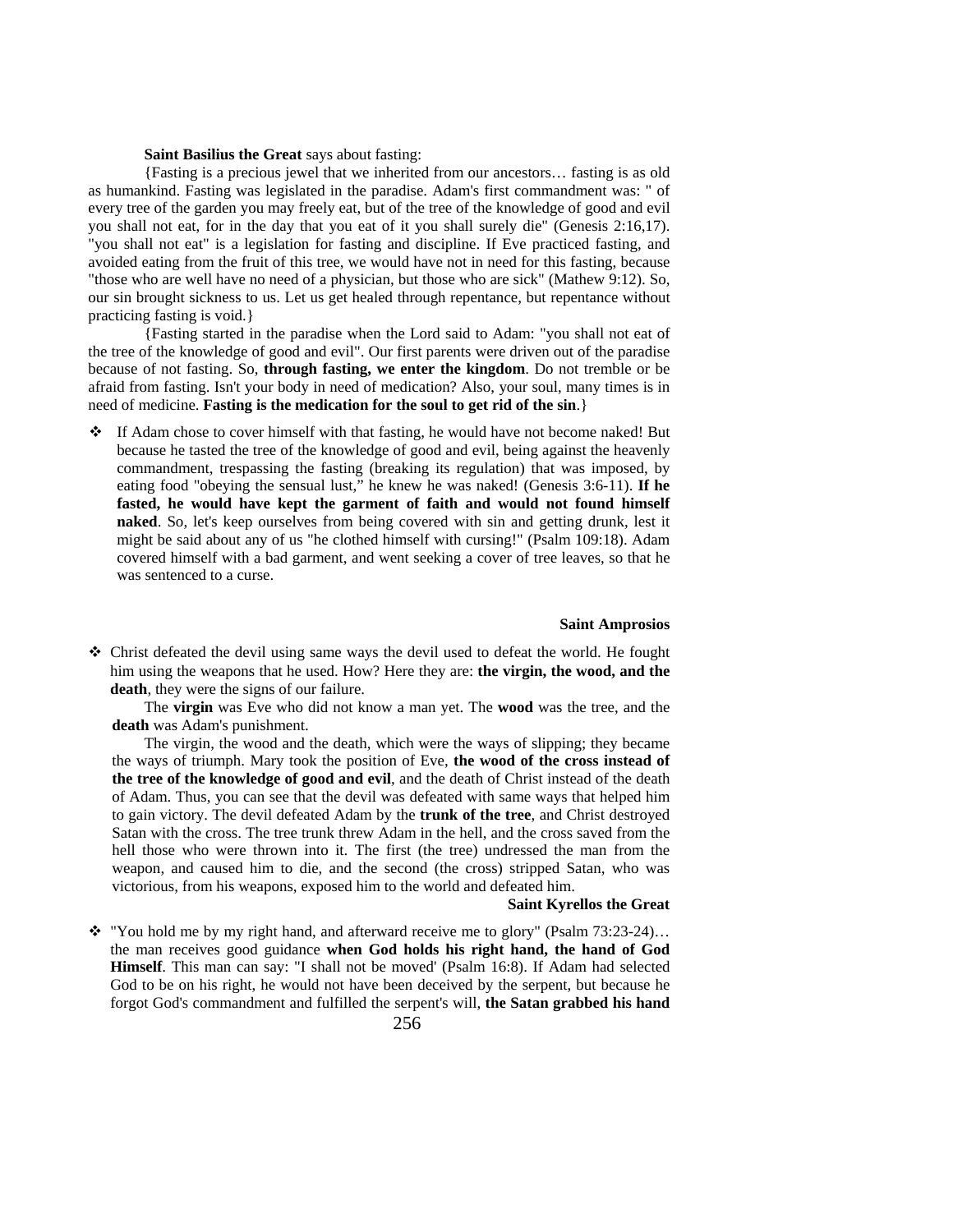**Saint Basilius the Great** says about fasting:

{Fasting is a precious jewel that we inherited from our ancestors… fasting is as old as humankind. Fasting was legislated in the paradise. Adam's first commandment was: " of every tree of the garden you may freely eat, but of the tree of the knowledge of good and evil you shall not eat, for in the day that you eat of it you shall surely die" (Genesis 2:16,17). "you shall not eat" is a legislation for fasting and discipline. If Eve practiced fasting, and avoided eating from the fruit of this tree, we would have not in need for this fasting, because "those who are well have no need of a physician, but those who are sick" (Mathew 9:12). So, our sin brought sickness to us. Let us get healed through repentance, but repentance without practicing fasting is void.}

{Fasting started in the paradise when the Lord said to Adam: "you shall not eat of the tree of the knowledge of good and evil". Our first parents were driven out of the paradise because of not fasting. So, **through fasting, we enter the kingdom**. Do not tremble or be afraid from fasting. Isn't your body in need of medication? Also, your soul, many times is in need of medicine. **Fasting is the medication for the soul to get rid of the sin**.}

❖ If Adam chose to cover himself with that fasting, he would have not become naked! But because he tasted the tree of the knowledge of good and evil, being against the heavenly commandment, trespassing the fasting (breaking its regulation) that was imposed, by eating food "obeying the sensual lust," he knew he was naked! (Genesis 3:6-11). **If he fasted, he would have kept the garment of faith and would not found himself naked**. So, let's keep ourselves from being covered with sin and getting drunk, lest it might be said about any of us "he clothed himself with cursing!" (Psalm 109:18). Adam covered himself with a bad garment, and went seeking a cover of tree leaves, so that he was sentenced to a curse.

**Saint Amprosios**

❖ Christ defeated the devil using same ways the devil used to defeat the world. He fought him using the weapons that he used. How? Here they are: **the virgin, the wood, and the death**, they were the signs of our failure.

The **virgin** was Eve who did not know a man yet. The **wood** was the tree, and the **death** was Adam's punishment.

The virgin, the wood and the death, which were the ways of slipping; they became the ways of triumph. Mary took the position of Eve, **the wood of the cross instead of the tree of the knowledge of good and evil**, and the death of Christ instead of the death of Adam. Thus, you can see that the devil was defeated with same ways that helped him to gain victory. The devil defeated Adam by the **trunk of the tree**, and Christ destroyed Satan with the cross. The tree trunk threw Adam in the hell, and the cross saved from the hell those who were thrown into it. The first (the tree) undressed the man from the weapon, and caused him to die, and the second (the cross) stripped Satan, who was victorious, from his weapons, exposed him to the world and defeated him.

**Saint Kyrellos the Great**

❖ "You hold me by my right hand, and afterward receive me to glory" (Psalm 73:23-24)… the man receives good guidance **when God holds his right hand, the hand of God Himself**. This man can say: "I shall not be moved' (Psalm 16:8). If Adam had selected God to be on his right, he would not have been deceived by the serpent, but because he forgot God's commandment and fulfilled the serpent's will, **the Satan grabbed his hand**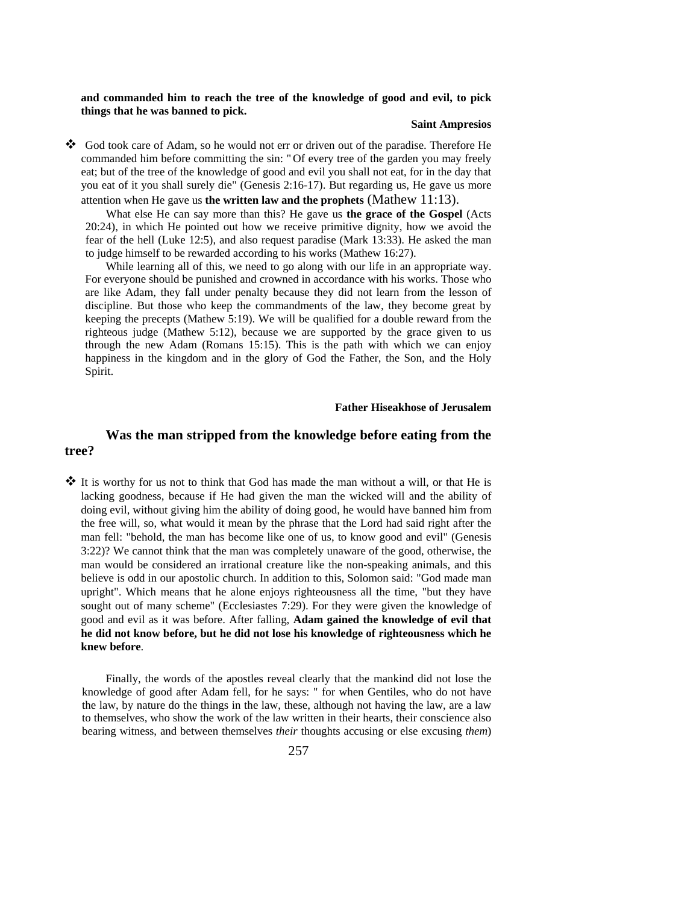**and commanded him to reach the tree of the knowledge of good and evil, to pick things that he was banned to pick.**

**Saint Ampresios**

❖ God took care of Adam, so he would not err or driven out of the paradise. Therefore He commanded him before committing the sin: "Of every tree of the garden you may freely eat; but of the tree of the knowledge of good and evil you shall not eat, for in the day that you eat of it you shall surely die" (Genesis 2:16-17). But regarding us, He gave us more attention when He gave us **the written law and the prophets** (Mathew 11:13).

What else He can say more than this? He gave us **the grace of the Gospel** (Acts 20:24), in which He pointed out how we receive primitive dignity, how we avoid the fear of the hell (Luke 12:5), and also request paradise (Mark 13:33). He asked the man to judge himself to be rewarded according to his works (Mathew 16:27).

While learning all of this, we need to go along with our life in an appropriate way. For everyone should be punished and crowned in accordance with his works. Those who are like Adam, they fall under penalty because they did not learn from the lesson of discipline. But those who keep the commandments of the law, they become great by keeping the precepts (Mathew 5:19). We will be qualified for a double reward from the righteous judge (Mathew 5:12), because we are supported by the grace given to us through the new Adam (Romans 15:15). This is the path with which we can enjoy happiness in the kingdom and in the glory of God the Father, the Son, and the Holy Spirit.

**Father Hiseakhose of Jerusalem**

## Was the man stripped from the knowledge before eating from the tree?

❖ It is worthy for us not to think that God has made the man without a will, or that He is lacking goodness, because if He had given the man the wicked will and the ability of doing evil, without giving him the ability of doing good, he would have banned him from the free will, so, what would it mean by the phrase that the Lord had said right after the man fell: "behold, the man has become like one of us, to know good and evil" (Genesis 3:22)? We cannot think that the man was completely unaware of the good, otherwise, the man would be considered an irrational creature like the non-speaking animals, and this believe is odd in our apostolic church. In addition to this, Solomon said: "God made man upright". Which means that he alone enjoys righteousness all the time, "but they have sought out of many scheme" (Ecclesiastes 7:29). For they were given the knowledge of good and evil as it was before. After falling, **Adam gained the knowledge of evil that he did not know before, but he did not lose his knowledge of righteousness which he knew before**.

Finally, the words of the apostles reveal clearly that the mankind did not lose the knowledge of good after Adam fell, for he says: " for when Gentiles, who do not have the law, by nature do the things in the law, these, although not having the law, are a law to themselves, who show the work of the law written in their hearts, their conscience also bearing witness, and between themselves *their* thoughts accusing or else excusing *them*)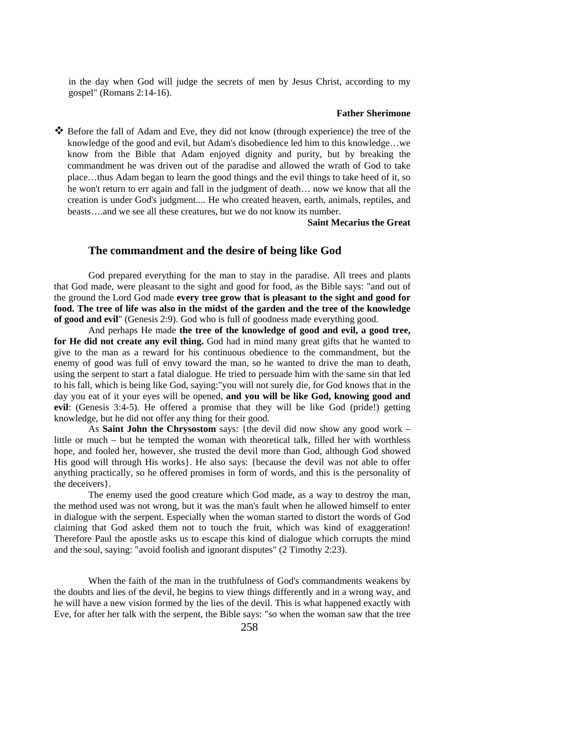in the day when God will judge the secrets of men by Jesus Christ, according to my gospel" (Romans 2:14-16).

**Father Sherimone**

❖ Before the fall of Adam and Eve, they did not know (through experience) the tree of the knowledge of the good and evil, but Adam's disobedience led him to this knowledge…we know from the Bible that Adam enjoyed dignity and purity, but by breaking the commandment he was driven out of the paradise and allowed the wrath of God to take place…thus Adam began to learn the good things and the evil things to take heed of it, so he won't return to err again and fall in the judgment of death… now we know that all the creation is under God's judgment.... He who created heaven, earth, animals, reptiles, and beasts….and we see all these creatures, but we do not know its number.

**Saint Mecarius the Great**

## The commandment and the desire of being like God

God prepared everything for the man to stay in the paradise. All trees and plants that God made, were pleasant to the sight and good for food, as the Bible says: "and out of the ground the Lord God made **every tree grow that is pleasant to the sight and good for food. The tree of life was also in the midst of the garden and the tree of the knowledge of good and evil**" (Genesis 2:9). God who is full of goodness made everything good.

And perhaps He made **the tree of the knowledge of good and evil, a good tree, for He did not create any evil thing.** God had in mind many great gifts that he wanted to give to the man as a reward for his continuous obedience to the commandment, but the enemy of good was full of envy toward the man, so he wanted to drive the man to death, using the serpent to start a fatal dialogue. He tried to persuade him with the same sin that led to his fall, which is being like God, saying:"you will not surely die, for God knows that in the day you eat of it your eyes will be opened, **and you will be like God, knowing good and evil**: (Genesis 3:4-5). He offered a promise that they will be like God (pride!) getting knowledge, but he did not offer any thing for their good.

As **Saint John the Chrysostom** says: {the devil did now show any good work – little or much – but he tempted the woman with theoretical talk, filled her with worthless hope, and fooled her, however, she trusted the devil more than God, although God showed His good will through His works}. He also says: {because the devil was not able to offer anything practically, so he offered promises in form of words, and this is the personality of the deceivers}.

The enemy used the good creature which God made, as a way to destroy the man, the method used was not wrong, but it was the man's fault when he allowed himself to enter in dialogue with the serpent. Especially when the woman started to distort the words of God claiming that God asked them not to touch the fruit, which was kind of exaggeration! Therefore Paul the apostle asks us to escape this kind of dialogue which corrupts the mind and the soul, saying: "avoid foolish and ignorant disputes" (2 Timothy 2:23).

When the faith of the man in the truthfulness of God's commandments weakens by the doubts and lies of the devil, he begins to view things differently and in a wrong way, and he will have a new vision formed by the lies of the devil. This is what happened exactly with Eve, for after her talk with the serpent, the Bible says: "so when the woman saw that the tree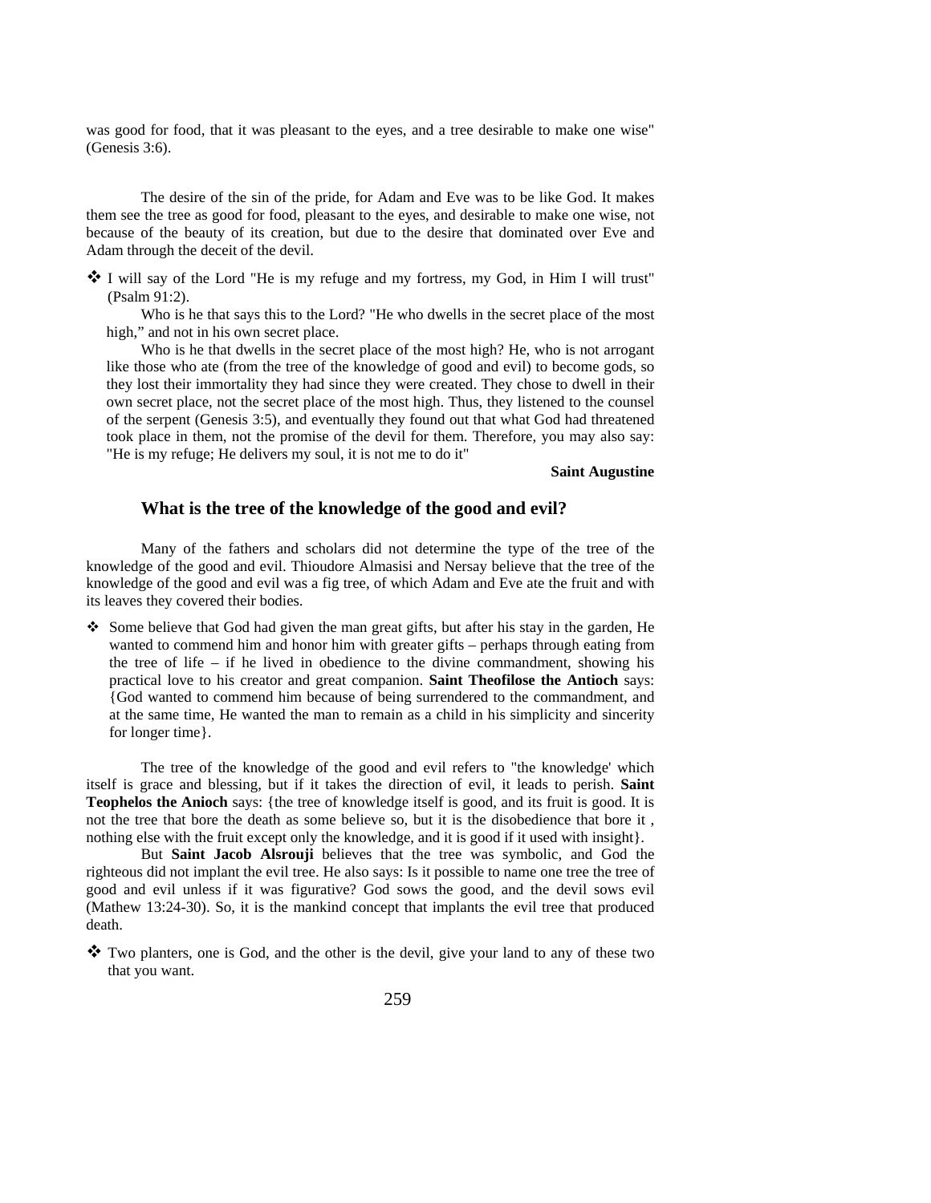was good for food, that it was pleasant to the eyes, and a tree desirable to make one wise" (Genesis 3:6).

The desire of the sin of the pride, for Adam and Eve was to be like God. It makes them see the tree as good for food, pleasant to the eyes, and desirable to make one wise, not because of the beauty of its creation, but due to the desire that dominated over Eve and Adam through the deceit of the devil.

❖ I will say of the Lord "He is my refuge and my fortress, my God, in Him I will trust" (Psalm 91:2).

Who is he that says this to the Lord? "He who dwells in the secret place of the most high," and not in his own secret place.

Who is he that dwells in the secret place of the most high? He, who is not arrogant like those who ate (from the tree of the knowledge of good and evil) to become gods, so they lost their immortality they had since they were created. They chose to dwell in their own secret place, not the secret place of the most high. Thus, they listened to the counsel of the serpent (Genesis 3:5), and eventually they found out that what God had threatened took place in them, not the promise of the devil for them. Therefore, you may also say: "He is my refuge; He delivers my soul, it is not me to do it"

**Saint Augustine**

### What is the tree of the knowledge of the good and evil?

Many of the fathers and scholars did not determine the type of the tree of the knowledge of the good and evil. Thioudore Almasisi and Nersay believe that the tree of the knowledge of the good and evil was a fig tree, of which Adam and Eve ate the fruit and with its leaves they covered their bodies.

❖ Some believe that God had given the man great gifts, but after his stay in the garden, He wanted to commend him and honor him with greater gifts – perhaps through eating from the tree of life – if he lived in obedience to the divine commandment, showing his practical love to his creator and great companion. **Saint Theofilose the Antioch** says: {God wanted to commend him because of being surrendered to the commandment, and at the same time, He wanted the man to remain as a child in his simplicity and sincerity for longer time}.

The tree of the knowledge of the good and evil refers to "the knowledge' which itself is grace and blessing, but if it takes the direction of evil, it leads to perish. **Saint Teophelos the Anioch** says: {the tree of knowledge itself is good, and its fruit is good. It is not the tree that bore the death as some believe so, but it is the disobedience that bore it , nothing else with the fruit except only the knowledge, and it is good if it used with insight}.

But **Saint Jacob Alsrouji** believes that the tree was symbolic, and God the righteous did not implant the evil tree. He also says: Is it possible to name one tree the tree of good and evil unless if it was figurative? God sows the good, and the devil sows evil (Mathew 13:24-30). So, it is the mankind concept that implants the evil tree that produced death.

❖ Two planters, one is God, and the other is the devil, give your land to any of these two that you want.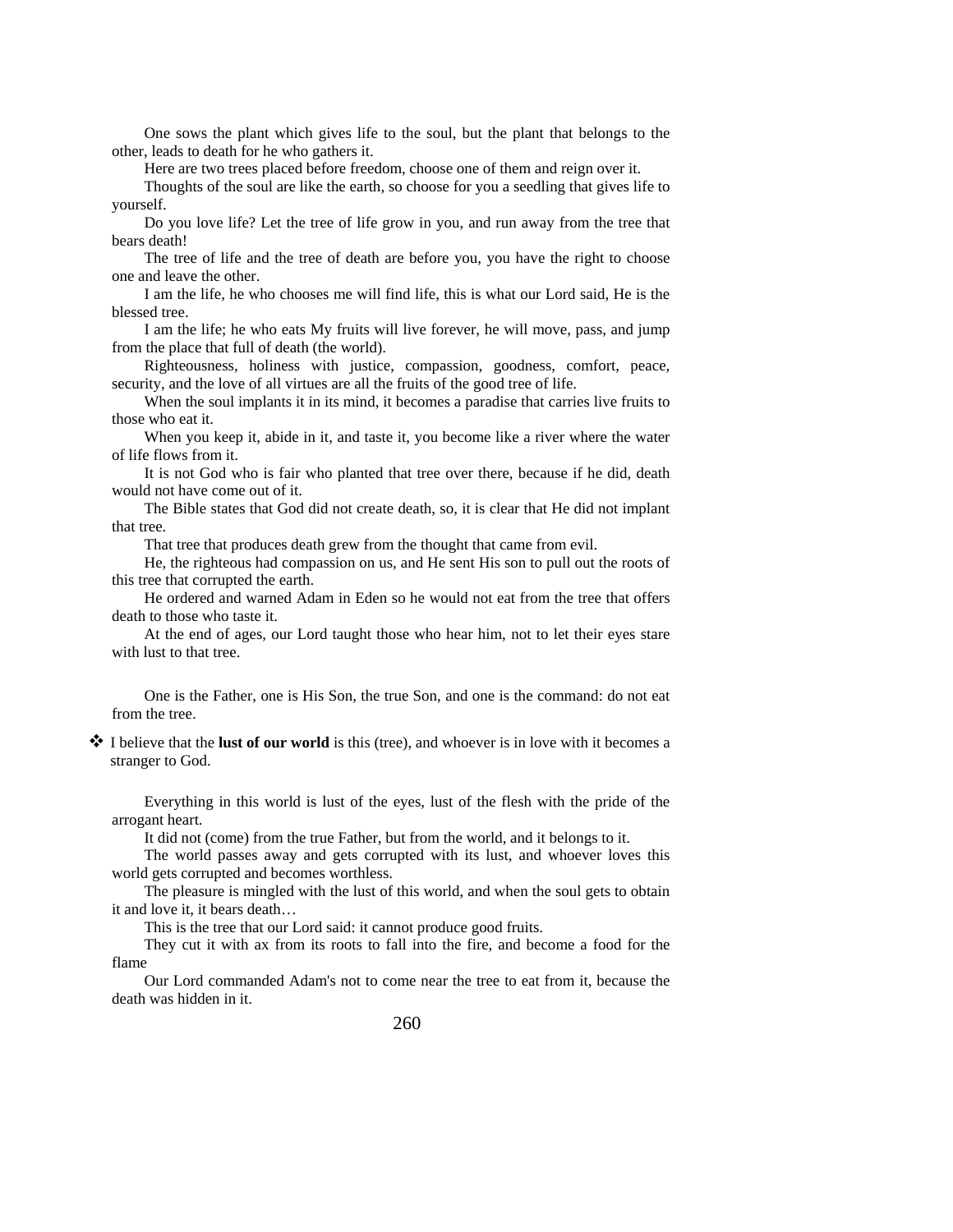One sows the plant which gives life to the soul, but the plant that belongs to the other, leads to death for he who gathers it.

Here are two trees placed before freedom, choose one of them and reign over it.

Thoughts of the soul are like the earth, so choose for you a seedling that gives life to yourself.

Do you love life? Let the tree of life grow in you, and run away from the tree that bears death!

The tree of life and the tree of death are before you, you have the right to choose one and leave the other.

I am the life, he who chooses me will find life, this is what our Lord said, He is the blessed tree.

I am the life; he who eats My fruits will live forever, he will move, pass, and jump from the place that full of death (the world).

Righteousness, holiness with justice, compassion, goodness, comfort, peace, security, and the love of all virtues are all the fruits of the good tree of life.

When the soul implants it in its mind, it becomes a paradise that carries live fruits to those who eat it.

When you keep it, abide in it, and taste it, you become like a river where the water of life flows from it.

It is not God who is fair who planted that tree over there, because if he did, death would not have come out of it.

The Bible states that God did not create death, so, it is clear that He did not implant that tree.

That tree that produces death grew from the thought that came from evil.

He, the righteous had compassion on us, and He sent His son to pull out the roots of this tree that corrupted the earth.

He ordered and warned Adam in Eden so he would not eat from the tree that offers death to those who taste it.

At the end of ages, our Lord taught those who hear him, not to let their eyes stare with lust to that tree.

One is the Father, one is His Son, the true Son, and one is the command: do not eat from the tree.

- ❖ I believe that the **lust of our world** is this (tree), and whoever is in love with it becomes a stranger to God.

Everything in this world is lust of the eyes, lust of the flesh with the pride of the arrogant heart.

It did not (come) from the true Father, but from the world, and it belongs to it.

The world passes away and gets corrupted with its lust, and whoever loves this world gets corrupted and becomes worthless.

The pleasure is mingled with the lust of this world, and when the soul gets to obtain it and love it, it bears death…

This is the tree that our Lord said: it cannot produce good fruits.

They cut it with ax from its roots to fall into the fire, and become a food for the flame

Our Lord commanded Adam's not to come near the tree to eat from it, because the death was hidden in it.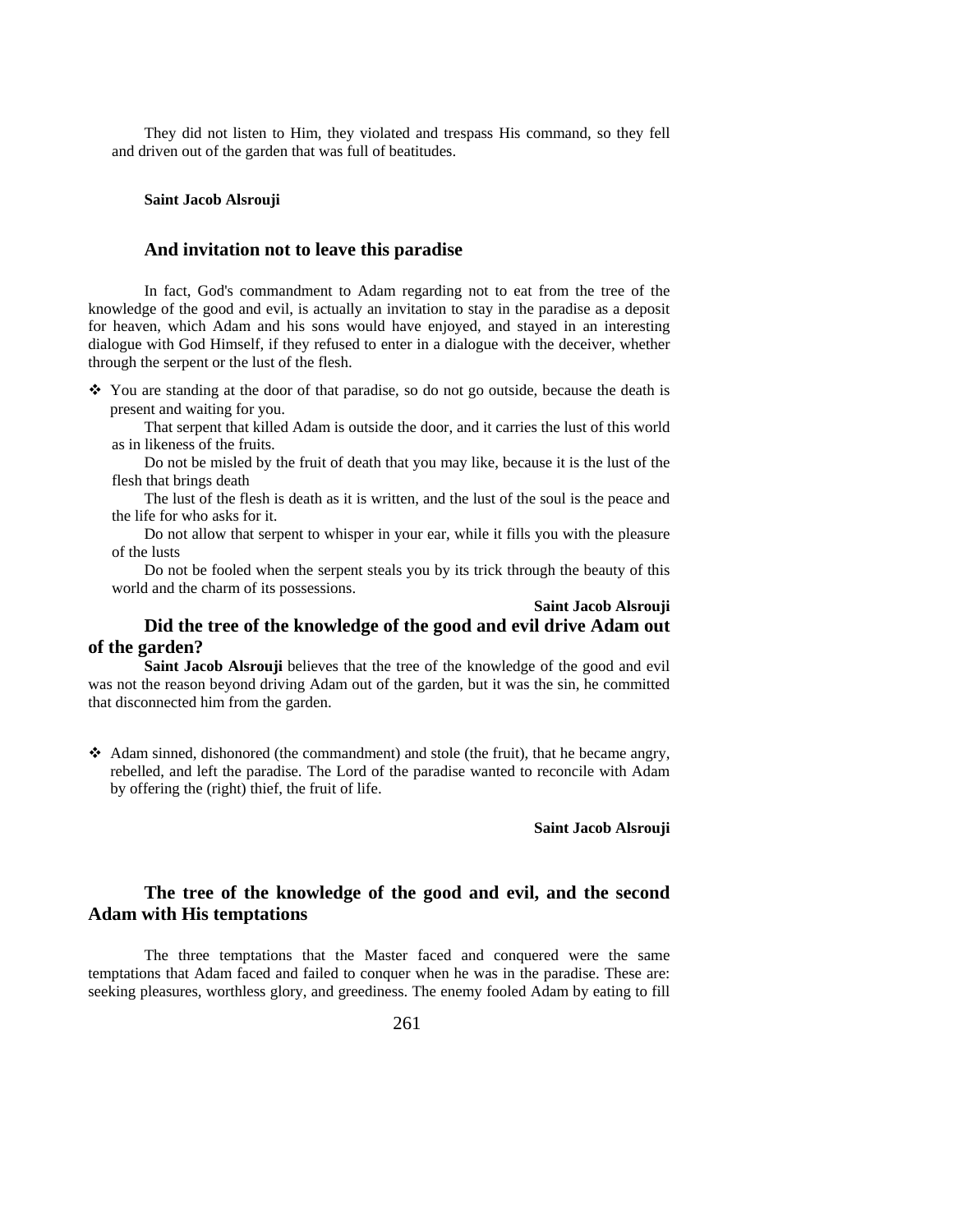They did not listen to Him, they violated and trespass His command, so they fell and driven out of the garden that was full of beatitudes.

**Saint Jacob Alsrouji**

### And invitation not to leave this paradise

In fact, God's commandment to Adam regarding not to eat from the tree of the knowledge of the good and evil, is actually an invitation to stay in the paradise as a deposit for heaven, which Adam and his sons would have enjoyed, and stayed in an interesting dialogue with God Himself, if they refused to enter in a dialogue with the deceiver, whether through the serpent or the lust of the flesh.

- You are standing at the door of that paradise, so do not go outside, because the death is present and waiting for you.

  That serpent that killed Adam is outside the door, and it carries the lust of this world as in likeness of the fruits.

  Do not be misled by the fruit of death that you may like, because it is the lust of the flesh that brings death

  The lust of the flesh is death as it is written, and the lust of the soul is the peace and the life for who asks for it.

  Do not allow that serpent to whisper in your ear, while it fills you with the pleasure of the lusts

  Do not be fooled when the serpent steals you by its trick through the beauty of this world and the charm of its possessions.

**Saint Jacob Alsrouji**

### Did the tree of the knowledge of the good and evil drive Adam out of the garden?

**Saint Jacob Alsrouji** believes that the tree of the knowledge of the good and evil was not the reason beyond driving Adam out of the garden, but it was the sin, he committed that disconnected him from the garden.

- Adam sinned, dishonored (the commandment) and stole (the fruit), that he became angry, rebelled, and left the paradise. The Lord of the paradise wanted to reconcile with Adam by offering the (right) thief, the fruit of life.

**Saint Jacob Alsrouji**

### The tree of the knowledge of the good and evil, and the second Adam with His temptations

The three temptations that the Master faced and conquered were the same temptations that Adam faced and failed to conquer when he was in the paradise. These are: seeking pleasures, worthless glory, and greediness. The enemy fooled Adam by eating to fill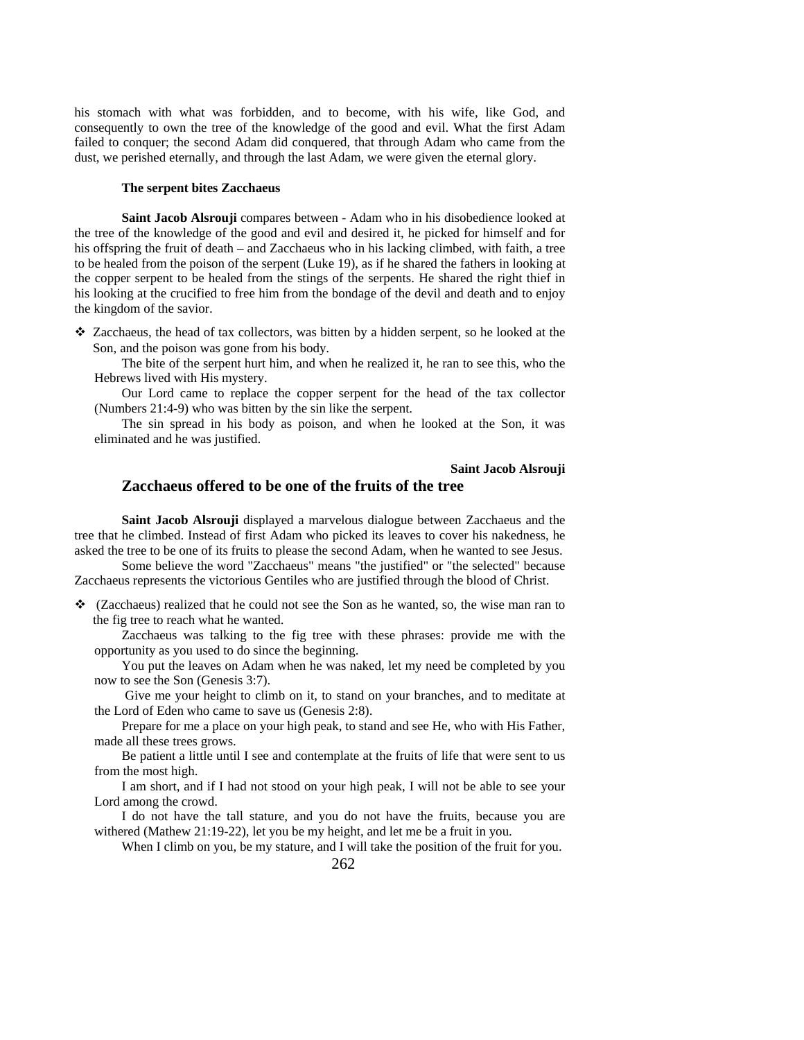his stomach with what was forbidden, and to become, with his wife, like God, and consequently to own the tree of the knowledge of the good and evil. What the first Adam failed to conquer; the second Adam did conquered, that through Adam who came from the dust, we perished eternally, and through the last Adam, we were given the eternal glory.

### The serpent bites Zacchaeus

**Saint Jacob Alsrouji** compares between - Adam who in his disobedience looked at the tree of the knowledge of the good and evil and desired it, he picked for himself and for his offspring the fruit of death – and Zacchaeus who in his lacking climbed, with faith, a tree to be healed from the poison of the serpent (Luke 19), as if he shared the fathers in looking at the copper serpent to be healed from the stings of the serpents. He shared the right thief in his looking at the crucified to free him from the bondage of the devil and death and to enjoy the kingdom of the savior.

- Zacchaeus, the head of tax collectors, was bitten by a hidden serpent, so he looked at the Son, and the poison was gone from his body.

  The bite of the serpent hurt him, and when he realized it, he ran to see this, who the Hebrews lived with His mystery.

  Our Lord came to replace the copper serpent for the head of the tax collector (Numbers 21:4-9) who was bitten by the sin like the serpent.

  The sin spread in his body as poison, and when he looked at the Son, it was eliminated and he was justified.

**Saint Jacob Alsrouji**

## Zacchaeus offered to be one of the fruits of the tree

**Saint Jacob Alsrouji** displayed a marvelous dialogue between Zacchaeus and the tree that he climbed. Instead of first Adam who picked its leaves to cover his nakedness, he asked the tree to be one of its fruits to please the second Adam, when he wanted to see Jesus.

Some believe the word "Zacchaeus" means "the justified" or "the selected" because Zacchaeus represents the victorious Gentiles who are justified through the blood of Christ.

- (Zacchaeus) realized that he could not see the Son as he wanted, so, the wise man ran to the fig tree to reach what he wanted.

  Zacchaeus was talking to the fig tree with these phrases: provide me with the opportunity as you used to do since the beginning.

  You put the leaves on Adam when he was naked, let my need be completed by you now to see the Son (Genesis 3:7).

  Give me your height to climb on it, to stand on your branches, and to meditate at the Lord of Eden who came to save us (Genesis 2:8).

  Prepare for me a place on your high peak, to stand and see He, who with His Father, made all these trees grows.

  Be patient a little until I see and contemplate at the fruits of life that were sent to us from the most high.

  I am short, and if I had not stood on your high peak, I will not be able to see your Lord among the crowd.

  I do not have the tall stature, and you do not have the fruits, because you are withered (Mathew 21:19-22), let you be my height, and let me be a fruit in you.

  When I climb on you, be my stature, and I will take the position of the fruit for you.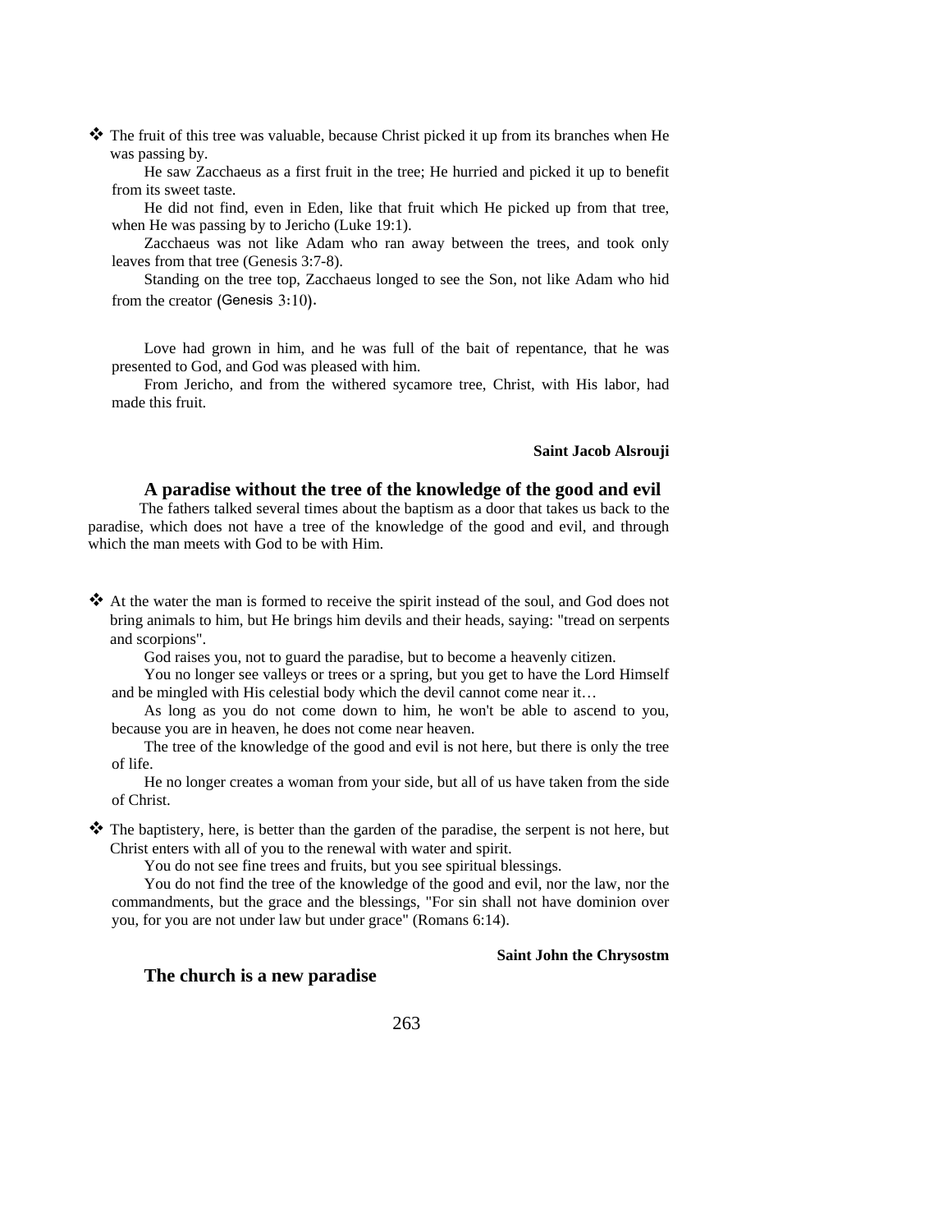❖ The fruit of this tree was valuable, because Christ picked it up from its branches when He was passing by.

He saw Zacchaeus as a first fruit in the tree; He hurried and picked it up to benefit from its sweet taste.

He did not find, even in Eden, like that fruit which He picked up from that tree, when He was passing by to Jericho (Luke 19:1).

Zacchaeus was not like Adam who ran away between the trees, and took only leaves from that tree (Genesis 3:7-8).

Standing on the tree top, Zacchaeus longed to see the Son, not like Adam who hid from the creator (Genesis 3:10).

Love had grown in him, and he was full of the bait of repentance, that he was presented to God, and God was pleased with him.

From Jericho, and from the withered sycamore tree, Christ, with His labor, had made this fruit.

**Saint Jacob Alsrouji**

### A paradise without the tree of the knowledge of the good and evil

The fathers talked several times about the baptism as a door that takes us back to the paradise, which does not have a tree of the knowledge of the good and evil, and through which the man meets with God to be with Him.

❖ At the water the man is formed to receive the spirit instead of the soul, and God does not bring animals to him, but He brings him devils and their heads, saying: "tread on serpents and scorpions".

God raises you, not to guard the paradise, but to become a heavenly citizen.

You no longer see valleys or trees or a spring, but you get to have the Lord Himself and be mingled with His celestial body which the devil cannot come near it…

As long as you do not come down to him, he won't be able to ascend to you, because you are in heaven, he does not come near heaven.

The tree of the knowledge of the good and evil is not here, but there is only the tree of life.

He no longer creates a woman from your side, but all of us have taken from the side of Christ.

❖ The baptistery, here, is better than the garden of the paradise, the serpent is not here, but Christ enters with all of you to the renewal with water and spirit.

You do not see fine trees and fruits, but you see spiritual blessings.

You do not find the tree of the knowledge of the good and evil, nor the law, nor the commandments, but the grace and the blessings, "For sin shall not have dominion over you, for you are not under law but under grace" (Romans 6:14).

**Saint John the Chrysostm**

### The church is a new paradise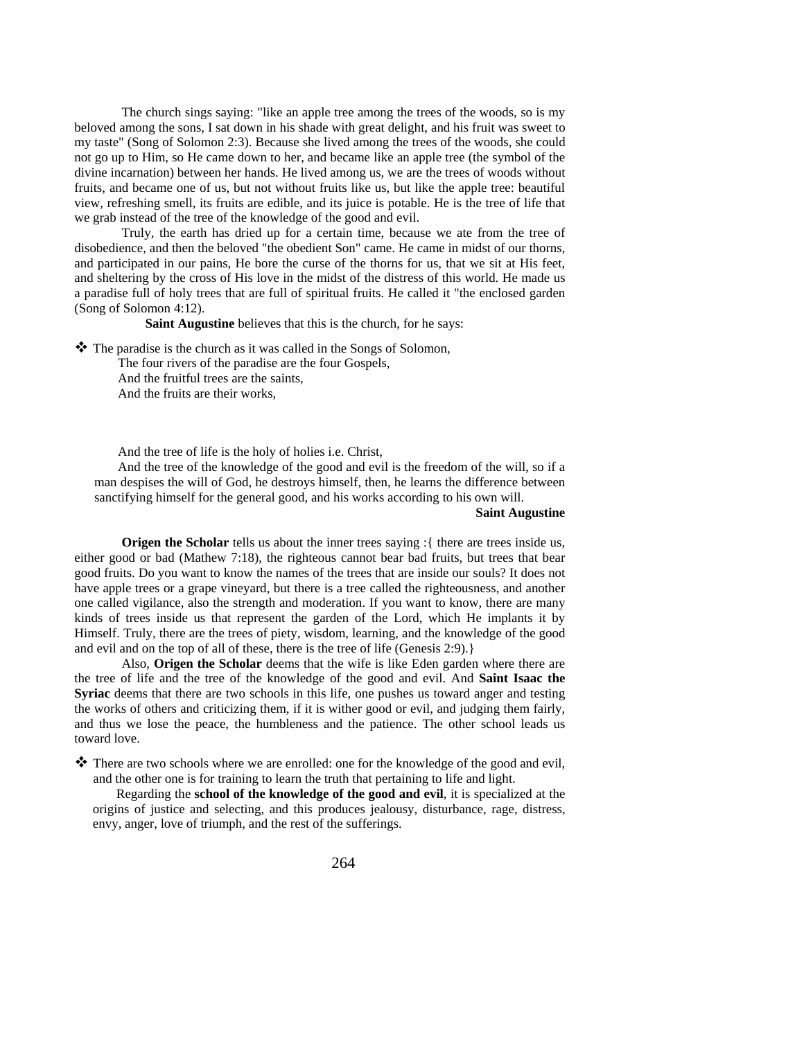The church sings saying: "like an apple tree among the trees of the woods, so is my beloved among the sons, I sat down in his shade with great delight, and his fruit was sweet to my taste" (Song of Solomon 2:3). Because she lived among the trees of the woods, she could not go up to Him, so He came down to her, and became like an apple tree (the symbol of the divine incarnation) between her hands. He lived among us, we are the trees of woods without fruits, and became one of us, but not without fruits like us, but like the apple tree: beautiful view, refreshing smell, its fruits are edible, and its juice is potable. He is the tree of life that we grab instead of the tree of the knowledge of the good and evil.

Truly, the earth has dried up for a certain time, because we ate from the tree of disobedience, and then the beloved "the obedient Son" came. He came in midst of our thorns, and participated in our pains, He bore the curse of the thorns for us, that we sit at His feet, and sheltering by the cross of His love in the midst of the distress of this world. He made us a paradise full of holy trees that are full of spiritual fruits. He called it "the enclosed garden (Song of Solomon 4:12).

**Saint Augustine** believes that this is the church, for he says:

❖ The paradise is the church as it was called in the Songs of Solomon,
The four rivers of the paradise are the four Gospels,
And the fruitful trees are the saints,
And the fruits are their works,

And the tree of life is the holy of holies i.e. Christ,
And the tree of the knowledge of the good and evil is the freedom of the will, so if a man despises the will of God, he destroys himself, then, he learns the difference between sanctifying himself for the general good, and his works according to his own will.

**Saint Augustine**

**Origen the Scholar** tells us about the inner trees saying :{ there are trees inside us, either good or bad (Mathew 7:18), the righteous cannot bear bad fruits, but trees that bear good fruits. Do you want to know the names of the trees that are inside our souls? It does not have apple trees or a grape vineyard, but there is a tree called the righteousness, and another one called vigilance, also the strength and moderation. If you want to know, there are many kinds of trees inside us that represent the garden of the Lord, which He implants it by Himself. Truly, there are the trees of piety, wisdom, learning, and the knowledge of the good and evil and on the top of all of these, there is the tree of life (Genesis 2:9).}

Also, **Origen the Scholar** deems that the wife is like Eden garden where there are the tree of life and the tree of the knowledge of the good and evil. And **Saint Isaac the Syriac** deems that there are two schools in this life, one pushes us toward anger and testing the works of others and criticizing them, if it is wither good or evil, and judging them fairly, and thus we lose the peace, the humbleness and the patience. The other school leads us toward love.

❖ There are two schools where we are enrolled: one for the knowledge of the good and evil, and the other one is for training to learn the truth that pertaining to life and light.

Regarding the **school of the knowledge of the good and evil**, it is specialized at the origins of justice and selecting, and this produces jealousy, disturbance, rage, distress, envy, anger, love of triumph, and the rest of the sufferings.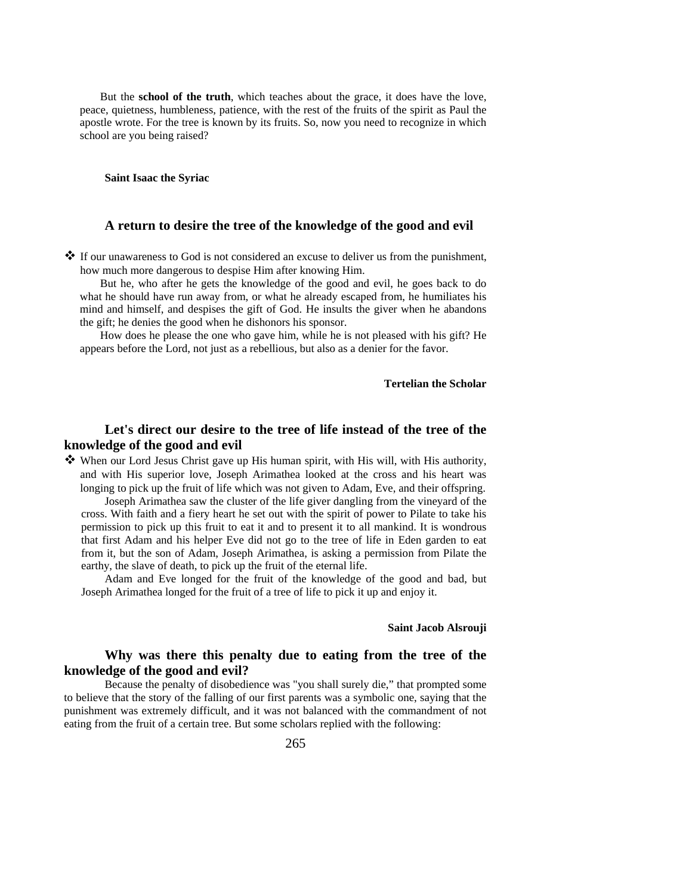But the **school of the truth**, which teaches about the grace, it does have the love, peace, quietness, humbleness, patience, with the rest of the fruits of the spirit as Paul the apostle wrote. For the tree is known by its fruits. So, now you need to recognize in which school are you being raised?

**Saint Isaac the Syriac**

### A return to desire the tree of the knowledge of the good and evil

❖ If our unawareness to God is not considered an excuse to deliver us from the punishment, how much more dangerous to despise Him after knowing Him.

But he, who after he gets the knowledge of the good and evil, he goes back to do what he should have run away from, or what he already escaped from, he humiliates his mind and himself, and despises the gift of God. He insults the giver when he abandons the gift; he denies the good when he dishonors his sponsor.

How does he please the one who gave him, while he is not pleased with his gift? He appears before the Lord, not just as a rebellious, but also as a denier for the favor.

**Tertelian the Scholar**

### Let's direct our desire to the tree of life instead of the tree of the knowledge of the good and evil

❖ When our Lord Jesus Christ gave up His human spirit, with His will, with His authority, and with His superior love, Joseph Arimathea looked at the cross and his heart was longing to pick up the fruit of life which was not given to Adam, Eve, and their offspring.

Joseph Arimathea saw the cluster of the life giver dangling from the vineyard of the cross. With faith and a fiery heart he set out with the spirit of power to Pilate to take his permission to pick up this fruit to eat it and to present it to all mankind. It is wondrous that first Adam and his helper Eve did not go to the tree of life in Eden garden to eat from it, but the son of Adam, Joseph Arimathea, is asking a permission from Pilate the earthy, the slave of death, to pick up the fruit of the eternal life.

Adam and Eve longed for the fruit of the knowledge of the good and bad, but Joseph Arimathea longed for the fruit of a tree of life to pick it up and enjoy it.

**Saint Jacob Alsrouji**

### Why was there this penalty due to eating from the tree of the knowledge of the good and evil?

Because the penalty of disobedience was "you shall surely die," that prompted some to believe that the story of the falling of our first parents was a symbolic one, saying that the punishment was extremely difficult, and it was not balanced with the commandment of not eating from the fruit of a certain tree. But some scholars replied with the following: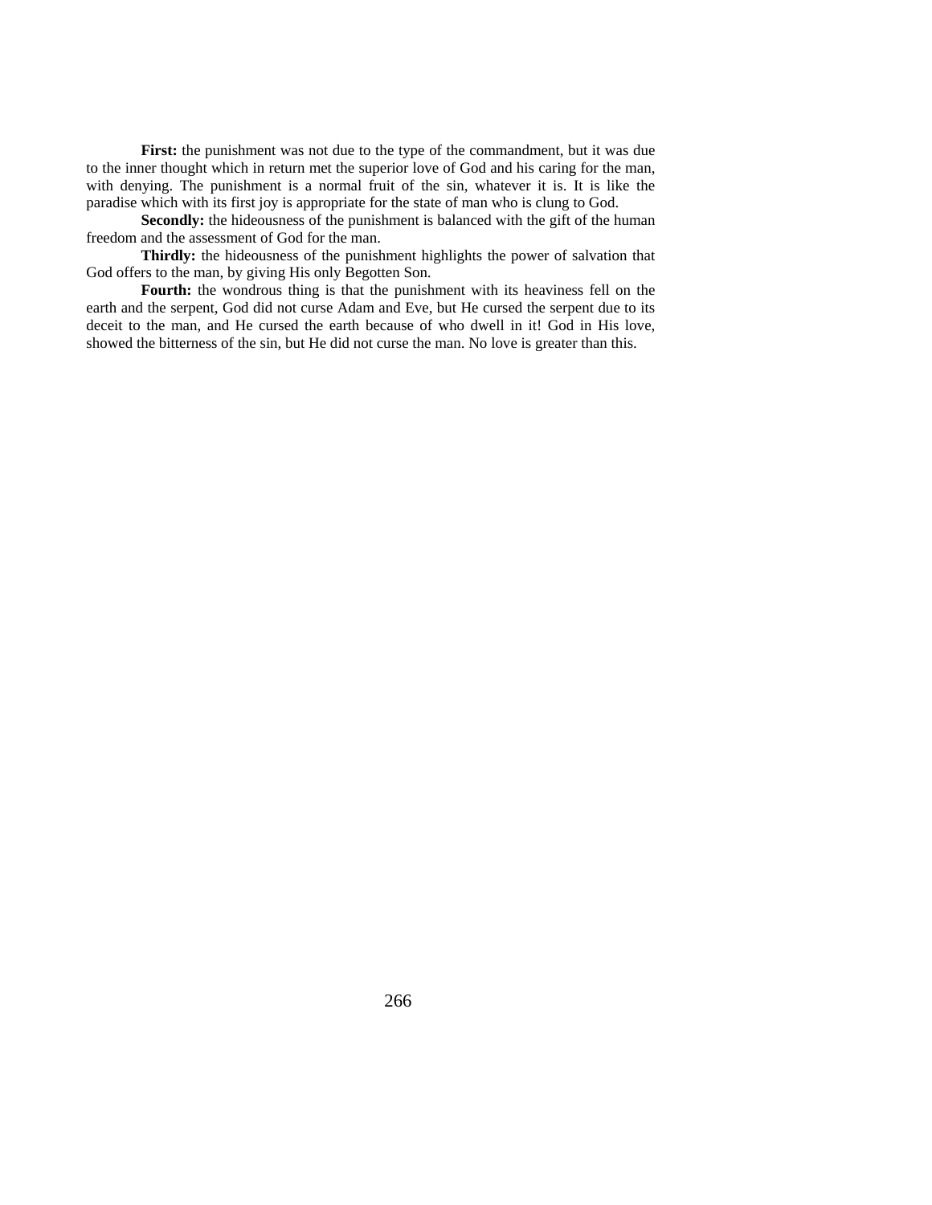**First:** the punishment was not due to the type of the commandment, but it was due to the inner thought which in return met the superior love of God and his caring for the man, with denying. The punishment is a normal fruit of the sin, whatever it is. It is like the paradise which with its first joy is appropriate for the state of man who is clung to God.

**Secondly:** the hideousness of the punishment is balanced with the gift of the human freedom and the assessment of God for the man.

**Thirdly:** the hideousness of the punishment highlights the power of salvation that God offers to the man, by giving His only Begotten Son.

**Fourth:** the wondrous thing is that the punishment with its heaviness fell on the earth and the serpent, God did not curse Adam and Eve, but He cursed the serpent due to its deceit to the man, and He cursed the earth because of who dwell in it! God in His love, showed the bitterness of the sin, but He did not curse the man. No love is greater than this.